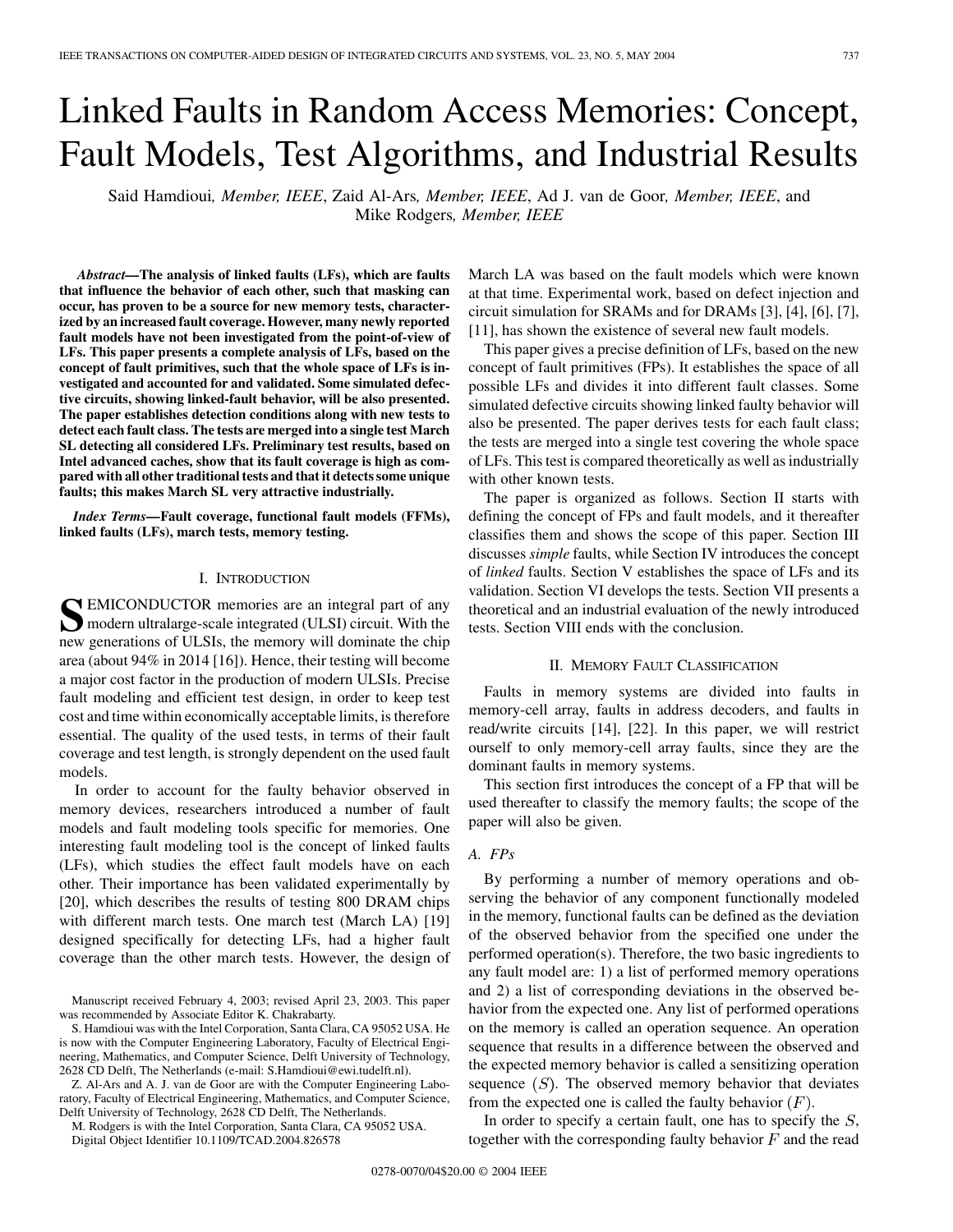# Linked Faults in Random Access Memories: Concept, Fault Models, Test Algorithms, and Industrial Results

Said Hamdioui, *Member, IEEE*, Zaid Al-Ars, *Member, IEEE*, Ad J. van de Goor, *Member, IEEE*, and Mike Rodgers, *Member, IEEE*

***Abstract*—The analysis of linked faults (LFs), which are faults that influence the behavior of each other, such that masking can occur, has proven to be a source for new memory tests, characterized by an increased fault coverage. However, many newly reported fault models have not been investigated from the point-of-view of LFs. This paper presents a complete analysis of LFs, based on the concept of fault primitives, such that the whole space of LFs is investigated and accounted for and validated. Some simulated defective circuits, showing linked-fault behavior, will be also presented. The paper establishes detection conditions along with new tests to detect each fault class. The tests are merged into a single test March SL detecting all considered LFs. Preliminary test results, based on Intel advanced caches, show that its fault coverage is high as compared with all other traditional tests and that it detects some unique faults; this makes March SL very attractive industrially.**

***Index Terms*—Fault coverage, functional fault models (FFMs), linked faults (LFs), march tests, memory testing.**

## I. Introduction

SEMICONDUCTOR memories are an integral part of any modern ultralarge-scale integrated (ULSI) circuit. With the new generations of ULSIs, the memory will dominate the chip area (about 94% in 2014 [16]). Hence, their testing will become a major cost factor in the production of modern ULSIs. Precise fault modeling and efficient test design, in order to keep test cost and time within economically acceptable limits, is therefore essential. The quality of the used tests, in terms of their fault coverage and test length, is strongly dependent on the used fault models.

In order to account for the faulty behavior observed in memory devices, researchers introduced a number of fault models and fault modeling tools specific for memories. One interesting fault modeling tool is the concept of linked faults (LFs), which studies the effect fault models have on each other. Their importance has been validated experimentally by [20], which describes the results of testing 800 DRAM chips with different march tests. One march test (March LA) [19] designed specifically for detecting LFs, had a higher fault coverage than the other march tests. However, the design of March LA was based on the fault models which were known at that time. Experimental work, based on defect injection and circuit simulation for SRAMs and for DRAMs [3], [4], [6], [7], [11], has shown the existence of several new fault models.

This paper gives a precise definition of LFs, based on the new concept of fault primitives (FPs). It establishes the space of all possible LFs and divides it into different fault classes. Some simulated defective circuits showing linked faulty behavior will also be presented. The paper derives tests for each fault class; the tests are merged into a single test covering the whole space of LFs. This test is compared theoretically as well as industrially with other known tests.

The paper is organized as follows. Section II starts with defining the concept of FPs and fault models, and it thereafter classifies them and shows the scope of this paper. Section III discusses *simple* faults, while Section IV introduces the concept of *linked* faults. Section V establishes the space of LFs and its validation. Section VI develops the tests. Section VII presents a theoretical and an industrial evaluation of the newly introduced tests. Section VIII ends with the conclusion.

## II. Memory Fault Classification

Faults in memory systems are divided into faults in memory-cell array, faults in address decoders, and faults in read/write circuits [14], [22]. In this paper, we will restrict ourself to only memory-cell array faults, since they are the dominant faults in memory systems.

This section first introduces the concept of a FP that will be used thereafter to classify the memory faults; the scope of the paper will also be given.

### A. FPs

By performing a number of memory operations and observing the behavior of any component functionally modeled in the memory, functional faults can be defined as the deviation of the observed behavior from the specified one under the performed operation(s). Therefore, the two basic ingredients to any fault model are: 1) a list of performed memory operations and 2) a list of corresponding deviations in the observed behavior from the expected one. Any list of performed operations on the memory is called an operation sequence. An operation sequence that results in a difference between the observed and the expected memory behavior is called a sensitizing operation sequence ($S$). The observed memory behavior that deviates from the expected one is called the faulty behavior ($F$).

In order to specify a certain fault, one has to specify the $S$, together with the corresponding faulty behavior $F$ and the read

Manuscript received February 4, 2003; revised April 23, 2003. This paper was recommended by Associate Editor K. Chakrabarty.

S. Hamdioui was with the Intel Corporation, Santa Clara, CA 95052 USA. He is now with the Computer Engineering Laboratory, Faculty of Electrical Engineering, Mathematics, and Computer Science, Delft University of Technology, 2628 CD Delft, The Netherlands (e-mail: S.Hamdioui@ewi.tudelft.nl).

Z. Al-Ars and A. J. van de Goor are with the Computer Engineering Laboratory, Faculty of Electrical Engineering, Mathematics, and Computer Science, Delft University of Technology, 2628 CD Delft, The Netherlands.

M. Rodgers is with the Intel Corporation, Santa Clara, CA 95052 USA.

Digital Object Identifier 10.1109/TCAD.2004.826578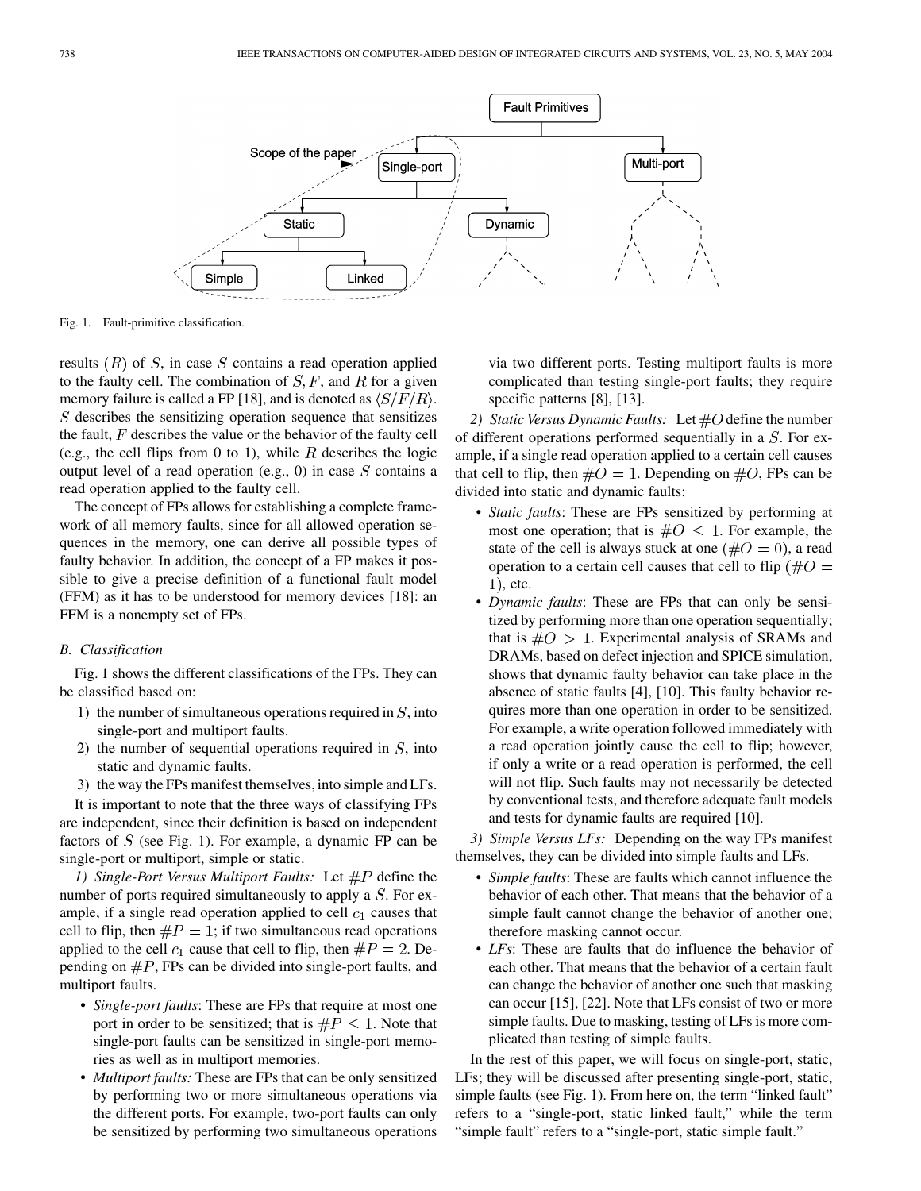Fig. 1. Fault-primitive classification.

results $(R)$ of $S$, in case $S$ contains a read operation applied to the faulty cell. The combination of $S, F$, and $R$ for a given memory failure is called a FP [18], and is denoted as $\langle S/F/R \rangle$. $S$ describes the sensitizing operation sequence that sensitizes the fault, $F$ describes the value or the behavior of the faulty cell (e.g., the cell flips from 0 to 1), while $R$ describes the logic output level of a read operation (e.g., 0) in case $S$ contains a read operation applied to the faulty cell.

The concept of FPs allows for establishing a complete framework of all memory faults, since for all allowed operation sequences in the memory, one can derive all possible types of faulty behavior. In addition, the concept of a FP makes it possible to give a precise definition of a functional fault model (FFM) as it has to be understood for memory devices [18]: an FFM is a nonempty set of FPs.

### B. Classification

Fig. 1 shows the different classifications of the FPs. They can be classified based on:

1) the number of simultaneous operations required in $S$, into single-port and multiport faults.
2) the number of sequential operations required in $S$, into static and dynamic faults.
3) the way the FPs manifest themselves, into simple and LFs.

It is important to note that the three ways of classifying FPs are independent, since their definition is based on independent factors of $S$ (see Fig. 1). For example, a dynamic FP can be single-port or multiport, simple or static.

*1) Single-Port Versus Multiport Faults:* Let $\#P$ define the number of ports required simultaneously to apply a $S$. For example, if a single read operation applied to cell $c_1$ causes that cell to flip, then $\#P = 1$; if two simultaneous read operations applied to the cell $c_1$ cause that cell to flip, then $\#P = 2$. Depending on $\#P$, FPs can be divided into single-port faults, and multiport faults.

- *Single-port faults*: These are FPs that require at most one port in order to be sensitized; that is $\#P \leq 1$. Note that single-port faults can be sensitized in single-port memories as well as in multiport memories.
- *Multiport faults:* These are FPs that can be only sensitized by performing two or more simultaneous operations via the different ports. For example, two-port faults can only be sensitized by performing two simultaneous operations via two different ports. Testing multiport faults is more complicated than testing single-port faults; they require specific patterns [8], [13].

*2) Static Versus Dynamic Faults:* Let $\#O$ define the number of different operations performed sequentially in a $S$. For example, if a single read operation applied to a certain cell causes that cell to flip, then $\#O = 1$. Depending on $\#O$, FPs can be divided into static and dynamic faults:

- *Static faults*: These are FPs sensitized by performing at most one operation; that is $\#O \leq 1$. For example, the state of the cell is always stuck at one ($\#O = 0$), a read operation to a certain cell causes that cell to flip ($\#O = 1$), etc.
- *Dynamic faults*: These are FPs that can only be sensitized by performing more than one operation sequentially; that is $\#O > 1$. Experimental analysis of SRAMs and DRAMs, based on defect injection and SPICE simulation, shows that dynamic faulty behavior can take place in the absence of static faults [4], [10]. This faulty behavior requires more than one operation in order to be sensitized. For example, a write operation followed immediately with a read operation jointly cause the cell to flip; however, if only a write or a read operation is performed, the cell will not flip. Such faults may not necessarily be detected by conventional tests, and therefore adequate fault models and tests for dynamic faults are required [10].

*3) Simple Versus LFs:* Depending on the way FPs manifest themselves, they can be divided into simple faults and LFs.

- *Simple faults*: These are faults which cannot influence the behavior of each other. That means that the behavior of a simple fault cannot change the behavior of another one; therefore masking cannot occur.
- *LFs*: These are faults that do influence the behavior of each other. That means that the behavior of a certain fault can change the behavior of another one such that masking can occur [15], [22]. Note that LFs consist of two or more simple faults. Due to masking, testing of LFs is more complicated than testing of simple faults.

In the rest of this paper, we will focus on single-port, static, LFs; they will be discussed after presenting single-port, static, simple faults (see Fig. 1). From here on, the term "linked fault" refers to a "single-port, static linked fault," while the term "simple fault" refers to a "single-port, static simple fault."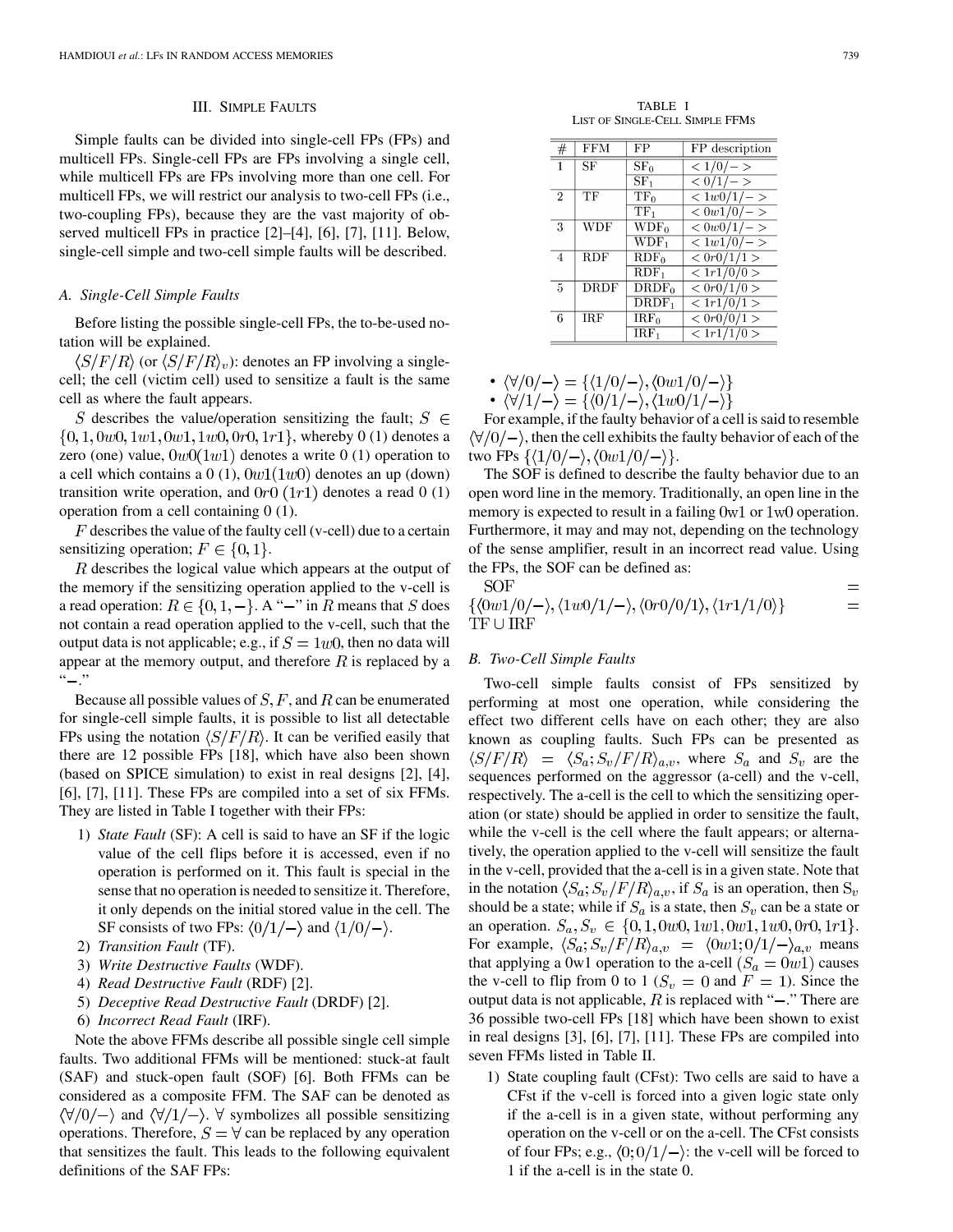### III. Simple Faults

Simple faults can be divided into single-cell FPs (FPs) and multicell FPs. Single-cell FPs are FPs involving a single cell, while multicell FPs are FPs involving more than one cell. For multicell FPs, we will restrict our analysis to two-cell FPs (i.e., two-coupling FPs), because they are the vast majority of observed multicell FPs in practice [2]–[4], [6], [7], [11]. Below, single-cell simple and two-cell simple faults will be described.

#### A. Single-Cell Simple Faults

Before listing the possible single-cell FPs, the to-be-used notation will be explained.

$\langle S/F/R \rangle$ (or $\langle S/F/R \rangle_v$): denotes an FP involving a single-cell; the cell (victim cell) used to sensitize a fault is the same cell as where the fault appears.

$S$ describes the value/operation sensitizing the fault; $S \in \{0, 1, 0w0, 1w1, 0w1, 1w0, 0r0, 1r1\}$, whereby 0 (1) denotes a zero (one) value, $0w0(1w1)$ denotes a write 0 (1) operation to a cell which contains a 0 (1), $0w1(1w0)$ denotes an up (down) transition write operation, and $0r0$ $(1r1)$ denotes a read 0 (1) operation from a cell containing 0 (1).

$F$ describes the value of the faulty cell (v-cell) due to a certain sensitizing operation; $F \in \{0, 1\}$.

$R$ describes the logical value which appears at the output of the memory if the sensitizing operation applied to the v-cell is a read operation: $R \in \{0, 1, -\}$. A "$-$" in $R$ means that $S$ does not contain a read operation applied to the v-cell, such that the output data is not applicable; e.g., if $S = 1w0$, then no data will appear at the memory output, and therefore $R$ is replaced by a "$-$."

Because all possible values of $S, F$, and $R$ can be enumerated for single-cell simple faults, it is possible to list all detectable FPs using the notation $\langle S/F/R \rangle$. It can be verified easily that there are 12 possible FPs [18], which have also been shown (based on SPICE simulation) to exist in real designs [2], [4], [6], [7], [11]. These FPs are compiled into a set of six FFMs. They are listed in Table I together with their FPs:

1) *State Fault* (SF): A cell is said to have an SF if the logic value of the cell flips before it is accessed, even if no operation is performed on it. This fault is special in the sense that no operation is needed to sensitize it. Therefore, it only depends on the initial stored value in the cell. The SF consists of two FPs: $\langle 0/1/- \rangle$ and $\langle 1/0/- \rangle$.
2) *Transition Fault* (TF).
3) *Write Destructive Faults* (WDF).
4) *Read Destructive Fault* (RDF) [2].
5) *Deceptive Read Destructive Fault* (DRDF) [2].
6) *Incorrect Read Fault* (IRF).

Note the above FFMs describe all possible single cell simple faults. Two additional FFMs will be mentioned: stuck-at fault (SAF) and stuck-open fault (SOF) [6]. Both FFMs can be considered as a composite FFM. The SAF can be denoted as $\langle \forall/0/- \rangle$ and $\langle \forall/1/- \rangle$. $\forall$ symbolizes all possible sensitizing operations. Therefore, $S = \forall$ can be replaced by any operation that sensitizes the fault. This leads to the following equivalent definitions of the SAF FPs:

TABLE I
List of Single-Cell Simple FFMs

| # | FFM | FP | FP description |
|---|---|---|---|
| 1 | SF | $\text{SF}_0$ | $< 1/0/- >$ |
| | | $\text{SF}_1$ | $< 0/1/- >$ |
| 2 | TF | $\text{TF}_0$ | $< 1w0/1/- >$ |
| | | $\text{TF}_1$ | $< 0w1/0/- >$ |
| 3 | WDF | $\text{WDF}_0$ | $< 0w0/1/- >$ |
| | | $\text{WDF}_1$ | $< 1w1/0/- >$ |
| 4 | RDF | $\text{RDF}_0$ | $< 0r0/1/1 >$ |
| | | $\text{RDF}_1$ | $< 1r1/0/0 >$ |
| 5 | DRDF | $\text{DRDF}_0$ | $< 0r0/1/0 >$ |
| | | $\text{DRDF}_1$ | $< 1r1/0/1 >$ |
| 6 | IRF | $\text{IRF}_0$ | $< 0r0/0/1 >$ |
| | | $\text{IRF}_1$ | $< 1r1/1/0 >$ |

- $\langle \forall/0/- \rangle = \{\langle 1/0/- \rangle, \langle 0w1/0/- \rangle\}$
- $\langle \forall/1/- \rangle = \{\langle 0/1/- \rangle, \langle 1w0/1/- \rangle\}$

For example, if the faulty behavior of a cell is said to resemble $\langle \forall/0/- \rangle$, then the cell exhibits the faulty behavior of each of the two FPs $\{\langle 1/0/- \rangle, \langle 0w1/0/- \rangle\}$.

The SOF is defined to describe the faulty behavior due to an open word line in the memory. Traditionally, an open line in the memory is expected to result in a failing $0w1$ or $1w0$ operation. Furthermore, it may and may not, depending on the technology of the sense amplifier, result in an incorrect read value. Using the FPs, the SOF can be defined as:

$$\text{SOF} = \{\langle 0w1/0/- \rangle, \langle 1w0/1/- \rangle, \langle 0r0/0/1 \rangle, \langle 1r1/1/0 \rangle\} = \text{TF} \cup \text{IRF}$$

#### B. Two-Cell Simple Faults

Two-cell simple faults consist of FPs sensitized by performing at most one operation, while considering the effect two different cells have on each other; they are also known as coupling faults. Such FPs can be presented as $\langle S/F/R \rangle = \langle S_a; S_v/F/R \rangle_{a,v}$, where $S_a$ and $S_v$ are the sequences performed on the aggressor (a-cell) and the v-cell, respectively. The a-cell is the cell to which the sensitizing operation (or state) should be applied in order to sensitize the fault, while the v-cell is the cell where the fault appears; or alternatively, the operation applied to the v-cell will sensitize the fault in the v-cell, provided that the a-cell is in a given state. Note that in the notation $\langle S_a; S_v/F/R \rangle_{a,v}$, if $S_a$ is an operation, then $S_v$ should be a state; while if $S_a$ is a state, then $S_v$ can be a state or an operation. $S_a, S_v \in \{0, 1, 0w0, 1w1, 0w1, 1w0, 0r0, 1r1\}$. For example, $\langle S_a; S_v/F/R \rangle_{a,v} = \langle 0w1; 0/1/- \rangle_{a,v}$ means that applying a 0w1 operation to the a-cell ($S_a = 0w1$) causes the v-cell to flip from 0 to 1 ($S_v = 0$ and $F = 1$). Since the output data is not applicable, $R$ is replaced with "$-$." There are 36 possible two-cell FPs [18] which have been shown to exist in real designs [3], [6], [7], [11]. These FPs are compiled into seven FFMs listed in Table II.

1) State coupling fault (CFst): Two cells are said to have a CFst if the v-cell is forced into a given logic state only if the a-cell is in a given state, without performing any operation on the v-cell or on the a-cell. The CFst consists of four FPs; e.g., $\langle 0; 0/1/- \rangle$: the v-cell will be forced to 1 if the a-cell is in the state 0.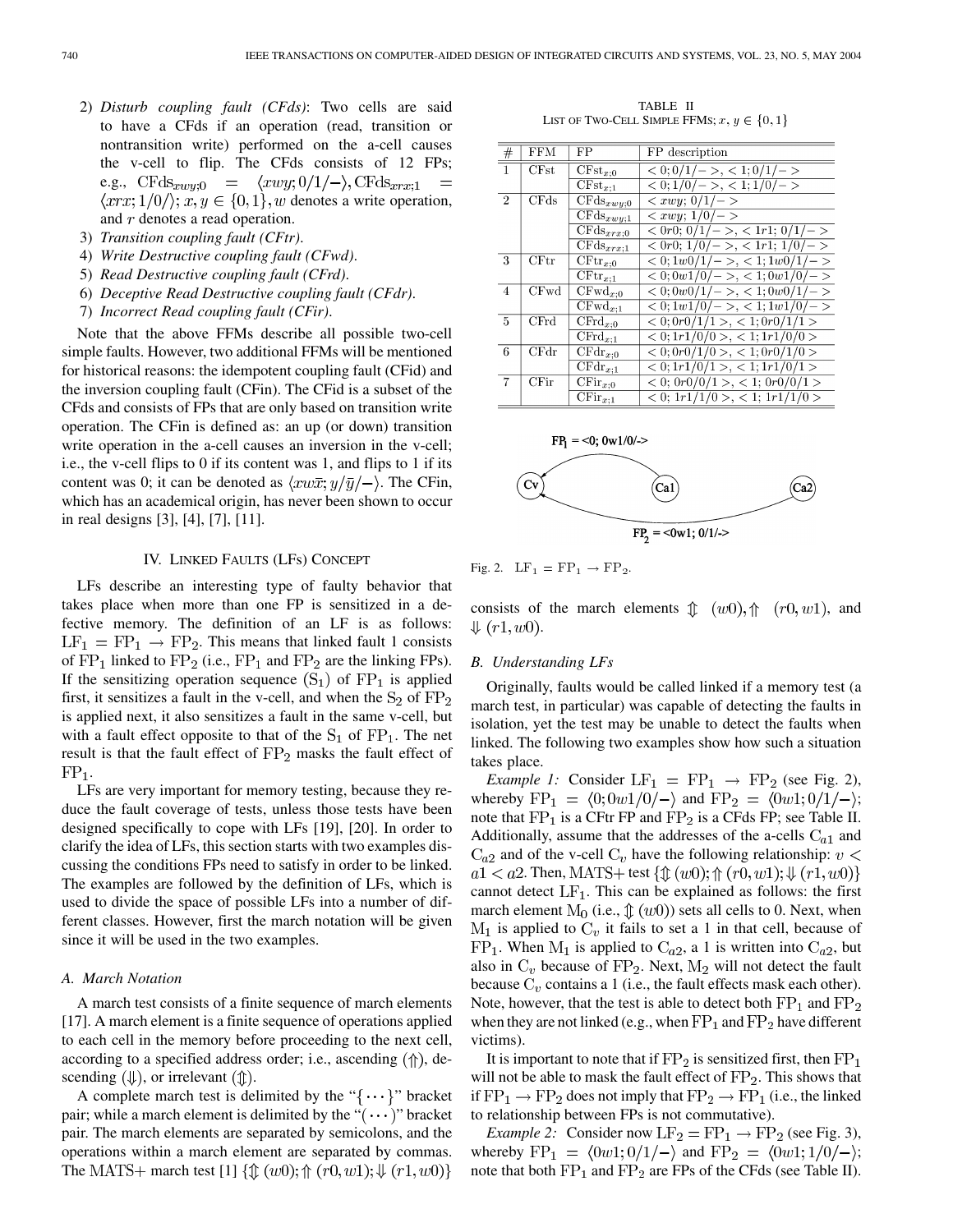2) *Disturb coupling fault (CFds)*: Two cells are said to have a CFds if an operation (read, transition or nontransition write) performed on the a-cell causes the v-cell to flip. The CFds consists of 12 FPs; e.g., $\mathrm{CFds}_{xwy;0} = \langle xwy; 0/1/-\rangle, \mathrm{CFds}_{xrx;1} = \langle xrx; 1/0/\rangle$; $x, y \in \{0, 1\}$, $w$ denotes a write operation, and $r$ denotes a read operation.
3) *Transition coupling fault (CFtr)*.
4) *Write Destructive coupling fault (CFwd)*.
5) *Read Destructive coupling fault (CFrd)*.
6) *Deceptive Read Destructive coupling fault (CFdr)*.
7) *Incorrect Read coupling fault (CFir)*.

Note that the above FFMs describe all possible two-cell simple faults. However, two additional FFMs will be mentioned for historical reasons: the idempotent coupling fault (CFid) and the inversion coupling fault (CFin). The CFid is a subset of the CFds and consists of FPs that are only based on transition write operation. The CFin is defined as: an up (or down) transition write operation in the a-cell causes an inversion in the v-cell; i.e., the v-cell flips to 0 if its content was 1, and flips to 1 if its content was 0; it can be denoted as $\langle xw\bar{x}; y/\bar{y}/-\rangle$. The CFin, which has an academical origin, has never been shown to occur in real designs [3], [4], [7], [11].

## IV. Linked Faults (LFs) Concept

LFs describe an interesting type of faulty behavior that takes place when more than one FP is sensitized in a defective memory. The definition of an LF is as follows: $\mathrm{LF}_1 = \mathrm{FP}_1 \to \mathrm{FP}_2$. This means that linked fault 1 consists of $\mathrm{FP}_1$ linked to $\mathrm{FP}_2$ (i.e., $\mathrm{FP}_1$ and $\mathrm{FP}_2$ are the linking FPs). If the sensitizing operation sequence $(\mathrm{S}_1)$ of $\mathrm{FP}_1$ is applied first, it sensitizes a fault in the v-cell, and when the $\mathrm{S}_2$ of $\mathrm{FP}_2$ is applied next, it also sensitizes a fault in the same v-cell, but with a fault effect opposite to that of the $\mathrm{S}_1$ of $\mathrm{FP}_1$. The net result is that the fault effect of $\mathrm{FP}_2$ masks the fault effect of $\mathrm{FP}_1$.

LFs are very important for memory testing, because they reduce the fault coverage of tests, unless those tests have been designed specifically to cope with LFs [19], [20]. In order to clarify the idea of LFs, this section starts with two examples discussing the conditions FPs need to satisfy in order to be linked. The examples are followed by the definition of LFs, which is used to divide the space of possible LFs into a number of different classes. However, first the march notation will be given since it will be used in the two examples.

### A. March Notation

A march test consists of a finite sequence of march elements [17]. A march element is a finite sequence of operations applied to each cell in the memory before proceeding to the next cell, according to a specified address order; i.e., ascending ($\Uparrow$), descending ($\Downarrow$), or irrelevant ($\Updownarrow$).

A complete march test is delimited by the "$\{\cdots\}$" bracket pair; while a march element is delimited by the "$(\cdots)$" bracket pair. The march elements are separated by semicolons, and the operations within a march element are separated by commas. The MATS+ march test [1] $\{\Updownarrow(w0); \Uparrow(r0, w1); \Downarrow(r1, w0)\}$ consists of the march elements $\Updownarrow(w0)$, $\Uparrow(r0, w1)$, and $\Downarrow(r1, w0)$.

TABLE II
List of Two-Cell Simple FFMs; $x, y \in \{0, 1\}$

| # | FFM | FP | FP description |
|---|---|---|---|
| 1 | CFst | $\mathrm{CFst}_{x;0}$ | $<0;0/1/->, <1;0/1/->$ |
| | | $\mathrm{CFst}_{x;1}$ | $<0;1/0/->, <1;1/0/->$ |
| 2 | CFds | $\mathrm{CFds}_{xwy;0}$ | $<xwy;\ 0/1/->$ |
| | | $\mathrm{CFds}_{xwy;1}$ | $<xwy;\ 1/0/->$ |
| | | $\mathrm{CFds}_{xrx;0}$ | $<0r0;\ 0/1/->, <1r1;\ 0/1/->$ |
| | | $\mathrm{CFds}_{xrx;1}$ | $<0r0;\ 1/0/->, <1r1;\ 1/0/->$ |
| 3 | CFtr | $\mathrm{CFtr}_{x;0}$ | $<0;1w0/1/->, <1;1w0/1/->$ |
| | | $\mathrm{CFtr}_{x;1}$ | $<0;0w1/0/->, <1;0w1/0/->$ |
| 4 | CFwd | $\mathrm{CFwd}_{x;0}$ | $<0;0w0/1/->, <1;0w0/1/->$ |
| | | $\mathrm{CFwd}_{x;1}$ | $<0;1w1/0/->, <1;1w1/0/->$ |
| 5 | CFrd | $\mathrm{CFrd}_{x;0}$ | $<0;0r0/1/1>, <1;0r0/1/1>$ |
| | | $\mathrm{CFrd}_{x;1}$ | $<0;1r1/0/0>, <1;1r1/0/0>$ |
| 6 | CFdr | $\mathrm{CFdr}_{x;0}$ | $<0;0r0/1/0>, <1;0r0/1/0>$ |
| | | $\mathrm{CFdr}_{x;1}$ | $<0;1r1/0/1>, <1;1r1/0/1>$ |
| 7 | CFir | $\mathrm{CFir}_{x;0}$ | $<0;\ 0r0/0/1>, <1;\ 0r0/0/1>$ |
| | | $\mathrm{CFir}_{x;1}$ | $<0;\ 1r1/1/0>, <1;\ 1r1/1/0>$ |

Fig. 2. $\mathrm{LF}_1 = \mathrm{FP}_1 \to \mathrm{FP}_2$.

### B. Understanding LFs

Originally, faults would be called linked if a memory test (a march test, in particular) was capable of detecting the faults in isolation, yet the test may be unable to detect the faults when linked. The following two examples show how such a situation takes place.

*Example 1:* Consider $\mathrm{LF}_1 = \mathrm{FP}_1 \to \mathrm{FP}_2$ (see Fig. 2), whereby $\mathrm{FP}_1 = \langle 0; 0w1/0/-\rangle$ and $\mathrm{FP}_2 = \langle 0w1; 0/1/-\rangle$; note that $\mathrm{FP}_1$ is a CFtr FP and $\mathrm{FP}_2$ is a CFds FP; see Table II. Additionally, assume that the addresses of the a-cells $\mathrm{C}_{a1}$ and $\mathrm{C}_{a2}$ and of the v-cell $\mathrm{C}_v$ have the following relationship: $v < a1 < a2$. Then, MATS+ test $\{\Updownarrow(w0); \Uparrow(r0, w1); \Downarrow(r1, w0)\}$ cannot detect $\mathrm{LF}_1$. This can be explained as follows: the first march element $\mathrm{M}_0$ (i.e., $\Updownarrow(w0)$) sets all cells to 0. Next, when $\mathrm{M}_1$ is applied to $\mathrm{C}_v$ it fails to set a 1 in that cell, because of $\mathrm{FP}_1$. When $\mathrm{M}_1$ is applied to $\mathrm{C}_{a2}$, a 1 is written into $\mathrm{C}_{a2}$, but also in $\mathrm{C}_v$ because of $\mathrm{FP}_2$. Next, $\mathrm{M}_2$ will not detect the fault because $\mathrm{C}_v$ contains a 1 (i.e., the fault effects mask each other). Note, however, that the test is able to detect both $\mathrm{FP}_1$ and $\mathrm{FP}_2$ when they are not linked (e.g., when $\mathrm{FP}_1$ and $\mathrm{FP}_2$ have different victims).

It is important to note that if $\mathrm{FP}_2$ is sensitized first, then $\mathrm{FP}_1$ will not be able to mask the fault effect of $\mathrm{FP}_2$. This shows that if $\mathrm{FP}_1 \to \mathrm{FP}_2$ does not imply that $\mathrm{FP}_2 \to \mathrm{FP}_1$ (i.e., the linked to relationship between FPs is not commutative).

*Example 2:* Consider now $\mathrm{LF}_2 = \mathrm{FP}_1 \to \mathrm{FP}_2$ (see Fig. 3), whereby $\mathrm{FP}_1 = \langle 0w1; 0/1/-\rangle$ and $\mathrm{FP}_2 = \langle 0w1; 1/0/-\rangle$; note that both $\mathrm{FP}_1$ and $\mathrm{FP}_2$ are FPs of the CFds (see Table II).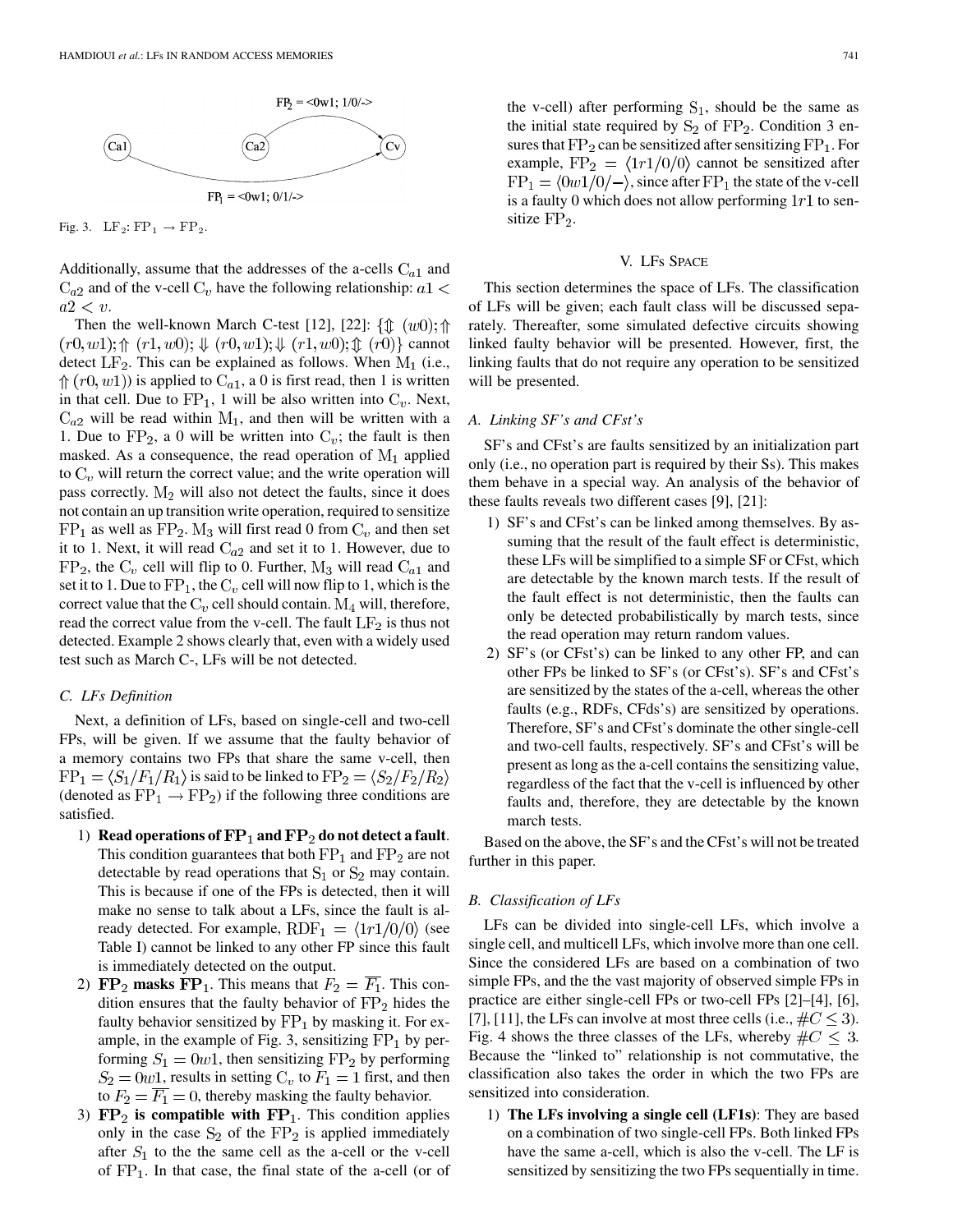$FP_2 = \langle 0w1; 1/0/- \rangle$

Ca1

Ca2

Cv

$FP_1 = \langle 0w1; 0/1/- \rangle$

Fig. 3. $LF_2$: $FP_1 \rightarrow FP_2$.

Additionally, assume that the addresses of the a-cells $C_{a1}$ and $C_{a2}$ and of the v-cell $C_v$ have the following relationship: $a1 < a2 < v$.

Then the well-known March C-test [12], [22]: $\{\Updownarrow(w0); \Uparrow(r0, w1); \Uparrow(r1, w0); \Downarrow(r0, w1); \Downarrow(r1, w0); \Updownarrow(r0)\}$ cannot detect $LF_2$. This can be explained as follows. When $M_1$ (i.e., $\Uparrow(r0, w1)$) is applied to $C_{a1}$, a 0 is first read, then 1 is written in that cell. Due to $FP_1$, 1 will be also written into $C_v$. Next, $C_{a2}$ will be read within $M_1$, and then will be written with a 1. Due to $FP_2$, a 0 will be written into $C_v$; the fault is then masked. As a consequence, the read operation of $M_1$ applied to $C_v$ will return the correct value; and the write operation will pass correctly. $M_2$ will also not detect the faults, since it does not contain an up transition write operation, required to sensitize $FP_1$ as well as $FP_2$. $M_3$ will first read 0 from $C_v$ and then set it to 1. Next, it will read $C_{a2}$ and set it to 1. However, due to $FP_2$, the $C_v$ cell will flip to 0. Further, $M_3$ will read $C_{a1}$ and set it to 1. Due to $FP_1$, the $C_v$ cell will now flip to 1, which is the correct value that the $C_v$ cell should contain. $M_4$ will, therefore, read the correct value from the v-cell. The fault $LF_2$ is thus not detected. Example 2 shows clearly that, even with a widely used test such as March C-, LFs will be not detected.

### C. LFs Definition

Next, a definition of LFs, based on single-cell and two-cell FPs, will be given. If we assume that the faulty behavior of a memory contains two FPs that share the same v-cell, then $FP_1 = \langle S_1/F_1/R_1 \rangle$ is said to be linked to $FP_2 = \langle S_2/F_2/R_2 \rangle$ (denoted as $FP_1 \rightarrow FP_2$) if the following three conditions are satisfied.

1) **Read operations of $FP_1$ and $FP_2$ do not detect a fault**. This condition guarantees that both $FP_1$ and $FP_2$ are not detectable by read operations that $S_1$ or $S_2$ may contain. This is because if one of the FPs is detected, then it will make no sense to talk about a LFs, since the fault is already detected. For example, $RDF_1 = \langle 1r1/0/0 \rangle$ (see Table I) cannot be linked to any other FP since this fault is immediately detected on the output.
2) **$FP_2$ masks $FP_1$**. This means that $F_2 = \overline{F_1}$. This condition ensures that the faulty behavior of $FP_2$ hides the faulty behavior sensitized by $FP_1$ by masking it. For example, in the example of Fig. 3, sensitizing $FP_1$ by performing $S_1 = 0w1$, then sensitizing $FP_2$ by performing $S_2 = 0w1$, results in setting $C_v$ to $F_1 = 1$ first, and then to $F_2 = \overline{F_1} = 0$, thereby masking the faulty behavior.
3) **$FP_2$ is compatible with $FP_1$**. This condition applies only in the case $S_2$ of the $FP_2$ is applied immediately after $S_1$ to the the same cell as the a-cell or the v-cell of $FP_1$. In that case, the final state of the a-cell (or of the v-cell) after performing $S_1$, should be the same as the initial state required by $S_2$ of $FP_2$. Condition 3 ensures that $FP_2$ can be sensitized after sensitizing $FP_1$. For example, $FP_2 = \langle 1r1/0/0 \rangle$ cannot be sensitized after $FP_1 = \langle 0w1/0/- \rangle$, since after $FP_1$ the state of the v-cell is a faulty 0 which does not allow performing $1r1$ to sensitize $FP_2$.

## V. LFs Space

This section determines the space of LFs. The classification of LFs will be given; each fault class will be discussed separately. Thereafter, some simulated defective circuits showing linked faulty behavior will be presented. However, first, the linking faults that do not require any operation to be sensitized will be presented.

### A. Linking SF's and CFst's

SF's and CFst's are faults sensitized by an initialization part only (i.e., no operation part is required by their Ss). This makes them behave in a special way. An analysis of the behavior of these faults reveals two different cases [9], [21]:

1) SF's and CFst's can be linked among themselves. By assuming that the result of the fault effect is deterministic, these LFs will be simplified to a simple SF or CFst, which are detectable by the known march tests. If the result of the fault effect is not deterministic, then the faults can only be detected probabilistically by march tests, since the read operation may return random values.
2) SF's (or CFst's) can be linked to any other FP, and can other FPs be linked to SF's (or CFst's). SF's and CFst's are sensitized by the states of the a-cell, whereas the other faults (e.g., RDFs, CFds's) are sensitized by operations. Therefore, SF's and CFst's dominate the other single-cell and two-cell faults, respectively. SF's and CFst's will be present as long as the a-cell contains the sensitizing value, regardless of the fact that the v-cell is influenced by other faults and, therefore, they are detectable by the known march tests.

Based on the above, the SF's and the CFst's will not be treated further in this paper.

### B. Classification of LFs

LFs can be divided into single-cell LFs, which involve a single cell, and multicell LFs, which involve more than one cell. Since the considered LFs are based on a combination of two simple FPs, and the the vast majority of observed simple FPs in practice are either single-cell FPs or two-cell FPs [2]–[4], [6], [7], [11], the LFs can involve at most three cells (i.e., $\#C \leq 3$). Fig. 4 shows the three classes of the LFs, whereby $\#C \leq 3$. Because the "linked to" relationship is not commutative, the classification also takes the order in which the two FPs are sensitized into consideration.

1) **The LFs involving a single cell (LF1s)**: They are based on a combination of two single-cell FPs. Both linked FPs have the same a-cell, which is also the v-cell. The LF is sensitized by sensitizing the two FPs sequentially in time.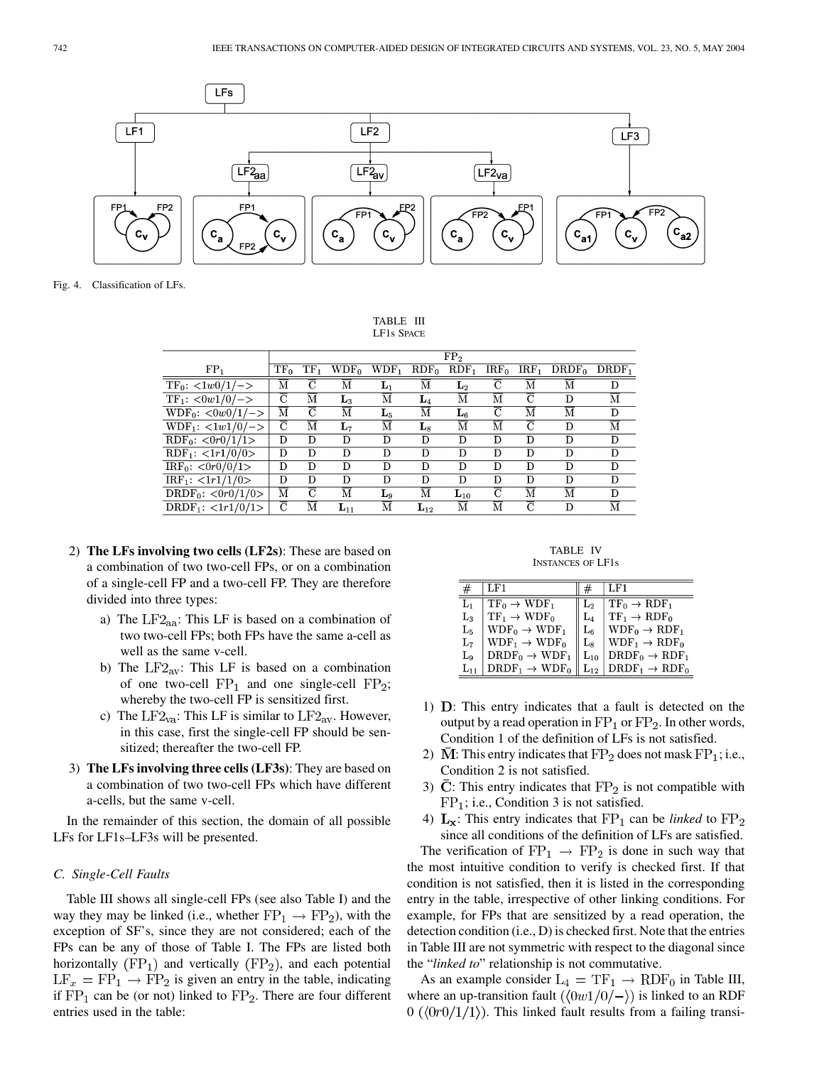Fig. 4. Classification of LFs.

TABLE III
LF1s SPACE

| $FP_1$ | $FP_2$ | | | | | | | | | |
|---|---|---|---|---|---|---|---|---|---|---|
| | $TF_0$ | $TF_1$ | $WDF_0$ | $WDF_1$ | $RDF_0$ | $RDF_1$ | $IRF_0$ | $IRF_1$ | $DRDF_0$ | $DRDF_1$ |
| $TF_0$: $<1w0/1/->$ | $\bar{M}$ | $\bar{C}$ | $\bar{M}$ | $\mathbf{L_1}$ | $\bar{M}$ | $\mathbf{L_2}$ | $\bar{C}$ | $\bar{M}$ | $\bar{M}$ | D |
| $TF_1$: $<0w1/0/->$ | $\bar{C}$ | $\bar{M}$ | $\mathbf{L_3}$ | $\bar{M}$ | $\mathbf{L_4}$ | $\bar{M}$ | $\bar{M}$ | $\bar{C}$ | D | $\bar{M}$ |
| $WDF_0$: $<0w0/1/->$ | $\bar{M}$ | $\bar{C}$ | $\bar{M}$ | $\mathbf{L_5}$ | $\bar{M}$ | $\mathbf{L_6}$ | $\bar{C}$ | $\bar{M}$ | $\bar{M}$ | D |
| $WDF_1$: $<1w1/0/->$ | $\bar{C}$ | $\bar{M}$ | $\mathbf{L_7}$ | $\bar{M}$ | $\mathbf{L_8}$ | $\bar{M}$ | $\bar{M}$ | $\bar{C}$ | D | $\bar{M}$ |
| $RDF_0$: $<0r0/1/1>$ | D | D | D | D | D | D | D | D | D | D |
| $RDF_1$: $<1r1/0/0>$ | D | D | D | D | D | D | D | D | D | D |
| $IRF_0$: $<0r0/0/1>$ | D | D | D | D | D | D | D | D | D | D |
| $IRF_1$: $<1r1/1/0>$ | D | D | D | D | D | D | D | D | D | D |
| $DRDF_0$: $<0r0/1/0>$ | $\bar{M}$ | $\bar{C}$ | $\bar{M}$ | $\mathbf{L_9}$ | $\bar{M}$ | $\mathbf{L_{10}}$ | $\bar{C}$ | $\bar{M}$ | $\bar{M}$ | D |
| $DRDF_1$: $<1r1/0/1>$ | $\bar{C}$ | $\bar{M}$ | $\mathbf{L_{11}}$ | $\bar{M}$ | $\mathbf{L_{12}}$ | $\bar{M}$ | $\bar{M}$ | $\bar{C}$ | D | $\bar{M}$ |

2) **The LFs involving two cells (LF2s)**: These are based on a combination of two two-cell FPs, or on a combination of a single-cell FP and a two-cell FP. They are therefore divided into three types:
   a) The $LF2_{aa}$: This LF is based on a combination of two two-cell FPs; both FPs have the same a-cell as well as the same v-cell.
   b) The $LF2_{av}$: This LF is based on a combination of one two-cell $FP_1$ and one single-cell $FP_2$; whereby the two-cell FP is sensitized first.
   c) The $LF2_{va}$: This LF is similar to $LF2_{av}$. However, in this case, first the single-cell FP should be sensitized; thereafter the two-cell FP.
3) **The LFs involving three cells (LF3s)**: They are based on a combination of two two-cell FPs which have different a-cells, but the same v-cell.

In the remainder of this section, the domain of all possible LFs for LF1s–LF3s will be presented.

### C. Single-Cell Faults

Table III shows all single-cell FPs (see also Table I) and the way they may be linked (i.e., whether $FP_1 \rightarrow FP_2$), with the exception of SF's, since they are not considered; each of the FPs can be any of those of Table I. The FPs are listed both horizontally $(FP_1)$ and vertically $(FP_2)$, and each potential $LF_x = FP_1 \rightarrow FP_2$ is given an entry in the table, indicating if $FP_1$ can be (or not) linked to $FP_2$. There are four different entries used in the table:

TABLE IV
INSTANCES OF LF1s

| # | LF1 | # | LF1 |
|---|---|---|---|
| $L_1$ | $TF_0 \rightarrow WDF_1$ | $L_2$ | $TF_0 \rightarrow RDF_1$ |
| $L_3$ | $TF_1 \rightarrow WDF_0$ | $L_4$ | $TF_1 \rightarrow RDF_0$ |
| $L_5$ | $WDF_0 \rightarrow WDF_1$ | $L_6$ | $WDF_0 \rightarrow RDF_1$ |
| $L_7$ | $WDF_1 \rightarrow WDF_0$ | $L_8$ | $WDF_1 \rightarrow RDF_0$ |
| $L_9$ | $DRDF_0 \rightarrow WDF_1$ | $L_{10}$ | $DRDF_0 \rightarrow RDF_1$ |
| $L_{11}$ | $DRDF_1 \rightarrow WDF_0$ | $L_{12}$ | $DRDF_1 \rightarrow RDF_0$ |

1) **D**: This entry indicates that a fault is detected on the output by a read operation in $FP_1$ or $FP_2$. In other words, Condition 1 of the definition of LFs is not satisfied.
2) $\bar{\mathbf{M}}$: This entry indicates that $FP_2$ does not mask $FP_1$; i.e., Condition 2 is not satisfied.
3) $\bar{\mathbf{C}}$: This entry indicates that $FP_2$ is not compatible with $FP_1$; i.e., Condition 3 is not satisfied.
4) $\mathbf{L_x}$: This entry indicates that $FP_1$ can be *linked* to $FP_2$ since all conditions of the definition of LFs are satisfied.

The verification of $FP_1 \rightarrow FP_2$ is done in such way that the most intuitive condition to verify is checked first. If that condition is not satisfied, then it is listed in the corresponding entry in the table, irrespective of other linking conditions. For example, for FPs that are sensitized by a read operation, the detection condition (i.e., D) is checked first. Note that the entries in Table III are not symmetric with respect to the diagonal since the "*linked to*" relationship is not commutative.

As an example consider $L_4 = TF_1 \rightarrow RDF_0$ in Table III, where an up-transition fault ($\langle 0w1/0/- \rangle$) is linked to an RDF 0 ($\langle 0r0/1/1 \rangle$). This linked fault results from a failing transi-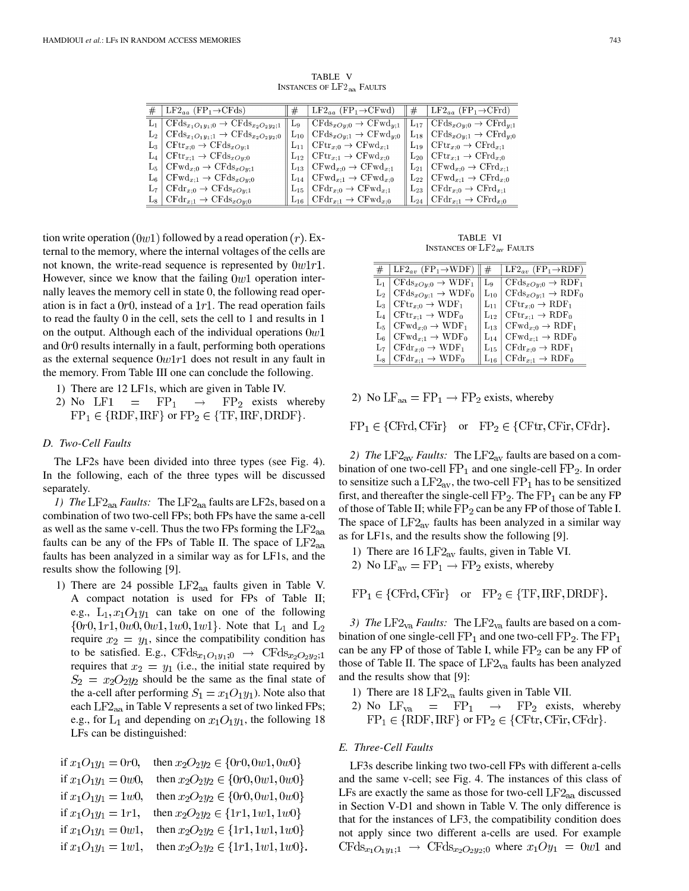TABLE V
INSTANCES OF $\mathrm{LF2_{aa}}$ FAULTS

| # | $\mathrm{LF2}_{aa}$ ($\mathrm{FP_1}$→CFds) | # | $\mathrm{LF2}_{aa}$ ($\mathrm{FP_1}$→CFwd) | # | $\mathrm{LF2}_{aa}$ ($\mathrm{FP_1}$→CFrd) |
|---|---|---|---|---|---|
| $\mathrm{L_1}$ | $\mathrm{CFds}_{x_1O_1y_1;0} \rightarrow \mathrm{CFds}_{x_2O_2y_2;1}$ | $\mathrm{L_9}$ | $\mathrm{CFds}_{xOy;0} \rightarrow \mathrm{CFwd}_{y;1}$ | $\mathrm{L_{17}}$ | $\mathrm{CFds}_{xOy;0} \rightarrow \mathrm{CFrd}_{y;1}$ |
| $\mathrm{L_2}$ | $\mathrm{CFds}_{x_1O_1y_1;1} \rightarrow \mathrm{CFds}_{x_2O_2y_2;0}$ | $\mathrm{L_{10}}$ | $\mathrm{CFds}_{xOy;1} \rightarrow \mathrm{CFwd}_{y;0}$ | $\mathrm{L_{18}}$ | $\mathrm{CFds}_{xOy;1} \rightarrow \mathrm{CFrd}_{y;0}$ |
| $\mathrm{L_3}$ | $\mathrm{CFtr}_{x;0} \rightarrow \mathrm{CFds}_{xOy;1}$ | $\mathrm{L_{11}}$ | $\mathrm{CFtr}_{x;0} \rightarrow \mathrm{CFwd}_{x;1}$ | $\mathrm{L_{19}}$ | $\mathrm{CFtr}_{x;0} \rightarrow \mathrm{CFrd}_{x;1}$ |
| $\mathrm{L_4}$ | $\mathrm{CFtr}_{x;1} \rightarrow \mathrm{CFds}_{xOy;0}$ | $\mathrm{L_{12}}$ | $\mathrm{CFtr}_{x;1} \rightarrow \mathrm{CFwd}_{x;0}$ | $\mathrm{L_{20}}$ | $\mathrm{CFtr}_{x;1} \rightarrow \mathrm{CFrd}_{x;0}$ |
| $\mathrm{L_5}$ | $\mathrm{CFwd}_{x;0} \rightarrow \mathrm{CFds}_{xOy;1}$ | $\mathrm{L_{13}}$ | $\mathrm{CFwd}_{x;0} \rightarrow \mathrm{CFwd}_{x;1}$ | $\mathrm{L_{21}}$ | $\mathrm{CFwd}_{x;0} \rightarrow \mathrm{CFrd}_{x;1}$ |
| $\mathrm{L_6}$ | $\mathrm{CFwd}_{x;1} \rightarrow \mathrm{CFds}_{xOy;0}$ | $\mathrm{L_{14}}$ | $\mathrm{CFwd}_{x;1} \rightarrow \mathrm{CFwd}_{x;0}$ | $\mathrm{L_{22}}$ | $\mathrm{CFwd}_{x;1} \rightarrow \mathrm{CFrd}_{x;0}$ |
| $\mathrm{L_7}$ | $\mathrm{CFdr}_{x;0} \rightarrow \mathrm{CFds}_{xOy;1}$ | $\mathrm{L_{15}}$ | $\mathrm{CFdr}_{x;0} \rightarrow \mathrm{CFwd}_{x;1}$ | $\mathrm{L_{23}}$ | $\mathrm{CFdr}_{x;0} \rightarrow \mathrm{CFrd}_{x;1}$ |
| $\mathrm{L_8}$ | $\mathrm{CFdr}_{x;1} \rightarrow \mathrm{CFds}_{xOy;0}$ | $\mathrm{L_{16}}$ | $\mathrm{CFdr}_{x;1} \rightarrow \mathrm{CFwd}_{x;0}$ | $\mathrm{L_{24}}$ | $\mathrm{CFdr}_{x;1} \rightarrow \mathrm{CFrd}_{x;0}$ |

tion write operation $(0w1)$ followed by a read operation $(r)$. External to the memory, where the internal voltages of the cells are not known, the write-read sequence is represented by $0w1r1$. However, since we know that the failing $0w1$ operation internally leaves the memory cell in state 0, the following read operation is in fact a $0r0$, instead of a $1r1$. The read operation fails to read the faulty 0 in the cell, sets the cell to 1 and results in 1 on the output. Although each of the individual operations $0w1$ and $0r0$ results internally in a fault, performing both operations as the external sequence $0w1r1$ does not result in any fault in the memory. From Table III one can conclude the following.

1) There are 12 LF1s, which are given in Table IV.
2) No $\mathrm{LF1} = \mathrm{FP_1} \rightarrow \mathrm{FP_2}$ exists whereby $\mathrm{FP_1} \in \{\mathrm{RDF}, \mathrm{IRF}\}$ or $\mathrm{FP_2} \in \{\mathrm{TF}, \mathrm{IRF}, \mathrm{DRDF}\}$.

### D. Two-Cell Faults

The LF2s have been divided into three types (see Fig. 4). In the following, each of the three types will be discussed separately.

*1) The* $\mathrm{LF2_{aa}}$ *Faults:* The $\mathrm{LF2_{aa}}$ faults are LF2s, based on a combination of two two-cell FPs; both FPs have the same a-cell as well as the same v-cell. Thus the two FPs forming the $\mathrm{LF2_{aa}}$ faults can be any of the FPs of Table II. The space of $\mathrm{LF2_{aa}}$ faults has been analyzed in a similar way as for LF1s, and the results show the following [9].

1) There are 24 possible $\mathrm{LF2_{aa}}$ faults given in Table V. A compact notation is used for FPs of Table II; e.g., $\mathrm{L_1}, x_1O_1y_1$ can take on one of the following $\{0r0, 1r1, 0w0, 0w1, 1w0, 1w1\}$. Note that $\mathrm{L_1}$ and $\mathrm{L_2}$ require $x_2 = y_1$, since the compatibility condition has to be satisfied. E.g., $\mathrm{CFds}_{x_1O_1y_1;0} \rightarrow \mathrm{CFds}_{x_2O_2y_2;1}$ requires that $x_2 = y_1$ (i.e., the initial state required by $S_2 = x_2O_2y_2$ should be the same as the final state of the a-cell after performing $S_1 = x_1O_1y_1$). Note also that each $\mathrm{LF2_{aa}}$ in Table V represents a set of two linked FPs; e.g., for $\mathrm{L_1}$ and depending on $x_1O_1y_1$, the following 18 LFs can be distinguished:

$$
\begin{aligned}
&\text{if } x_1O_1y_1 = 0r0, \quad \text{then } x_2O_2y_2 \in \{0r0, 0w1, 0w0\}\\
&\text{if } x_1O_1y_1 = 0w0, \quad \text{then } x_2O_2y_2 \in \{0r0, 0w1, 0w0\}\\
&\text{if } x_1O_1y_1 = 1w0, \quad \text{then } x_2O_2y_2 \in \{0r0, 0w1, 0w0\}\\
&\text{if } x_1O_1y_1 = 1r1, \quad \text{then } x_2O_2y_2 \in \{1r1, 1w1, 1w0\}\\
&\text{if } x_1O_1y_1 = 0w1, \quad \text{then } x_2O_2y_2 \in \{1r1, 1w1, 1w0\}\\
&\text{if } x_1O_1y_1 = 1w1, \quad \text{then } x_2O_2y_2 \in \{1r1, 1w1, 1w0\}.
\end{aligned}
$$

TABLE VI
INSTANCES OF $\mathrm{LF2_{av}}$ FAULTS

| # | $\mathrm{LF2}_{av}$ ($\mathrm{FP_1}$→WDF) | # | $\mathrm{LF2}_{av}$ ($\mathrm{FP_1}$→RDF) |
|---|---|---|---|
| $\mathrm{L_1}$ | $\mathrm{CFds}_{xOy;0} \rightarrow \mathrm{WDF_1}$ | $\mathrm{L_9}$ | $\mathrm{CFds}_{xOy;0} \rightarrow \mathrm{RDF_1}$ |
| $\mathrm{L_2}$ | $\mathrm{CFds}_{xOy;1} \rightarrow \mathrm{WDF_0}$ | $\mathrm{L_{10}}$ | $\mathrm{CFds}_{xOy;1} \rightarrow \mathrm{RDF_0}$ |
| $\mathrm{L_3}$ | $\mathrm{CFtr}_{x;0} \rightarrow \mathrm{WDF_1}$ | $\mathrm{L_{11}}$ | $\mathrm{CFtr}_{x;0} \rightarrow \mathrm{RDF_1}$ |
| $\mathrm{L_4}$ | $\mathrm{CFtr}_{x;1} \rightarrow \mathrm{WDF_0}$ | $\mathrm{L_{12}}$ | $\mathrm{CFtr}_{x;1} \rightarrow \mathrm{RDF_0}$ |
| $\mathrm{L_5}$ | $\mathrm{CFwd}_{x;0} \rightarrow \mathrm{WDF_1}$ | $\mathrm{L_{13}}$ | $\mathrm{CFwd}_{x;0} \rightarrow \mathrm{RDF_1}$ |
| $\mathrm{L_6}$ | $\mathrm{CFwd}_{x;1} \rightarrow \mathrm{WDF_0}$ | $\mathrm{L_{14}}$ | $\mathrm{CFwd}_{x;1} \rightarrow \mathrm{RDF_0}$ |
| $\mathrm{L_7}$ | $\mathrm{CFdr}_{x;0} \rightarrow \mathrm{WDF_1}$ | $\mathrm{L_{15}}$ | $\mathrm{CFdr}_{x;0} \rightarrow \mathrm{RDF_1}$ |
| $\mathrm{L_8}$ | $\mathrm{CFdr}_{x;1} \rightarrow \mathrm{WDF_0}$ | $\mathrm{L_{16}}$ | $\mathrm{CFdr}_{x;1} \rightarrow \mathrm{RDF_0}$ |

2) No $\mathrm{LF_{aa}} = \mathrm{FP_1} \rightarrow \mathrm{FP_2}$ exists, whereby

$$\mathrm{FP_1} \in \{\mathrm{CFrd}, \mathrm{CFir}\} \quad \text{or} \quad \mathrm{FP_2} \in \{\mathrm{CFtr}, \mathrm{CFir}, \mathrm{CFdr}\}.$$

*2) The* $\mathrm{LF2_{av}}$ *Faults:* The $\mathrm{LF2_{av}}$ faults are based on a combination of one two-cell $\mathrm{FP_1}$ and one single-cell $\mathrm{FP_2}$. In order to sensitize such a $\mathrm{LF2_{av}}$, the two-cell $\mathrm{FP_1}$ has to be sensitized first, and thereafter the single-cell $\mathrm{FP_2}$. The $\mathrm{FP_1}$ can be any FP of those of Table II; while $\mathrm{FP_2}$ can be any FP of those of Table I. The space of $\mathrm{LF2_{av}}$ faults has been analyzed in a similar way as for LF1s, and the results show the following [9].

1) There are 16 $\mathrm{LF2_{av}}$ faults, given in Table VI.
2) No $\mathrm{LF_{av}} = \mathrm{FP_1} \rightarrow \mathrm{FP_2}$ exists, whereby

$$\mathrm{FP_1} \in \{\mathrm{CFrd}, \mathrm{CFir}\} \quad \text{or} \quad \mathrm{FP_2} \in \{\mathrm{TF}, \mathrm{IRF}, \mathrm{DRDF}\}.$$

*3) The* $\mathrm{LF2_{va}}$ *Faults:* The $\mathrm{LF2_{va}}$ faults are based on a combination of one single-cell $\mathrm{FP_1}$ and one two-cell $\mathrm{FP_2}$. The $\mathrm{FP_1}$ can be any FP of those of Table I, while $\mathrm{FP_2}$ can be any FP of those of Table II. The space of $\mathrm{LF2_{va}}$ faults has been analyzed and the results show that [9]:

1) There are 18 $\mathrm{LF2_{va}}$ faults given in Table VII.
2) No $\mathrm{LF_{va}} = \mathrm{FP_1} \rightarrow \mathrm{FP_2}$ exists, whereby $\mathrm{FP_1} \in \{\mathrm{RDF}, \mathrm{IRF}\}$ or $\mathrm{FP_2} \in \{\mathrm{CFtr}, \mathrm{CFir}, \mathrm{CFdr}\}$.

### E. Three-Cell Faults

LF3s describe linking two two-cell FPs with different a-cells and the same v-cell; see Fig. 4. The instances of this class of LFs are exactly the same as those for two-cell $\mathrm{LF2_{aa}}$ discussed in Section V-D1 and shown in Table V. The only difference is that for the instances of LF3, the compatibility condition does not apply since two different a-cells are used. For example $\mathrm{CFds}_{x_1O_1y_1;1} \rightarrow \mathrm{CFds}_{x_2O_2y_2;0}$ where $x_1Oy_1 = 0w1$ and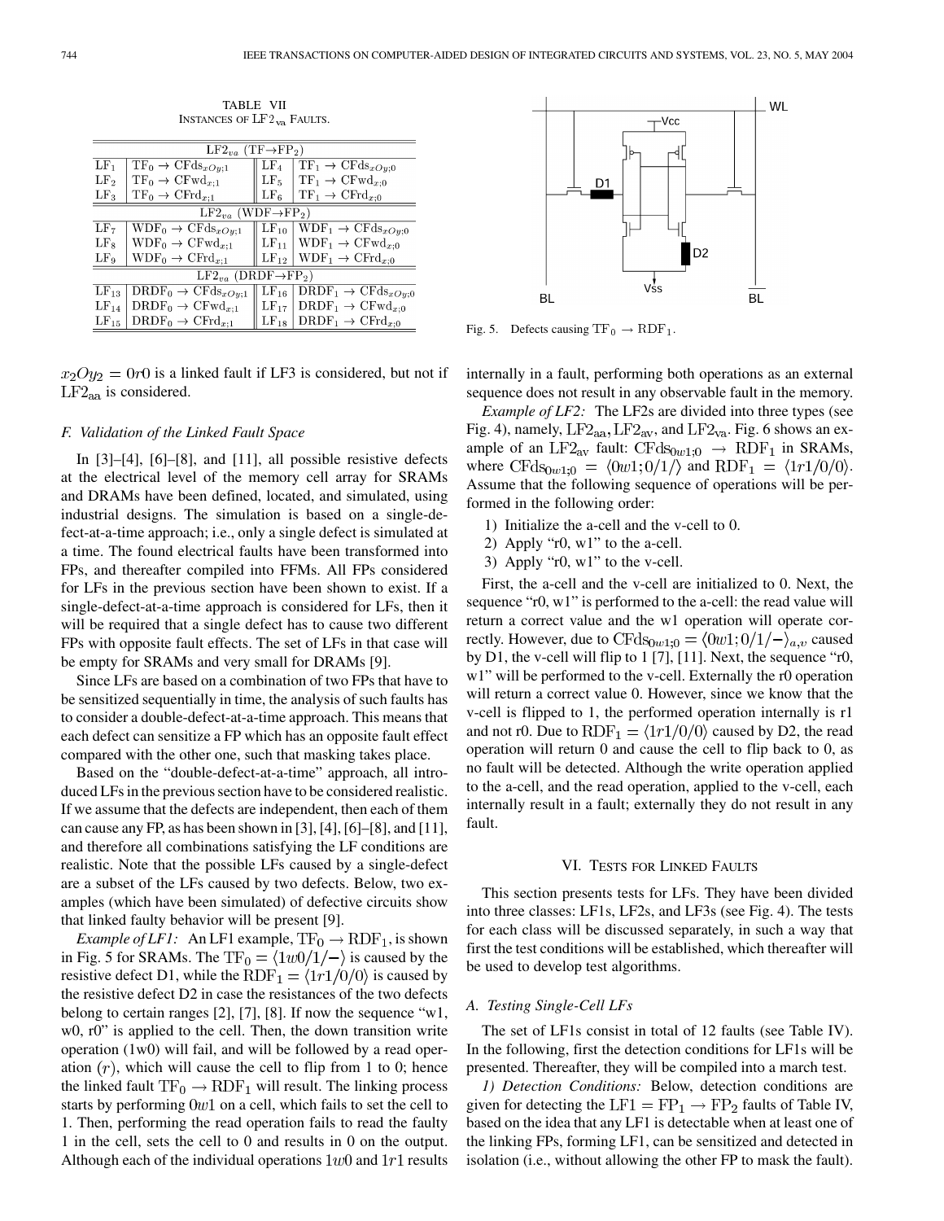TABLE VII
INSTANCES OF $LF2_{va}$ FAULTS.

| | $LF2_{va}$ (TF→FP$_2$) | | |
|---|---|---|---|
| $LF_1$ | $TF_0 \rightarrow CFds_{xOy;1}$ | $LF_4$ | $TF_1 \rightarrow CFds_{xOy;0}$ |
| $LF_2$ | $TF_0 \rightarrow CFwd_{x;1}$ | $LF_5$ | $TF_1 \rightarrow CFwd_{x;0}$ |
| $LF_3$ | $TF_0 \rightarrow CFrd_{x;1}$ | $LF_6$ | $TF_1 \rightarrow CFrd_{x;0}$ |
| | $LF2_{va}$ (WDF→FP$_2$) | | |
| $LF_7$ | $WDF_0 \rightarrow CFds_{xOy;1}$ | $LF_{10}$ | $WDF_1 \rightarrow CFds_{xOy;0}$ |
| $LF_8$ | $WDF_0 \rightarrow CFwd_{x;1}$ | $LF_{11}$ | $WDF_1 \rightarrow CFwd_{x;0}$ |
| $LF_9$ | $WDF_0 \rightarrow CFrd_{x;1}$ | $LF_{12}$ | $WDF_1 \rightarrow CFrd_{x;0}$ |
| | $LF2_{va}$ (DRDF→FP$_2$) | | |
| $LF_{13}$ | $DRDF_0 \rightarrow CFds_{xOy;1}$ | $LF_{16}$ | $DRDF_1 \rightarrow CFds_{xOy;0}$ |
| $LF_{14}$ | $DRDF_0 \rightarrow CFwd_{x;1}$ | $LF_{17}$ | $DRDF_1 \rightarrow CFwd_{x;0}$ |
| $LF_{15}$ | $DRDF_0 \rightarrow CFrd_{x;1}$ | $LF_{18}$ | $DRDF_1 \rightarrow CFrd_{x;0}$ |

$x_2Oy_2 = 0r0$ is a linked fault if LF3 is considered, but not if $LF2_{aa}$ is considered.

### F. Validation of the Linked Fault Space

In [3]–[4], [6]–[8], and [11], all possible resistive defects at the electrical level of the memory cell array for SRAMs and DRAMs have been defined, located, and simulated, using industrial designs. The simulation is based on a single-defect-at-a-time approach; i.e., only a single defect is simulated at a time. The found electrical faults have been transformed into FPs, and thereafter compiled into FFMs. All FPs considered for LFs in the previous section have been shown to exist. If a single-defect-at-a-time approach is considered for LFs, then it will be required that a single defect has to cause two different FPs with opposite fault effects. The set of LFs in that case will be empty for SRAMs and very small for DRAMs [9].

Since LFs are based on a combination of two FPs that have to be sensitized sequentially in time, the analysis of such faults has to consider a double-defect-at-a-time approach. This means that each defect can sensitize a FP which has an opposite fault effect compared with the other one, such that masking takes place.

Based on the "double-defect-at-a-time" approach, all introduced LFs in the previous section have to be considered realistic. If we assume that the defects are independent, then each of them can cause any FP, as has been shown in [3], [4], [6]–[8], and [11], and therefore all combinations satisfying the LF conditions are realistic. Note that the possible LFs caused by a single-defect are a subset of the LFs caused by two defects. Below, two examples (which have been simulated) of defective circuits show that linked faulty behavior will be present [9].

*Example of LF1:* An LF1 example, $TF_0 \rightarrow RDF_1$, is shown in Fig. 5 for SRAMs. The $TF_0 = \langle 1w0/1/-\rangle$ is caused by the resistive defect D1, while the $RDF_1 = \langle 1r1/0/0\rangle$ is caused by the resistive defect D2 in case the resistances of the two defects belong to certain ranges [2], [7], [8]. If now the sequence "w1, w0, r0" is applied to the cell. Then, the down transition write operation (1w0) will fail, and will be followed by a read operation $(r)$, which will cause the cell to flip from 1 to 0; hence the linked fault $TF_0 \rightarrow RDF_1$ will result. The linking process starts by performing $0w1$ on a cell, which fails to set the cell to 1. Then, performing the read operation fails to read the faulty 1 in the cell, sets the cell to 0 and results in 0 on the output. Although each of the individual operations $1w0$ and $1r1$ results internally in a fault, performing both operations as an external sequence does not result in any observable fault in the memory.

Fig. 5. Defects causing $TF_0 \rightarrow RDF_1$.

*Example of LF2:* The LF2s are divided into three types (see Fig. 4), namely, $LF2_{aa}, LF2_{av}$, and $LF2_{va}$. Fig. 6 shows an example of an $LF2_{av}$ fault: $CFds_{0w1;0} \rightarrow RDF_1$ in SRAMs, where $CFds_{0w1;0} = \langle 0w1; 0/1/\rangle$ and $RDF_1 = \langle 1r1/0/0\rangle$. Assume that the following sequence of operations will be performed in the following order:

1) Initialize the a-cell and the v-cell to 0.
2) Apply "r0, w1" to the a-cell.
3) Apply "r0, w1" to the v-cell.

First, the a-cell and the v-cell are initialized to 0. Next, the sequence "r0, w1" is performed to the a-cell: the read value will return a correct value and the w1 operation will operate correctly. However, due to $CFds_{0w1;0} = \langle 0w1; 0/1/-\rangle_{a,v}$ caused by D1, the v-cell will flip to 1 [7], [11]. Next, the sequence "r0, w1" will be performed to the v-cell. Externally the r0 operation will return a correct value 0. However, since we know that the v-cell is flipped to 1, the performed operation internally is r1 and not r0. Due to $RDF_1 = \langle 1r1/0/0\rangle$ caused by D2, the read operation will return 0 and cause the cell to flip back to 0, as no fault will be detected. Although the write operation applied to the a-cell, and the read operation, applied to the v-cell, each internally result in a fault; externally they do not result in any fault.

## VI. TESTS FOR LINKED FAULTS

This section presents tests for LFs. They have been divided into three classes: LF1s, LF2s, and LF3s (see Fig. 4). The tests for each class will be discussed separately, in such a way that first the test conditions will be established, which thereafter will be used to develop test algorithms.

### A. Testing Single-Cell LFs

The set of LF1s consist in total of 12 faults (see Table IV). In the following, first the detection conditions for LF1s will be presented. Thereafter, they will be compiled into a march test.

*1) Detection Conditions:* Below, detection conditions are given for detecting the $LF1 = FP_1 \rightarrow FP_2$ faults of Table IV, based on the idea that an LF1 is detectable when at least one of the linking FPs, forming LF1, can be sensitized and detected in isolation (i.e., without allowing the other FP to mask the fault).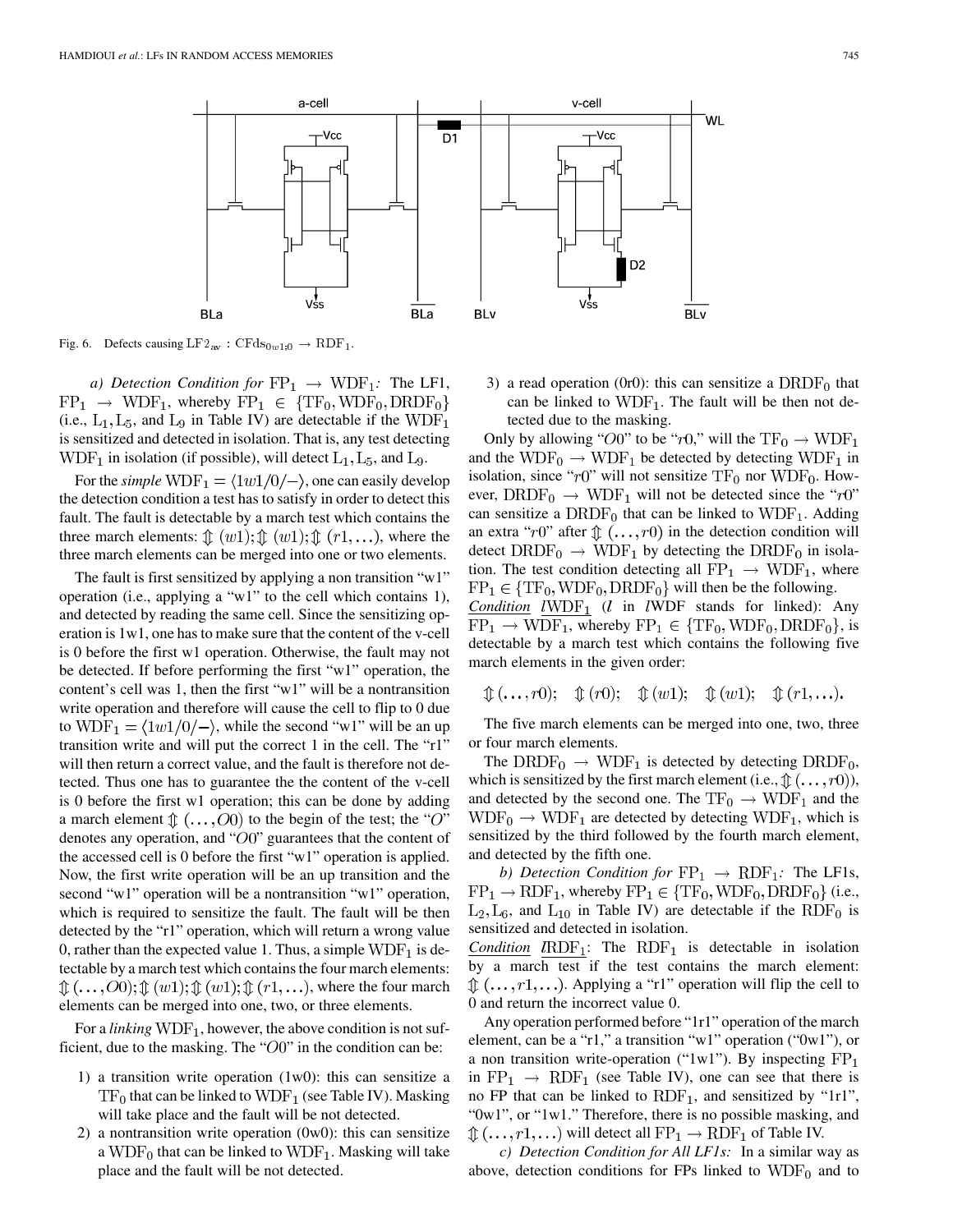Fig. 6. Defects causing $\mathrm{LF2_{av}}$ : $\mathrm{CFds_{0w1;0}} \rightarrow \mathrm{RDF_1}$.

*a) Detection Condition for* $\mathrm{FP_1} \rightarrow \mathrm{WDF_1}$*:* The LF1, $\mathrm{FP_1} \rightarrow \mathrm{WDF_1}$, whereby $\mathrm{FP_1} \in \{\mathrm{TF_0}, \mathrm{WDF_0}, \mathrm{DRDF_0}\}$ (i.e., $\mathrm{L_1}, \mathrm{L_5}$, and $\mathrm{L_9}$ in Table IV) are detectable if the $\mathrm{WDF_1}$ is sensitized and detected in isolation. That is, any test detecting $\mathrm{WDF_1}$ in isolation (if possible), will detect $\mathrm{L_1}, \mathrm{L_5}$, and $\mathrm{L_9}$.

For the *simple* $\mathrm{WDF_1} = \langle 1w1/0/-\rangle$, one can easily develop the detection condition a test has to satisfy in order to detect this fault. The fault is detectable by a march test which contains the three march elements: $\Updownarrow(w1); \Updownarrow(w1); \Updownarrow(r1, \ldots)$, where the three march elements can be merged into one or two elements.

The fault is first sensitized by applying a non transition "w1" operation (i.e., applying a "w1" to the cell which contains 1), and detected by reading the same cell. Since the sensitizing operation is 1w1, one has to make sure that the content of the v-cell is 0 before the first w1 operation. Otherwise, the fault may not be detected. If before performing the first "w1" operation, the content's cell was 1, then the first "w1" will be a nontransition write operation and therefore will cause the cell to flip to 0 due to $\mathrm{WDF_1} = \langle 1w1/0/-\rangle$, while the second "w1" will be an up transition write and will put the correct 1 in the cell. The "r1" will then return a correct value, and the fault is therefore not detected. Thus one has to guarantee the the content of the v-cell is 0 before the first w1 operation; this can be done by adding a march element $\Updownarrow(\ldots, O0)$ to the begin of the test; the "$O$" denotes any operation, and "$O0$" guarantees that the content of the accessed cell is 0 before the first "w1" operation is applied. Now, the first write operation will be an up transition and the second "w1" operation will be a nontransition "w1" operation, which is required to sensitize the fault. The fault will be then detected by the "r1" operation, which will return a wrong value 0, rather than the expected value 1. Thus, a simple $\mathrm{WDF_1}$ is detectable by a march test which contains the four march elements: $\Updownarrow(\ldots, O0); \Updownarrow(w1); \Updownarrow(w1); \Updownarrow(r1, \ldots)$, where the four march elements can be merged into one, two, or three elements.

For a *linking* $\mathrm{WDF_1}$, however, the above condition is not sufficient, due to the masking. The "$O0$" in the condition can be:

1) a transition write operation (1w0): this can sensitize a $\mathrm{TF_0}$ that can be linked to $\mathrm{WDF_1}$ (see Table IV). Masking will take place and the fault will be not detected.
2) a nontransition write operation (0w0): this can sensitize a $\mathrm{WDF_0}$ that can be linked to $\mathrm{WDF_1}$. Masking will take place and the fault will be not detected.
3) a read operation (0r0): this can sensitize a $\mathrm{DRDF_0}$ that can be linked to $\mathrm{WDF_1}$. The fault will be then not detected due to the masking.

Only by allowing "$O0$" to be "$r0$," will the $\mathrm{TF_0} \rightarrow \mathrm{WDF_1}$ and the $\mathrm{WDF_0} \rightarrow \mathrm{WDF_1}$ be detected by detecting $\mathrm{WDF_1}$ in isolation, since "$r0$" will not sensitize $\mathrm{TF_0}$ nor $\mathrm{WDF_0}$. However, $\mathrm{DRDF_0} \rightarrow \mathrm{WDF_1}$ will not be detected since the "$r0$" can sensitize a $\mathrm{DRDF_0}$ that can be linked to $\mathrm{WDF_1}$. Adding an extra "$r0$" after $\Updownarrow(\ldots, r0)$ in the detection condition will detect $\mathrm{DRDF_0} \rightarrow \mathrm{WDF_1}$ by detecting the $\mathrm{DRDF_0}$ in isolation. The test condition detecting all $\mathrm{FP_1} \rightarrow \mathrm{WDF_1}$, where $\mathrm{FP_1} \in \{\mathrm{TF_0}, \mathrm{WDF_0}, \mathrm{DRDF_0}\}$ will then be the following.

<u>*Condition* $l\mathrm{WDF_1}$</u> ($l$ in $l$WDF stands for linked): Any $\mathrm{FP_1} \rightarrow \mathrm{WDF_1}$, whereby $\mathrm{FP_1} \in \{\mathrm{TF_0}, \mathrm{WDF_0}, \mathrm{DRDF_0}\}$, is detectable by a march test which contains the following five march elements in the given order:

$$\Updownarrow(\ldots, r0); \quad \Updownarrow(r0); \quad \Updownarrow(w1); \quad \Updownarrow(w1); \quad \Updownarrow(r1, \ldots).$$

The five march elements can be merged into one, two, three or four march elements.

The $\mathrm{DRDF_0} \rightarrow \mathrm{WDF_1}$ is detected by detecting $\mathrm{DRDF_0}$, which is sensitized by the first march element (i.e., $\Updownarrow(\ldots, r0)$), and detected by the second one. The $\mathrm{TF_0} \rightarrow \mathrm{WDF_1}$ and the $\mathrm{WDF_0} \rightarrow \mathrm{WDF_1}$ are detected by detecting $\mathrm{WDF_1}$, which is sensitized by the third followed by the fourth march element, and detected by the fifth one.

*b) Detection Condition for* $\mathrm{FP_1} \rightarrow \mathrm{RDF_1}$*:* The LF1s, $\mathrm{FP_1} \rightarrow \mathrm{RDF_1}$, whereby $\mathrm{FP_1} \in \{\mathrm{TF_0}, \mathrm{WDF_0}, \mathrm{DRDF_0}\}$ (i.e., $\mathrm{L_2}, \mathrm{L_6}$, and $\mathrm{L_{10}}$ in Table IV) are detectable if the $\mathrm{RDF_0}$ is sensitized and detected in isolation.

<u>*Condition* $l\mathrm{RDF_1}$</u>: The $\mathrm{RDF_1}$ is detectable in isolation by a march test if the test contains the march element: $\Updownarrow(\ldots, r1, \ldots)$. Applying a "r1" operation will flip the cell to 0 and return the incorrect value 0.

Any operation performed before "1r1" operation of the march element, can be a "r1," a transition "w1" operation ("0w1"), or a non transition write-operation ("1w1"). By inspecting $\mathrm{FP_1}$ in $\mathrm{FP_1} \rightarrow \mathrm{RDF_1}$ (see Table IV), one can see that there is no FP that can be linked to $\mathrm{RDF_1}$, and sensitized by "1r1", "0w1", or "1w1." Therefore, there is no possible masking, and $\Updownarrow(\ldots, r1, \ldots)$ will detect all $\mathrm{FP_1} \rightarrow \mathrm{RDF_1}$ of Table IV.

*c) Detection Condition for All LF1s:* In a similar way as above, detection conditions for FPs linked to $\mathrm{WDF_0}$ and to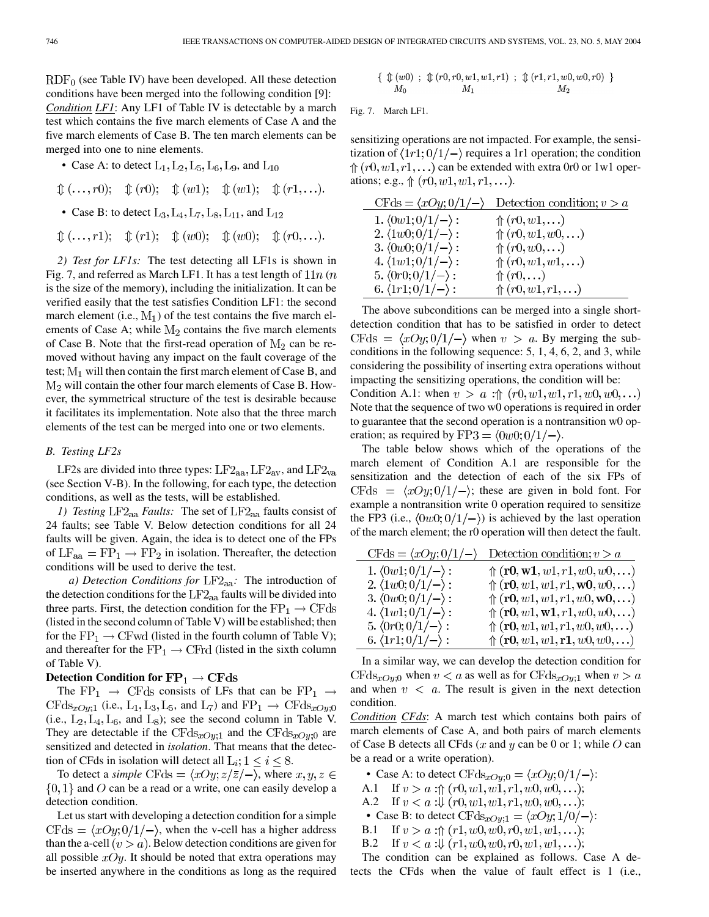$\mathrm{RDF}_0$ (see Table IV) have been developed. All these detection conditions have been merged into the following condition [9]:

*Condition LF1*: Any LF1 of Table IV is detectable by a march test which contains the five march elements of Case A and the five march elements of Case B. The ten march elements can be merged into one to nine elements.

- Case A: to detect $L_1, L_2, L_5, L_6, L_9$, and $L_{10}$

$$\Updownarrow(\ldots, r0);\quad \Updownarrow(r0);\quad \Updownarrow(w1);\quad \Updownarrow(w1);\quad \Updownarrow(r1, \ldots).$$

- Case B: to detect $L_3, L_4, L_7, L_8, L_{11}$, and $L_{12}$

$$\Updownarrow(\ldots, r1);\quad \Updownarrow(r1);\quad \Updownarrow(w0);\quad \Updownarrow(w0);\quad \Updownarrow(r0, \ldots).$$

*2) Test for LF1s:* The test detecting all LF1s is shown in Fig. 7, and referred as March LF1. It has a test length of $11n$ ($n$ is the size of the memory), including the initialization. It can be verified easily that the test satisfies Condition LF1: the second march element (i.e., $M_1$) of the test contains the five march elements of Case A; while $M_2$ contains the five march elements of Case B. Note that the first-read operation of $M_2$ can be removed without having any impact on the fault coverage of the test; $M_1$ will then contain the first march element of Case B, and $M_2$ will contain the other four march elements of Case B. However, the symmetrical structure of the test is desirable because it facilitates its implementation. Note also that the three march elements of the test can be merged into one or two elements.

$$\{\ \underset{M_0}{\Updownarrow(w0)}\ ;\ \underset{M_1}{\Updownarrow(r0, r0, w1, w1, r1)}\ ;\ \underset{M_2}{\Updownarrow(r1, r1, w0, w0, r0)}\ \}$$

Fig. 7. March LF1.

### B. Testing LF2s

LF2s are divided into three types: $\mathrm{LF2_{aa}}$, $\mathrm{LF2_{av}}$, and $\mathrm{LF2_{va}}$ (see Section V-B). In the following, for each type, the detection conditions, as well as the tests, will be established.

*1) Testing $\mathrm{LF2_{aa}}$ Faults:* The set of $\mathrm{LF2_{aa}}$ faults consist of 24 faults; see Table V. Below detection conditions for all 24 faults will be given. Again, the idea is to detect one of the FPs of $\mathrm{LF_{aa}} = \mathrm{FP}_1 \rightarrow \mathrm{FP}_2$ in isolation. Thereafter, the detection conditions will be used to derive the test.

*a) Detection Conditions for $\mathrm{LF2_{aa}}$:* The introduction of the detection conditions for the $\mathrm{LF2_{aa}}$ faults will be divided into three parts. First, the detection condition for the $\mathrm{FP}_1 \rightarrow \mathrm{CFds}$ (listed in the second column of Table V) will be established; then for the $\mathrm{FP}_1 \rightarrow \mathrm{CFwd}$ (listed in the fourth column of Table V); and thereafter for the $\mathrm{FP}_1 \rightarrow \mathrm{CFrd}$ (listed in the sixth column of Table V).

**Detection Condition for $\mathrm{FP}_1 \rightarrow \mathrm{CFds}$**

The $\mathrm{FP}_1 \rightarrow \mathrm{CFds}$ consists of LFs that can be $\mathrm{FP}_1 \rightarrow \mathrm{CFds}_{xOy;1}$ (i.e., $L_1, L_3, L_5$, and $L_7$) and $\mathrm{FP}_1 \rightarrow \mathrm{CFds}_{xOy;0}$ (i.e., $L_2, L_4, L_6$, and $L_8$); see the second column in Table V. They are detectable if the $\mathrm{CFds}_{xOy;1}$ and the $\mathrm{CFds}_{xOy;0}$ are sensitized and detected in *isolation*. That means that the detection of CFds in isolation will detect all $L_i; 1 \leq i \leq 8$.

To detect a *simple* $\mathrm{CFds} = \langle xOy; z/\bar{z}/-\rangle$, where $x, y, z \in \{0, 1\}$ and $O$ can be a read or a write, one can easily develop a detection condition.

Let us start with developing a detection condition for a simple $\mathrm{CFds} = \langle xOy; 0/1/-\rangle$, when the v-cell has a higher address than the a-cell $(v > a)$. Below detection conditions are given for all possible $xOy$. It should be noted that extra operations may be inserted anywhere in the conditions as long as the required sensitizing operations are not impacted. For example, the sensitization of $\langle 1r1; 0/1/-\rangle$ requires a 1r1 operation; the condition $\Uparrow(r0, w1, r1, \ldots)$ can be extended with extra 0r0 or 1w1 operations; e.g., $\Uparrow(r0, w1, w1, r1, \ldots)$.

| $\mathrm{CFds} = \langle xOy; 0/1/-\rangle$ | Detection condition; $v > a$ |
|---|---|
| 1. $\langle 0w1; 0/1/-\rangle$ : | $\Uparrow(r0, w1, \ldots)$ |
| 2. $\langle 1w0; 0/1/-\rangle$ : | $\Uparrow(r0, w1, w0, \ldots)$ |
| 3. $\langle 0w0; 0/1/-\rangle$ : | $\Uparrow(r0, w0, \ldots)$ |
| 4. $\langle 1w1; 0/1/-\rangle$ : | $\Uparrow(r0, w1, w1, \ldots)$ |
| 5. $\langle 0r0; 0/1/-\rangle$ : | $\Uparrow(r0, \ldots)$ |
| 6. $\langle 1r1; 0/1/-\rangle$ : | $\Uparrow(r0, w1, r1, \ldots)$ |

The above subconditions can be merged into a single short-detection condition that has to be satisfied in order to detect $\mathrm{CFds} = \langle xOy; 0/1/-\rangle$ when $v > a$. By merging the subconditions in the following sequence: 5, 1, 4, 6, 2, and 3, while considering the possibility of inserting extra operations without impacting the sensitizing operations, the condition will be:

Condition A.1: when $v > a$ : $\Uparrow(r0, w1, w1, r1, w0, w0, \ldots)$

Note that the sequence of two w0 operations is required in order to guarantee that the second operation is a nontransition w0 operation; as required by $\mathrm{FP3} = \langle 0w0; 0/1/-\rangle$.

The table below shows which of the operations of the march element of Condition A.1 are responsible for the sensitization and the detection of each of the six FPs of $\mathrm{CFds} = \langle xOy; 0/1/-\rangle$; these are given in bold font. For example a nontransition write 0 operation required to sensitize the FP3 (i.e., $\langle 0w0; 0/1/-\rangle$) is achieved by the last operation of the march element; the r0 operation will then detect the fault.

| $\mathrm{CFds} = \langle xOy; 0/1/-\rangle$ | Detection condition; $v > a$ |
|---|---|
| 1. $\langle 0w1; 0/1/-\rangle$ : | $\Uparrow(\mathbf{r0}, \mathbf{w1}, w1, r1, w0, w0, \ldots)$ |
| 2. $\langle 1w0; 0/1/-\rangle$ : | $\Uparrow(\mathbf{r0}, w1, w1, r1, \mathbf{w0}, w0, \ldots)$ |
| 3. $\langle 0w0; 0/1/-\rangle$ : | $\Uparrow(\mathbf{r0}, w1, w1, r1, w0, \mathbf{w0}, \ldots)$ |
| 4. $\langle 1w1; 0/1/-\rangle$ : | $\Uparrow(\mathbf{r0}, w1, \mathbf{w1}, r1, w0, w0, \ldots)$ |
| 5. $\langle 0r0; 0/1/-\rangle$ : | $\Uparrow(\mathbf{r0}, w1, w1, r1, w0, w0, \ldots)$ |
| 6. $\langle 1r1; 0/1/-\rangle$ : | $\Uparrow(\mathbf{r0}, w1, w1, \mathbf{r1}, w0, w0, \ldots)$ |

In a similar way, we can develop the detection condition for $\mathrm{CFds}_{xOy;0}$ when $v < a$ as well as for $\mathrm{CFds}_{xOy;1}$ when $v > a$ and when $v < a$. The result is given in the next detection condition.

*Condition CFds*: A march test which contains both pairs of march elements of Case A, and both pairs of march elements of Case B detects all CFds ($x$ and $y$ can be 0 or 1; while $O$ can be a read or a write operation).

- Case A: to detect $\mathrm{CFds}_{xOy;0} = \langle xOy; 0/1/-\rangle$:

A.1 If $v > a$ : $\Uparrow(r0, w1, w1, r1, w0, w0, \ldots)$;

A.2 If $v < a$ : $\Downarrow(r0, w1, w1, r1, w0, w0, \ldots)$;

- Case B: to detect $\mathrm{CFds}_{xOy;1} = \langle xOy; 1/0/-\rangle$:

B.1 If $v > a$ : $\Uparrow(r1, w0, w0, r0, w1, w1, \ldots)$;

B.2 If $v < a$ : $\Downarrow(r1, w0, w0, r0, w1, w1, \ldots)$;

The condition can be explained as follows. Case A detects the CFds when the value of fault effect is 1 (i.e.,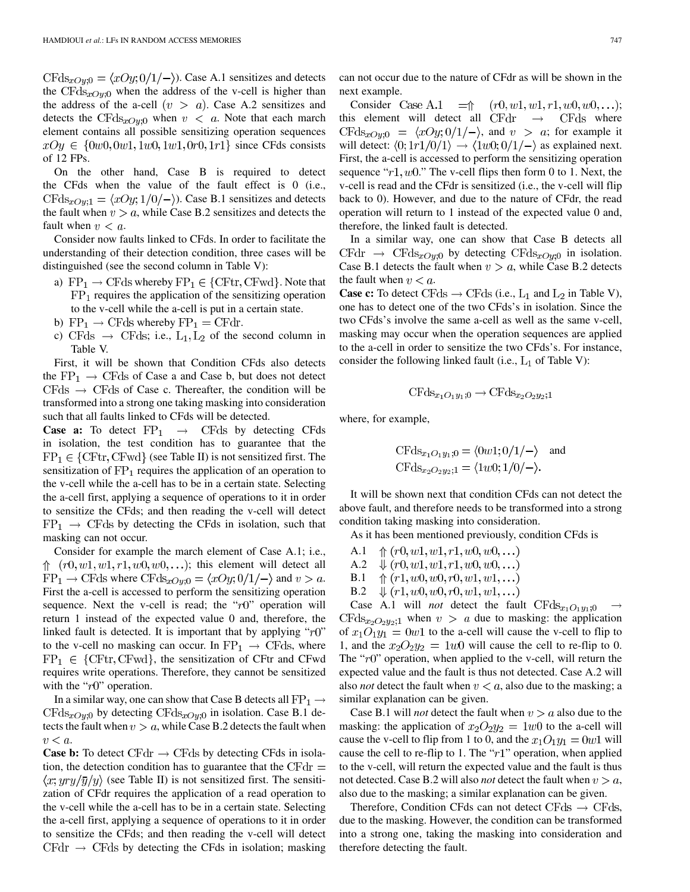$\text{CFds}_{xOy;0} = \langle xOy; 0/1/-\rangle$). Case A.1 sensitizes and detects the $\text{CFds}_{xOy;0}$ when the address of the v-cell is higher than the address of the a-cell $(v > a)$. Case A.2 sensitizes and detects the $\text{CFds}_{xOy;0}$ when $v < a$. Note that each march element contains all possible sensitizing operation sequences $xOy \in \{0w0, 0w1, 1w0, 1w1, 0r0, 1r1\}$ since CFds consists of 12 FPs.

On the other hand, Case B is required to detect the CFds when the value of the fault effect is 0 (i.e., $\text{CFds}_{xOy;1} = \langle xOy; 1/0/-\rangle$). Case B.1 sensitizes and detects the fault when $v > a$, while Case B.2 sensitizes and detects the fault when $v < a$.

Consider now faults linked to CFds. In order to facilitate the understanding of their detection condition, three cases will be distinguished (see the second column in Table V):

a) $\text{FP}_1 \rightarrow \text{CFds}$ whereby $\text{FP}_1 \in \{\text{CFtr}, \text{CFwd}\}$. Note that $\text{FP}_1$ requires the application of the sensitizing operation to the v-cell while the a-cell is put in a certain state.
b) $\text{FP}_1 \rightarrow \text{CFds}$ whereby $\text{FP}_1 = \text{CFdr}$.
c) $\text{CFds} \rightarrow \text{CFds}$; i.e., $\text{L}_1, \text{L}_2$ of the second column in Table V.

First, it will be shown that Condition CFds also detects the $\text{FP}_1 \rightarrow \text{CFds}$ of Case a and Case b, but does not detect $\text{CFds} \rightarrow \text{CFds}$ of Case c. Thereafter, the condition will be transformed into a strong one taking masking into consideration such that all faults linked to CFds will be detected.

**Case a:** To detect $\text{FP}_1 \rightarrow \text{CFds}$ by detecting CFds in isolation, the test condition has to guarantee that the $\text{FP}_1 \in \{\text{CFtr}, \text{CFwd}\}$ (see Table II) is not sensitized first. The sensitization of $\text{FP}_1$ requires the application of an operation to the v-cell while the a-cell has to be in a certain state. Selecting the a-cell first, applying a sequence of operations to it in order to sensitize the CFds; and then reading the v-cell will detect $\text{FP}_1 \rightarrow \text{CFds}$ by detecting the CFds in isolation, such that masking can not occur.

Consider for example the march element of Case A.1; i.e., $\Uparrow (r0, w1, w1, r1, w0, w0, \ldots)$; this element will detect all $\text{FP}_1 \rightarrow \text{CFds}$ where $\text{CFds}_{xOy;0} = \langle xOy; 0/1/-\rangle$ and $v > a$. First the a-cell is accessed to perform the sensitizing operation sequence. Next the v-cell is read; the "$r0$" operation will return 1 instead of the expected value 0 and, therefore, the linked fault is detected. It is important that by applying "$r0$" to the v-cell no masking can occur. In $\text{FP}_1 \rightarrow \text{CFds}$, where $\text{FP}_1 \in \{\text{CFtr}, \text{CFwd}\}$, the sensitization of CFtr and CFwd requires write operations. Therefore, they cannot be sensitized with the "$r0$" operation.

In a similar way, one can show that Case B detects all $\text{FP}_1 \rightarrow \text{CFds}_{xOy;0}$ by detecting $\text{CFds}_{xOy;0}$ in isolation. Case B.1 detects the fault when $v > a$, while Case B.2 detects the fault when $v < a$.

**Case b:** To detect $\text{CFdr} \rightarrow \text{CFds}$ by detecting CFds in isolation, the detection condition has to guarantee that the $\text{CFdr} = \langle x; yry/\bar{y}/y\rangle$ (see Table II) is not sensitized first. The sensitization of CFdr requires the application of a read operation to the v-cell while the a-cell has to be in a certain state. Selecting the a-cell first, applying a sequence of operations to it in order to sensitize the CFds; and then reading the v-cell will detect $\text{CFdr} \rightarrow \text{CFds}$ by detecting the CFds in isolation; masking can not occur due to the nature of CFdr as will be shown in the next example.

Consider Case A.1 $= \Uparrow (r0, w1, w1, r1, w0, w0, \ldots)$; this element will detect all $\text{CFdr} \rightarrow \text{CFds}$ where $\text{CFds}_{xOy;0} = \langle xOy; 0/1/-\rangle$, and $v > a$; for example it will detect: $\langle 0; 1r1/0/1\rangle \rightarrow \langle 1w0; 0/1/-\rangle$ as explained next. First, the a-cell is accessed to perform the sensitizing operation sequence "$r1, w0$." The v-cell flips then form 0 to 1. Next, the v-cell is read and the CFdr is sensitized (i.e., the v-cell will flip back to 0). However, and due to the nature of CFdr, the read operation will return to 1 instead of the expected value 0 and, therefore, the linked fault is detected.

In a similar way, one can show that Case B detects all $\text{CFdr} \rightarrow \text{CFds}_{xOy;0}$ by detecting $\text{CFds}_{xOy;0}$ in isolation. Case B.1 detects the fault when $v > a$, while Case B.2 detects the fault when $v < a$.

**Case c:** To detect $\text{CFds} \rightarrow \text{CFds}$ (i.e., $\text{L}_1$ and $\text{L}_2$ in Table V), one has to detect one of the two CFds's in isolation. Since the two CFds's involve the same a-cell as well as the same v-cell, masking may occur when the operation sequences are applied to the a-cell in order to sensitize the two CFds's. For instance, consider the following linked fault (i.e., $\text{L}_1$ of Table V):

$$\text{CFds}_{x_1O_1y_1;0} \rightarrow \text{CFds}_{x_2O_2y_2;1}$$

where, for example,

$$\text{CFds}_{x_1O_1y_1;0} = \langle 0w1; 0/1/-\rangle \quad \text{and}$$
$$\text{CFds}_{x_2O_2y_2;1} = \langle 1w0; 1/0/-\rangle.$$

It will be shown next that condition CFds can not detect the above fault, and therefore needs to be transformed into a strong condition taking masking into consideration.

As it has been mentioned previously, condition CFds is

A.1 $\Uparrow (r0, w1, w1, r1, w0, w0, \ldots)$
A.2 $\Downarrow (r0, w1, w1, r1, w0, w0, \ldots)$
B.1 $\Uparrow (r1, w0, w0, r0, w1, w1, \ldots)$
B.2 $\Downarrow (r1, w0, w0, r0, w1, w1, \ldots)$

Case A.1 will *not* detect the fault $\text{CFds}_{x_1O_1y_1;0} \rightarrow \text{CFds}_{x_2O_2y_2;1}$ when $v > a$ due to masking: the application of $x_1O_1y_1 = 0w1$ to the a-cell will cause the v-cell to flip to 1, and the $x_2O_2y_2 = 1w0$ will cause the cell to re-flip to 0. The "$r0$" operation, when applied to the v-cell, will return the expected value and the fault is thus not detected. Case A.2 will also *not* detect the fault when $v < a$, also due to the masking; a similar explanation can be given.

Case B.1 will *not* detect the fault when $v > a$ also due to the masking: the application of $x_2O_2y_2 = 1w0$ to the a-cell will cause the v-cell to flip from 1 to 0, and the $x_1O_1y_1 = 0w1$ will cause the cell to re-flip to 1. The "$r1$" operation, when applied to the v-cell, will return the expected value and the fault is thus not detected. Case B.2 will also *not* detect the fault when $v > a$, also due to the masking; a similar explanation can be given.

Therefore, Condition CFds can not detect $\text{CFds} \rightarrow \text{CFds}$, due to the masking. However, the condition can be transformed into a strong one, taking the masking into consideration and therefore detecting the fault.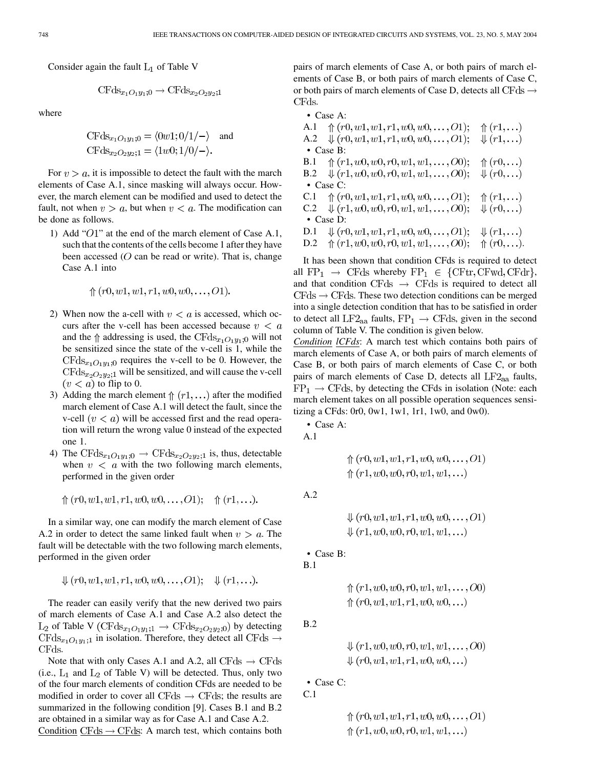Consider again the fault $L_1$ of Table V

$$\text{CFds}_{x_1 O_1 y_1;0} \rightarrow \text{CFds}_{x_2 O_2 y_2;1}$$

where

$$\text{CFds}_{x_1 O_1 y_1;0} = \langle 0w1; 0/1/-\rangle \quad \text{and}$$
$$\text{CFds}_{x_2 O_2 y_2;1} = \langle 1w0; 1/0/-\rangle.$$

For $v > a$, it is impossible to detect the fault with the march elements of Case A.1, since masking will always occur. However, the march element can be modified and used to detect the fault, not when $v > a$, but when $v < a$. The modification can be done as follows.

1) Add "$O1$" at the end of the march element of Case A.1, such that the contents of the cells become 1 after they have been accessed ($O$ can be read or write). That is, change Case A.1 into

$$\Uparrow (r0, w1, w1, r1, w0, w0, \ldots, O1).$$

2) When now the a-cell with $v < a$ is accessed, which occurs after the v-cell has been accessed because $v < a$ and the $\Uparrow$ addressing is used, the $\text{CFds}_{x_1 O_1 y_1;0}$ will not be sensitized since the state of the v-cell is 1, while the $\text{CFds}_{x_1 O_1 y_1;0}$ requires the v-cell to be 0. However, the $\text{CFds}_{x_2 O_2 y_2;1}$ will be sensitized, and will cause the v-cell ($v < a$) to flip to 0.

3) Adding the march element $\Uparrow (r1, \ldots)$ after the modified march element of Case A.1 will detect the fault, since the v-cell ($v < a$) will be accessed first and the read operation will return the wrong value 0 instead of the expected one 1.

4) The $\text{CFds}_{x_1 O_1 y_1;0} \rightarrow \text{CFds}_{x_2 O_2 y_2;1}$ is, thus, detectable when $v < a$ with the two following march elements, performed in the given order

$$\Uparrow (r0, w1, w1, r1, w0, w0, \ldots, O1); \quad \Uparrow (r1, \ldots).$$

In a similar way, one can modify the march element of Case A.2 in order to detect the same linked fault when $v > a$. The fault will be detectable with the two following march elements, performed in the given order

$$\Downarrow (r0, w1, w1, r1, w0, w0, \ldots, O1); \quad \Downarrow (r1, \ldots).$$

The reader can easily verify that the new derived two pairs of march elements of Case A.1 and Case A.2 also detect the $L_2$ of Table V ($\text{CFds}_{x_1 O_1 y_1;1} \rightarrow \text{CFds}_{x_2 O_2 y_2;0}$) by detecting $\text{CFds}_{x_1 O_1 y_1;1}$ in isolation. Therefore, they detect all $\text{CFds} \rightarrow \text{CFds}$.

Note that with only Cases A.1 and A.2, all $\text{CFds} \rightarrow \text{CFds}$ (i.e., $L_1$ and $L_2$ of Table V) will be detected. Thus, only two of the four march elements of condition CFds are needed to be modified in order to cover all $\text{CFds} \rightarrow \text{CFds}$; the results are summarized in the following condition [9]. Cases B.1 and B.2 are obtained in a similar way as for Case A.1 and Case A.2.

<u>Condition $\text{CFds} \rightarrow \text{CFds}$</u>: A march test, which contains both pairs of march elements of Case A, or both pairs of march elements of Case B, or both pairs of march elements of Case C, or both pairs of march elements of Case D, detects all $\text{CFds} \rightarrow \text{CFds}$.

- Case A:
  - A.1 $\Uparrow (r0, w1, w1, r1, w0, w0, \ldots, O1)$; $\Uparrow (r1, \ldots)$
  - A.2 $\Downarrow (r0, w1, w1, r1, w0, w0, \ldots, O1)$; $\Downarrow (r1, \ldots)$
- Case B:
  - B.1 $\Uparrow (r1, w0, w0, r0, w1, w1, \ldots, O0)$; $\Uparrow (r0, \ldots)$
  - B.2 $\Downarrow (r1, w0, w0, r0, w1, w1, \ldots, O0)$; $\Downarrow (r0, \ldots)$
- Case C:
  - C.1 $\Uparrow (r0, w1, w1, r1, w0, w0, \ldots, O1)$; $\Uparrow (r1, \ldots)$
  - C.2 $\Downarrow (r1, w0, w0, r0, w1, w1, \ldots, O0)$; $\Downarrow (r0, \ldots)$
- Case D:
  - D.1 $\Downarrow (r0, w1, w1, r1, w0, w0, \ldots, O1)$; $\Downarrow (r1, \ldots)$
  - D.2 $\Uparrow (r1, w0, w0, r0, w1, w1, \ldots, O0)$; $\Uparrow (r0, \ldots)$.

It has been shown that condition CFds is required to detect all $\text{FP}_1 \rightarrow \text{CFds}$ whereby $\text{FP}_1 \in \{\text{CFtr}, \text{CFwd}, \text{CFdr}\}$, and that condition $\text{CFds} \rightarrow \text{CFds}$ is required to detect all $\text{CFds} \rightarrow \text{CFds}$. These two detection conditions can be merged into a single detection condition that has to be satisfied in order to detect all $\text{LF2}_{\text{aa}}$ faults, $\text{FP}_1 \rightarrow \text{CFds}$, given in the second column of Table V. The condition is given below.

<u>*Condition lCFds*</u>: A march test which contains both pairs of march elements of Case A, or both pairs of march elements of Case B, or both pairs of march elements of Case C, or both pairs of march elements of Case D, detects all $\text{LF2}_{\text{aa}}$ faults, $\text{FP}_1 \rightarrow \text{CFds}$, by detecting the CFds in isolation (Note: each march element takes on all possible operation sequences sensitizing a CFds: 0r0, 0w1, 1w1, 1r1, 1w0, and 0w0).

- Case A:

A.1

$$\Uparrow (r0, w1, w1, r1, w0, w0, \ldots, O1)$$
$$\Uparrow (r1, w0, w0, r0, w1, w1, \ldots)$$

A.2

$$\Downarrow (r0, w1, w1, r1, w0, w0, \ldots, O1)$$
$$\Downarrow (r1, w0, w0, r0, w1, w1, \ldots)$$

- Case B:

B.1

$$\Uparrow (r1, w0, w0, r0, w1, w1, \ldots, O0)$$
$$\Uparrow (r0, w1, w1, r1, w0, w0, \ldots)$$

B.2

$$\Downarrow (r1, w0, w0, r0, w1, w1, \ldots, O0)$$
$$\Downarrow (r0, w1, w1, r1, w0, w0, \ldots)$$

- Case C:

C.1

$$\Uparrow (r0, w1, w1, r1, w0, w0, \ldots, O1)$$
$$\Uparrow (r1, w0, w0, r0, w1, w1, \ldots)$$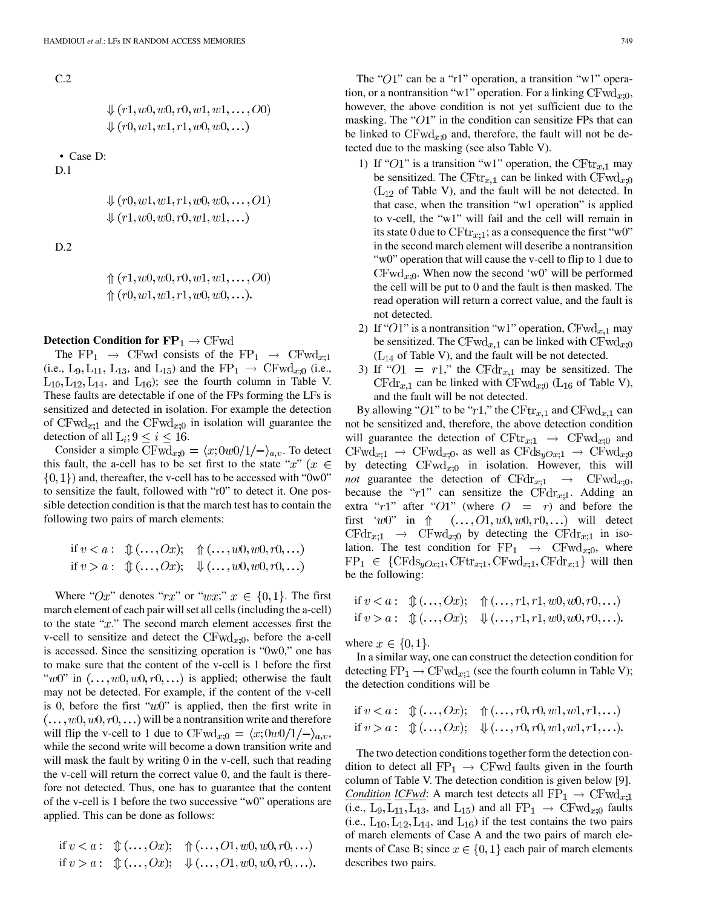C.2

$$\Downarrow (r1, w0, w0, r0, w1, w1, \ldots, O0)$$
$$\Downarrow (r0, w1, w1, r1, w0, w0, \ldots)$$

- Case D:

D.1

$$\Downarrow (r0, w1, w1, r1, w0, w0, \ldots, O1)$$
$$\Downarrow (r1, w0, w0, r0, w1, w1, \ldots)$$

D.2

$$\Uparrow (r1, w0, w0, r0, w1, w1, \ldots, O0)$$
$$\Uparrow (r0, w1, w1, r1, w0, w0, \ldots).$$

**Detection Condition for $\mathrm{FP}_1 \rightarrow \mathrm{CFwd}$**

The $\mathrm{FP}_1 \rightarrow \mathrm{CFwd}$ consists of the $\mathrm{FP}_1 \rightarrow \mathrm{CFwd}_{x;1}$ (i.e., $\mathrm{L}_9, \mathrm{L}_{11}$, $\mathrm{L}_{13}$, and $\mathrm{L}_{15}$) and the $\mathrm{FP}_1 \rightarrow \mathrm{CFwd}_{x;0}$ (i.e., $\mathrm{L}_{10}, \mathrm{L}_{12}, \mathrm{L}_{14}$, and $\mathrm{L}_{16}$); see the fourth column in Table V. These faults are detectable if one of the FPs forming the LFs is sensitized and detected in isolation. For example the detection of $\mathrm{CFwd}_{x;1}$ and the $\mathrm{CFwd}_{x;0}$ in isolation will guarantee the detection of all $\mathrm{L}_i; 9 \leq i \leq 16$.

Consider a simple $\mathrm{CFwd}_{x;0} = \langle x; 0w0/1/-\rangle_{a,v}$. To detect this fault, the a-cell has to be set first to the state "$x$" ($x \in \{0, 1\}$) and, thereafter, the v-cell has to be accessed with "0w0" to sensitize the fault, followed with "r0" to detect it. One possible detection condition is that the march test has to contain the following two pairs of march elements:

$$\text{if } v < a: \ \Updownarrow (\ldots, Ox); \quad \Uparrow (\ldots, w0, w0, r0, \ldots)$$
$$\text{if } v > a: \ \Updownarrow (\ldots, Ox); \quad \Downarrow (\ldots, w0, w0, r0, \ldots)$$

Where "$Ox$" denotes "$rx$" or "$wx$;" $x \in \{0, 1\}$. The first march element of each pair will set all cells (including the a-cell) to the state "$x$." The second march element accesses first the v-cell to sensitize and detect the $\mathrm{CFwd}_{x;0}$, before the a-cell is accessed. Since the sensitizing operation is "0w0," one has to make sure that the content of the v-cell is 1 before the first "$w0$" in $(\ldots, w0, w0, r0, \ldots)$ is applied; otherwise the fault may not be detected. For example, if the content of the v-cell is 0, before the first "$w0$" is applied, then the first write in $(\ldots, w0, w0, r0, \ldots)$ will be a nontransition write and therefore will flip the v-cell to 1 due to $\mathrm{CFwd}_{x;0} = \langle x; 0w0/1/-\rangle_{a,v}$, while the second write will become a down transition write and will mask the fault by writing 0 in the v-cell, such that reading the v-cell will return the correct value 0, and the fault is therefore not detected. Thus, one has to guarantee that the content of the v-cell is 1 before the two successive "w0" operations are applied. This can be done as follows:

$$\text{if } v < a: \ \Updownarrow (\ldots, Ox); \quad \Uparrow (\ldots, O1, w0, w0, r0, \ldots)$$
$$\text{if } v > a: \ \Updownarrow (\ldots, Ox); \quad \Downarrow (\ldots, O1, w0, w0, r0, \ldots).$$

The "$O1$" can be a "r1" operation, a transition "w1" operation, or a nontransition "w1" operation. For a linking $\mathrm{CFwd}_{x;0}$, however, the above condition is not yet sufficient due to the masking. The "$O1$" in the condition can sensitize FPs that can be linked to $\mathrm{CFwd}_{x;0}$ and, therefore, the fault will not be detected due to the masking (see also Table V).

1) If "$O1$" is a transition "w1" operation, the $\mathrm{CFtr}_{x,1}$ may be sensitized. The $\mathrm{CFtr}_{x,1}$ can be linked with $\mathrm{CFwd}_{x;0}$ ($\mathrm{L}_{12}$ of Table V), and the fault will be not detected. In that case, when the transition "w1 operation" is applied to v-cell, the "w1" will fail and the cell will remain in its state 0 due to $\mathrm{CFtr}_{x;1}$; as a consequence the first "w0" in the second march element will describe a nontransition "w0" operation that will cause the v-cell to flip to 1 due to $\mathrm{CFwd}_{x;0}$. When now the second 'w0' will be performed the cell will be put to 0 and the fault is then masked. The read operation will return a correct value, and the fault is not detected.
2) If "$O1$" is a nontransition "w1" operation, $\mathrm{CFwd}_{x,1}$ may be sensitized. The $\mathrm{CFwd}_{x,1}$ can be linked with $\mathrm{CFwd}_{x;0}$ ($\mathrm{L}_{14}$ of Table V), and the fault will be not detected.
3) If "$O1 = r1$," the $\mathrm{CFdr}_{x,1}$ may be sensitized. The $\mathrm{CFdr}_{x,1}$ can be linked with $\mathrm{CFwd}_{x;0}$ ($\mathrm{L}_{16}$ of Table V), and the fault will be not detected.

By allowing "$O1$" to be "$r1$," the $\mathrm{CFtr}_{x,1}$ and $\mathrm{CFwd}_{x,1}$ can not be sensitized and, therefore, the above detection condition will guarantee the detection of $\mathrm{CFtr}_{x;1} \rightarrow \mathrm{CFwd}_{x;0}$ and $\mathrm{CFwd}_{x;1} \rightarrow \mathrm{CFwd}_{x;0}$, as well as $\mathrm{CFds}_{yOx;1} \rightarrow \mathrm{CFwd}_{x;0}$ by detecting $\mathrm{CFwd}_{x;0}$ in isolation. However, this will *not* guarantee the detection of $\mathrm{CFdr}_{x;1} \rightarrow \mathrm{CFwd}_{x;0}$, because the "$r1$" can sensitize the $\mathrm{CFdr}_{x;1}$. Adding an extra "$r1$" after "$O1$" (where $O = r$) and before the first '$w0$' in $\Uparrow (\ldots, O1, w0, w0, r0, \ldots)$ will detect $\mathrm{CFdr}_{x;1} \rightarrow \mathrm{CFwd}_{x;0}$ by detecting the $\mathrm{CFdr}_{x;1}$ in isolation. The test condition for $\mathrm{FP}_1 \rightarrow \mathrm{CFwd}_{x;0}$, where $\mathrm{FP}_1 \in \{\mathrm{CFds}_{yOx;1}, \mathrm{CFtr}_{x;1}, \mathrm{CFwd}_{x;1}, \mathrm{CFdr}_{x;1}\}$ will then be the following:

$$\text{if } v < a: \ \Updownarrow (\ldots, Ox); \quad \Uparrow (\ldots, r1, r1, w0, w0, r0, \ldots)$$
$$\text{if } v > a: \ \Updownarrow (\ldots, Ox); \quad \Downarrow (\ldots, r1, r1, w0, w0, r0, \ldots).$$

where $x \in \{0, 1\}$.

In a similar way, one can construct the detection condition for detecting $\mathrm{FP}_1 \rightarrow \mathrm{CFwd}_{x;1}$ (see the fourth column in Table V); the detection conditions will be

$$\text{if } v < a: \ \Updownarrow (\ldots, Ox); \quad \Uparrow (\ldots, r0, r0, w1, w1, r1, \ldots)$$
$$\text{if } v > a: \ \Updownarrow (\ldots, Ox); \quad \Downarrow (\ldots, r0, r0, w1, w1, r1, \ldots).$$

The two detection conditions together form the detection condition to detect all $\mathrm{FP}_1 \rightarrow \mathrm{CFwd}$ faults given in the fourth column of Table V. The detection condition is given below [9].

<u>*Condition lCFwd*</u>: A march test detects all $\mathrm{FP}_1 \rightarrow \mathrm{CFwd}_{x;1}$ (i.e., $\mathrm{L}_9, \mathrm{L}_{11}, \mathrm{L}_{13}$, and $\mathrm{L}_{15}$) and all $\mathrm{FP}_1 \rightarrow \mathrm{CFwd}_{x;0}$ faults (i.e., $\mathrm{L}_{10}, \mathrm{L}_{12}, \mathrm{L}_{14}$, and $\mathrm{L}_{16}$) if the test contains the two pairs of march elements of Case A and the two pairs of march elements of Case B; since $x \in \{0, 1\}$ each pair of march elements describes two pairs.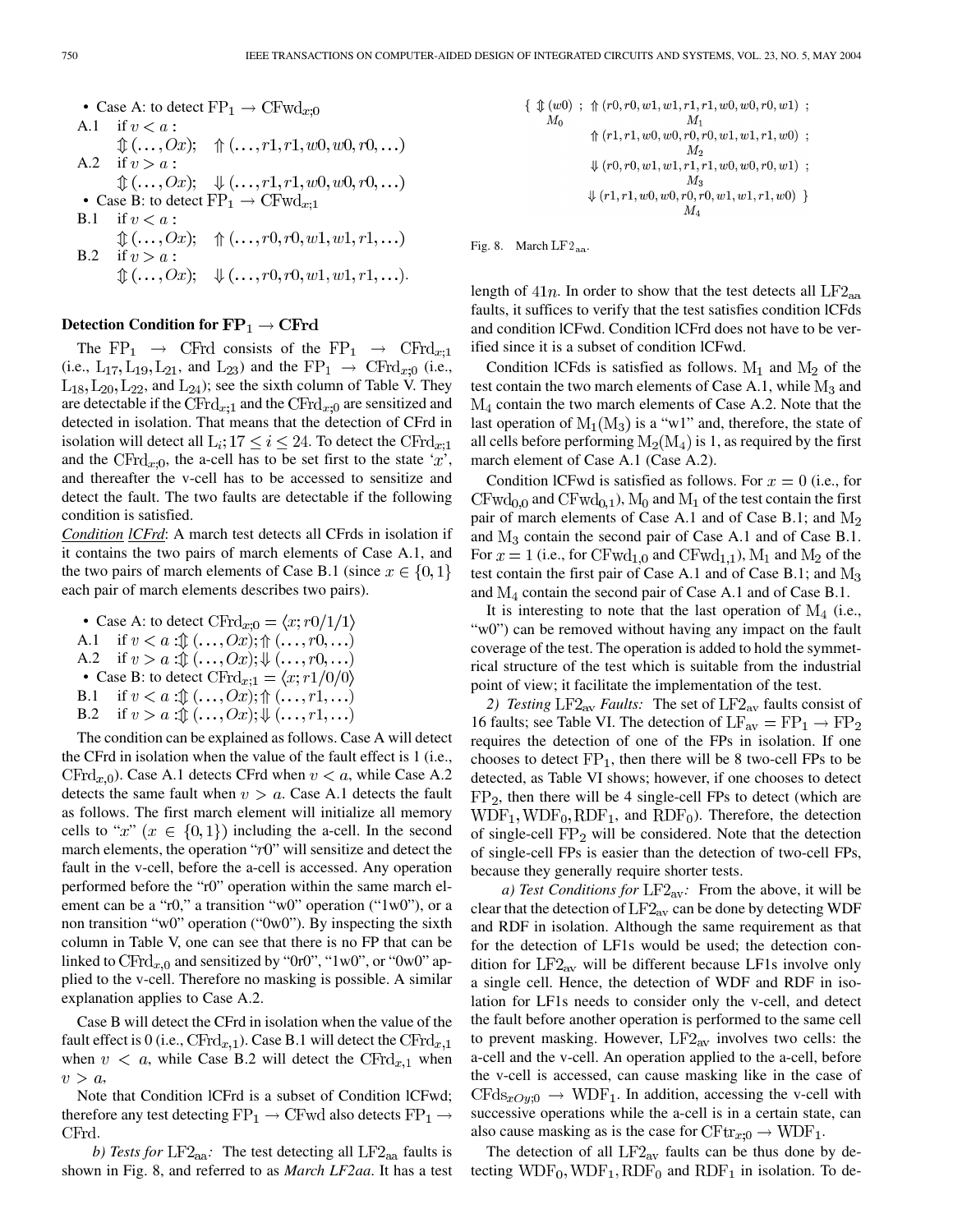- Case A: to detect $\mathrm{FP}_1 \rightarrow \mathrm{CFwd}_{x;0}$

A.1 if $v < a$ :
$\Updownarrow(\ldots, Ox); \quad \Uparrow(\ldots, r1, r1, w0, w0, r0, \ldots)$

A.2 if $v > a$ :
$\Updownarrow(\ldots, Ox); \quad \Downarrow(\ldots, r1, r1, w0, w0, r0, \ldots)$

- Case B: to detect $\mathrm{FP}_1 \rightarrow \mathrm{CFwd}_{x;1}$

B.1 if $v < a$ :
$\Updownarrow(\ldots, Ox); \quad \Uparrow(\ldots, r0, r0, w1, w1, r1, \ldots)$

B.2 if $v > a$ :
$\Updownarrow(\ldots, Ox); \quad \Downarrow(\ldots, r0, r0, w1, w1, r1, \ldots)$.

**Detection Condition for $\mathrm{FP}_1 \rightarrow \mathrm{CFrd}$**

The $\mathrm{FP}_1 \rightarrow \mathrm{CFrd}$ consists of the $\mathrm{FP}_1 \rightarrow \mathrm{CFrd}_{x;1}$ (i.e., $\mathrm{L}_{17}, \mathrm{L}_{19}, \mathrm{L}_{21}$, and $\mathrm{L}_{23}$) and the $\mathrm{FP}_1 \rightarrow \mathrm{CFrd}_{x;0}$ (i.e., $\mathrm{L}_{18}, \mathrm{L}_{20}, \mathrm{L}_{22}$, and $\mathrm{L}_{24}$); see the sixth column of Table V. They are detectable if the $\mathrm{CFrd}_{x;1}$ and the $\mathrm{CFrd}_{x;0}$ are sensitized and detected in isolation. That means that the detection of CFrd in isolation will detect all $\mathrm{L}_i; 17 \leq i \leq 24$. To detect the $\mathrm{CFrd}_{x;1}$ and the $\mathrm{CFrd}_{x;0}$, the a-cell has to be set first to the state '$x$', and thereafter the v-cell has to be accessed to sensitize and detect the fault. The two faults are detectable if the following condition is satisfied.

*Condition lCFrd*: A march test detects all CFrds in isolation if it contains the two pairs of march elements of Case A.1, and the two pairs of march elements of Case B.1 (since $x \in \{0, 1\}$ each pair of march elements describes two pairs).

- Case A: to detect $\mathrm{CFrd}_{x;0} = \langle x; r0/1/1 \rangle$

A.1 if $v < a : \Updownarrow(\ldots, Ox); \Uparrow(\ldots, r0, \ldots)$

A.2 if $v > a : \Updownarrow(\ldots, Ox); \Downarrow(\ldots, r0, \ldots)$

- Case B: to detect $\mathrm{CFrd}_{x;1} = \langle x; r1/0/0 \rangle$

B.1 if $v < a : \Updownarrow(\ldots, Ox); \Uparrow(\ldots, r1, \ldots)$

B.2 if $v > a : \Updownarrow(\ldots, Ox); \Downarrow(\ldots, r1, \ldots)$

The condition can be explained as follows. Case A will detect the CFrd in isolation when the value of the fault effect is 1 (i.e., $\mathrm{CFrd}_{x,0}$). Case A.1 detects CFrd when $v < a$, while Case A.2 detects the same fault when $v > a$. Case A.1 detects the fault as follows. The first march element will initialize all memory cells to "$x$" ($x \in \{0, 1\}$) including the a-cell. In the second march elements, the operation "$r0$" will sensitize and detect the fault in the v-cell, before the a-cell is accessed. Any operation performed before the "r0" operation within the same march element can be a "r0," a transition "w0" operation ("1w0"), or a non transition "w0" operation ("0w0"). By inspecting the sixth column in Table V, one can see that there is no FP that can be linked to $\mathrm{CFrd}_{x,0}$ and sensitized by "0r0", "1w0", or "0w0" applied to the v-cell. Therefore no masking is possible. A similar explanation applies to Case A.2.

Case B will detect the CFrd in isolation when the value of the fault effect is 0 (i.e., $\mathrm{CFrd}_{x,1}$). Case B.1 will detect the $\mathrm{CFrd}_{x,1}$ when $v < a$, while Case B.2 will detect the $\mathrm{CFrd}_{x,1}$ when $v > a$,

Note that Condition lCFrd is a subset of Condition lCFwd; therefore any test detecting $\mathrm{FP}_1 \rightarrow \mathrm{CFwd}$ also detects $\mathrm{FP}_1 \rightarrow \mathrm{CFrd}$.

*b) Tests for $\mathrm{LF2}_{\mathrm{aa}}$:* The test detecting all $\mathrm{LF2}_{\mathrm{aa}}$ faults is shown in Fig. 8, and referred to as *March LF2aa*. It has a test length of $41n$. In order to show that the test detects all $\mathrm{LF2}_{\mathrm{aa}}$ faults, it suffices to verify that the test satisfies condition lCFds and condition lCFwd. Condition lCFrd does not have to be verified since it is a subset of condition lCFwd.

$$
\begin{aligned}
\{ \underset{M_0}{\Updownarrow(w0)} ;\ & \underset{M_1}{\Uparrow(r0, r0, w1, w1, r1, r1, w0, w0, r0, w1)} ; \\
& \underset{M_2}{\Uparrow(r1, r1, w0, w0, r0, r0, w1, w1, r1, w0)} ; \\
& \underset{M_3}{\Downarrow(r0, r0, w1, w1, r1, r1, w0, w0, r0, w1)} ; \\
& \underset{M_4}{\Downarrow(r1, r1, w0, w0, r0, r0, w1, w1, r1, w0)} \}
\end{aligned}
$$

Fig. 8. March $\mathrm{LF2}_{\mathrm{aa}}$.

Condition lCFds is satisfied as follows. $\mathrm{M}_1$ and $\mathrm{M}_2$ of the test contain the two march elements of Case A.1, while $\mathrm{M}_3$ and $\mathrm{M}_4$ contain the two march elements of Case A.2. Note that the last operation of $\mathrm{M}_1(\mathrm{M}_3)$ is a "w1" and, therefore, the state of all cells before performing $\mathrm{M}_2(\mathrm{M}_4)$ is 1, as required by the first march element of Case A.1 (Case A.2).

Condition lCFwd is satisfied as follows. For $x = 0$ (i.e., for $\mathrm{CFwd}_{0,0}$ and $\mathrm{CFwd}_{0,1}$), $\mathrm{M}_0$ and $\mathrm{M}_1$ of the test contain the first pair of march elements of Case A.1 and of Case B.1; and $\mathrm{M}_2$ and $\mathrm{M}_3$ contain the second pair of Case A.1 and of Case B.1. For $x = 1$ (i.e., for $\mathrm{CFwd}_{1,0}$ and $\mathrm{CFwd}_{1,1}$), $\mathrm{M}_1$ and $\mathrm{M}_2$ of the test contain the first pair of Case A.1 and of Case B.1; and $\mathrm{M}_3$ and $\mathrm{M}_4$ contain the second pair of Case A.1 and of Case B.1.

It is interesting to note that the last operation of $\mathrm{M}_4$ (i.e., "w0") can be removed without having any impact on the fault coverage of the test. The operation is added to hold the symmetrical structure of the test which is suitable from the industrial point of view; it facilitate the implementation of the test.

*2) Testing $\mathrm{LF2}_{\mathrm{av}}$ Faults:* The set of $\mathrm{LF2}_{\mathrm{av}}$ faults consist of 16 faults; see Table VI. The detection of $\mathrm{LF}_{\mathrm{av}} = \mathrm{FP}_1 \rightarrow \mathrm{FP}_2$ requires the detection of one of the FPs in isolation. If one chooses to detect $\mathrm{FP}_1$, then there will be 8 two-cell FPs to be detected, as Table VI shows; however, if one chooses to detect $\mathrm{FP}_2$, then there will be 4 single-cell FPs to detect (which are $\mathrm{WDF}_1, \mathrm{WDF}_0, \mathrm{RDF}_1$, and $\mathrm{RDF}_0$). Therefore, the detection of single-cell $\mathrm{FP}_2$ will be considered. Note that the detection of single-cell FPs is easier than the detection of two-cell FPs, because they generally require shorter tests.

*a) Test Conditions for $\mathrm{LF2}_{\mathrm{av}}$:* From the above, it will be clear that the detection of $\mathrm{LF2}_{\mathrm{av}}$ can be done by detecting WDF and RDF in isolation. Although the same requirement as that for the detection of LF1s would be used; the detection condition for $\mathrm{LF2}_{\mathrm{av}}$ will be different because LF1s involve only a single cell. Hence, the detection of WDF and RDF in isolation for LF1s needs to consider only the v-cell, and detect the fault before another operation is performed to the same cell to prevent masking. However, $\mathrm{LF2}_{\mathrm{av}}$ involves two cells: the a-cell and the v-cell. An operation applied to the a-cell, before the v-cell is accessed, can cause masking like in the case of $\mathrm{CFds}_{xOy;0} \rightarrow \mathrm{WDF}_1$. In addition, accessing the v-cell with successive operations while the a-cell is in a certain state, can also cause masking as is the case for $\mathrm{CFtr}_{x;0} \rightarrow \mathrm{WDF}_1$.

The detection of all $\mathrm{LF2}_{\mathrm{av}}$ faults can be thus done by detecting $\mathrm{WDF}_0, \mathrm{WDF}_1, \mathrm{RDF}_0$ and $\mathrm{RDF}_1$ in isolation. To de-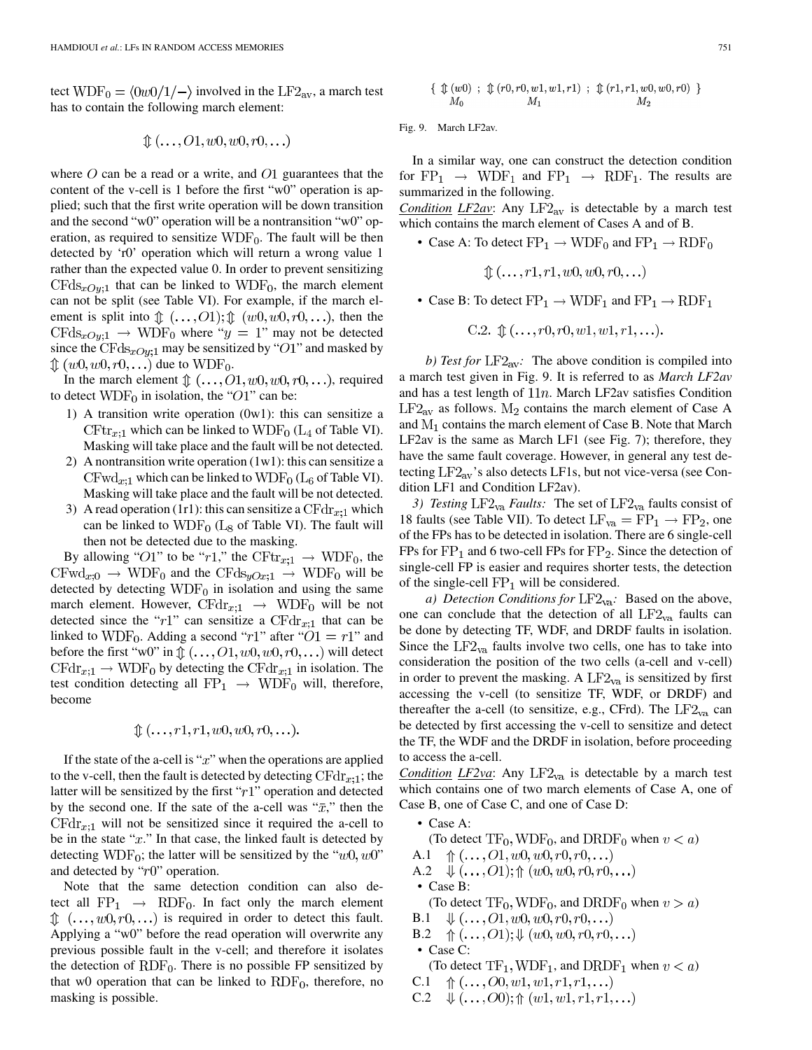tect $\mathrm{WDF}_0 = \langle 0w0/1/-\rangle$ involved in the $\mathrm{LF2_{av}}$, a march test has to contain the following march element:

$$\Updownarrow (\ldots, O1, w0, w0, r0, \ldots)$$

where $O$ can be a read or a write, and $O1$ guarantees that the content of the v-cell is 1 before the first "w0" operation is applied; such that the first write operation will be down transition and the second "w0" operation will be a nontransition "w0" operation, as required to sensitize $\mathrm{WDF}_0$. The fault will be then detected by 'r0' operation which will return a wrong value 1 rather than the expected value 0. In order to prevent sensitizing $\mathrm{CFds}_{xOy;1}$ that can be linked to $\mathrm{WDF}_0$, the march element can not be split (see Table VI). For example, if the march element is split into $\Updownarrow (\ldots, O1); \Updownarrow (w0, w0, r0, \ldots)$, then the $\mathrm{CFds}_{xOy;1} \rightarrow \mathrm{WDF}_0$ where "$y = 1$" may not be detected since the $\mathrm{CFds}_{xOy;1}$ may be sensitized by "$O1$" and masked by $\Updownarrow (w0, w0, r0, \ldots)$ due to $\mathrm{WDF}_0$.

In the march element $\Updownarrow (\ldots, O1, w0, w0, r0, \ldots)$, required to detect $\mathrm{WDF}_0$ in isolation, the "$O1$" can be:

1) A transition write operation (0w1): this can sensitize a $\mathrm{CFtr}_{x;1}$ which can be linked to $\mathrm{WDF}_0$ ($\mathrm{L}_4$ of Table VI). Masking will take place and the fault will be not detected.
2) A nontransition write operation (1w1): this can sensitize a $\mathrm{CFwd}_{x;1}$ which can be linked to $\mathrm{WDF}_0$ ($\mathrm{L}_6$ of Table VI). Masking will take place and the fault will be not detected.
3) A read operation (1r1): this can sensitize a $\mathrm{CFdr}_{x;1}$ which can be linked to $\mathrm{WDF}_0$ ($\mathrm{L}_8$ of Table VI). The fault will then not be detected due to the masking.

By allowing "$O1$" to be "$r1$," the $\mathrm{CFtr}_{x;1} \rightarrow \mathrm{WDF}_0$, the $\mathrm{CFwd}_{x;0} \rightarrow \mathrm{WDF}_0$ and the $\mathrm{CFds}_{yOx;1} \rightarrow \mathrm{WDF}_0$ will be detected by detecting $\mathrm{WDF}_0$ in isolation and using the same march element. However, $\mathrm{CFdr}_{x;1} \rightarrow \mathrm{WDF}_0$ will be not detected since the "$r1$" can sensitize a $\mathrm{CFdr}_{x;1}$ that can be linked to $\mathrm{WDF}_0$. Adding a second "$r1$" after "$O1 = r1$" and before the first "w0" in $\Updownarrow (\ldots, O1, w0, w0, r0, \ldots)$ will detect $\mathrm{CFdr}_{x;1} \rightarrow \mathrm{WDF}_0$ by detecting the $\mathrm{CFdr}_{x;1}$ in isolation. The test condition detecting all $\mathrm{FP}_1 \rightarrow \mathrm{WDF}_0$ will, therefore, become

$$\Updownarrow (\ldots, r1, r1, w0, w0, r0, \ldots).$$

If the state of the a-cell is "$x$" when the operations are applied to the v-cell, then the fault is detected by detecting $\mathrm{CFdr}_{x;1}$; the latter will be sensitized by the first "$r1$" operation and detected by the second one. If the sate of the a-cell was "$\bar{x}$," then the $\mathrm{CFdr}_{x;1}$ will not be sensitized since it required the a-cell to be in the state "$x$." In that case, the linked fault is detected by detecting $\mathrm{WDF}_0$; the latter will be sensitized by the "$w0, w0$" and detected by "$r0$" operation.

Note that the same detection condition can also detect all $\mathrm{FP}_1 \rightarrow \mathrm{RDF}_0$. In fact only the march element $\Updownarrow (\ldots, w0, r0, \ldots)$ is required in order to detect this fault. Applying a "w0" before the read operation will overwrite any previous possible fault in the v-cell; and therefore it isolates the detection of $\mathrm{RDF}_0$. There is no possible FP sensitized by that w0 operation that can be linked to $\mathrm{RDF}_0$, therefore, no masking is possible.

$$\{ \underset{M_0}{\Updownarrow (w0)} \; ; \; \underset{M_1}{\Updownarrow (r0, r0, w1, w1, r1)} \; ; \; \underset{M_2}{\Updownarrow (r1, r1, w0, w0, r0)} \; \}$$

Fig. 9. March LF2av.

In a similar way, one can construct the detection condition for $\mathrm{FP}_1 \rightarrow \mathrm{WDF}_1$ and $\mathrm{FP}_1 \rightarrow \mathrm{RDF}_1$. The results are summarized in the following.

*Condition* *LF2av*: Any $\mathrm{LF2_{av}}$ is detectable by a march test which contains the march element of Cases A and of B.

- Case A: To detect $\mathrm{FP}_1 \rightarrow \mathrm{WDF}_0$ and $\mathrm{FP}_1 \rightarrow \mathrm{RDF}_0$

$$\Updownarrow (\ldots, r1, r1, w0, w0, r0, \ldots)$$

- Case B: To detect $\mathrm{FP}_1 \rightarrow \mathrm{WDF}_1$ and $\mathrm{FP}_1 \rightarrow \mathrm{RDF}_1$

$$\text{C.2.} \; \Updownarrow (\ldots, r0, r0, w1, w1, r1, \ldots).$$

*b) Test for* $\mathrm{LF2_{av}}$*:* The above condition is compiled into a march test given in Fig. 9. It is referred to as *March LF2av* and has a test length of $11n$. March LF2av satisfies Condition $\mathrm{LF2_{av}}$ as follows. $\mathrm{M}_2$ contains the march element of Case A and $\mathrm{M}_1$ contains the march element of Case B. Note that March LF2av is the same as March LF1 (see Fig. 7); therefore, they have the same fault coverage. However, in general any test detecting $\mathrm{LF2_{av}}$'s also detects LF1s, but not vice-versa (see Condition LF1 and Condition LF2av).

*3) Testing* $\mathrm{LF2_{va}}$ *Faults:* The set of $\mathrm{LF2_{va}}$ faults consist of 18 faults (see Table VII). To detect $\mathrm{LF_{va}} = \mathrm{FP}_1 \rightarrow \mathrm{FP}_2$, one of the FPs has to be detected in isolation. There are 6 single-cell FPs for $\mathrm{FP}_1$ and 6 two-cell FPs for $\mathrm{FP}_2$. Since the detection of single-cell FP is easier and requires shorter tests, the detection of the single-cell $\mathrm{FP}_1$ will be considered.

*a) Detection Conditions for* $\mathrm{LF2_{va}}$*:* Based on the above, one can conclude that the detection of all $\mathrm{LF2_{va}}$ faults can be done by detecting TF, WDF, and DRDF faults in isolation. Since the $\mathrm{LF2_{va}}$ faults involve two cells, one has to take into consideration the position of the two cells (a-cell and v-cell) in order to prevent the masking. A $\mathrm{LF2_{va}}$ is sensitized by first accessing the v-cell (to sensitize TF, WDF, or DRDF) and thereafter the a-cell (to sensitize, e.g., CFrd). The $\mathrm{LF2_{va}}$ can be detected by first accessing the v-cell to sensitize and detect the TF, the WDF and the DRDF in isolation, before proceeding to access the a-cell.

*Condition* *LF2va*: Any $\mathrm{LF2_{va}}$ is detectable by a march test which contains one of two march elements of Case A, one of Case B, one of Case C, and one of Case D:

- Case A:
  (To detect $\mathrm{TF}_0$, $\mathrm{WDF}_0$, and $\mathrm{DRDF}_0$ when $v < a$)
  A.1 $\Uparrow (\ldots, O1, w0, w0, r0, r0, \ldots)$
  A.2 $\Downarrow (\ldots, O1); \Uparrow (w0, w0, r0, r0, \ldots)$
- Case B:
  (To detect $\mathrm{TF}_0$, $\mathrm{WDF}_0$, and $\mathrm{DRDF}_0$ when $v > a$)
  B.1 $\Downarrow (\ldots, O1, w0, w0, r0, r0, \ldots)$
  B.2 $\Uparrow (\ldots, O1); \Downarrow (w0, w0, r0, r0, \ldots)$
- Case C:
  (To detect $\mathrm{TF}_1$, $\mathrm{WDF}_1$, and $\mathrm{DRDF}_1$ when $v < a$)
  C.1 $\Uparrow (\ldots, O0, w1, w1, r1, r1, \ldots)$
  C.2 $\Downarrow (\ldots, O0); \Uparrow (w1, w1, r1, r1, \ldots)$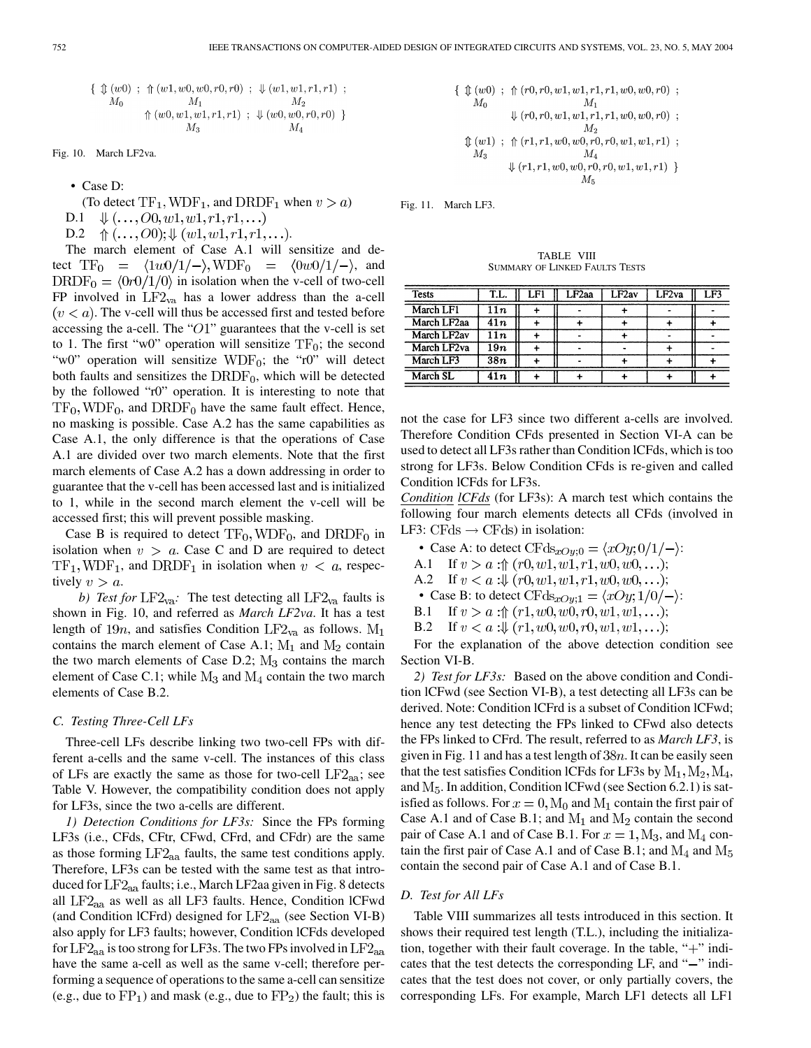$$\{ \Updownarrow(w0) \; ; \; \Uparrow(w1, w0, w0, r0, r0) \; ; \; \Downarrow(w1, w1, r1, r1) \; ;$$
$$M_0 \qquad M_1 \qquad M_2$$
$$\Uparrow(w0, w1, w1, r1, r1) \; ; \; \Downarrow(w0, w0, r0, r0) \; \}$$
$$M_3 \qquad M_4$$

Fig. 10. March LF2va.

- Case D:
  (To detect $\mathrm{TF}_1$, $\mathrm{WDF}_1$, and $\mathrm{DRDF}_1$ when $v > a$)

D.1 $\Downarrow(\ldots, O0, w1, w1, r1, r1, \ldots)$

D.2 $\Uparrow(\ldots, O0); \Downarrow(w1, w1, r1, r1, \ldots)$.

The march element of Case A.1 will sensitize and detect $\mathrm{TF}_0 = \langle 1w0/1/-\rangle$, $\mathrm{WDF}_0 = \langle 0w0/1/-\rangle$, and $\mathrm{DRDF}_0 = \langle 0r0/1/0\rangle$ in isolation when the v-cell of two-cell FP involved in $\mathrm{LF2_{va}}$ has a lower address than the a-cell $(v < a)$. The v-cell will thus be accessed first and tested before accessing the a-cell. The "$O1$" guarantees that the v-cell is set to 1. The first "w0" operation will sensitize $\mathrm{TF}_0$; the second "w0" operation will sensitize $\mathrm{WDF}_0$; the "r0" will detect both faults and sensitizes the $\mathrm{DRDF}_0$, which will be detected by the followed "r0" operation. It is interesting to note that $\mathrm{TF}_0, \mathrm{WDF}_0$, and $\mathrm{DRDF}_0$ have the same fault effect. Hence, no masking is possible. Case A.2 has the same capabilities as Case A.1, the only difference is that the operations of Case A.1 are divided over two march elements. Note that the first march elements of Case A.2 has a down addressing in order to guarantee that the v-cell has been accessed last and is initialized to 1, while in the second march element the v-cell will be accessed first; this will prevent possible masking.

Case B is required to detect $\mathrm{TF}_0, \mathrm{WDF}_0$, and $\mathrm{DRDF}_0$ in isolation when $v > a$. Case C and D are required to detect $\mathrm{TF}_1, \mathrm{WDF}_1$, and $\mathrm{DRDF}_1$ in isolation when $v < a$, respectively $v > a$.

*b) Test for* $\mathrm{LF2_{va}}$*:* The test detecting all $\mathrm{LF2_{va}}$ faults is shown in Fig. 10, and referred as *March LF2va*. It has a test length of $19n$, and satisfies Condition $\mathrm{LF2_{va}}$ as follows. $\mathrm{M}_1$ contains the march element of Case A.1; $\mathrm{M}_1$ and $\mathrm{M}_2$ contain the two march elements of Case D.2; $\mathrm{M}_3$ contains the march element of Case C.1; while $\mathrm{M}_3$ and $\mathrm{M}_4$ contain the two march elements of Case B.2.

### C. Testing Three-Cell LFs

Three-cell LFs describe linking two two-cell FPs with different a-cells and the same v-cell. The instances of this class of LFs are exactly the same as those for two-cell $\mathrm{LF2_{aa}}$; see Table V. However, the compatibility condition does not apply for LF3s, since the two a-cells are different.

*1) Detection Conditions for LF3s:* Since the FPs forming LF3s (i.e., CFds, CFtr, CFwd, CFrd, and CFdr) are the same as those forming $\mathrm{LF2_{aa}}$ faults, the same test conditions apply. Therefore, LF3s can be tested with the same test as that introduced for $\mathrm{LF2_{aa}}$ faults; i.e., March LF2aa given in Fig. 8 detects all $\mathrm{LF2_{aa}}$ as well as all LF3 faults. Hence, Condition lCFwd (and Condition lCFrd) designed for $\mathrm{LF2_{aa}}$ (see Section VI-B) also apply for LF3 faults; however, Condition lCFds developed for $\mathrm{LF2_{aa}}$ is too strong for LF3s. The two FPs involved in $\mathrm{LF2_{aa}}$ have the same a-cell as well as the same v-cell; therefore performing a sequence of operations to the same a-cell can sensitize (e.g., due to $\mathrm{FP}_1$) and mask (e.g., due to $\mathrm{FP}_2$) the fault; this is not the case for LF3 since two different a-cells are involved. Therefore Condition CFds presented in Section VI-A can be used to detect all LF3s rather than Condition lCFds, which is too strong for LF3s. Below Condition CFds is re-given and called Condition lCFds for LF3s.

*Condition lCFds* (for LF3s): A march test which contains the following four march elements detects all CFds (involved in LF3: $\mathrm{CFds} \rightarrow \mathrm{CFds}$) in isolation:

- Case A: to detect $\mathrm{CFds}_{xOy;0} = \langle xOy; 0/1/-\rangle$:

A.1 If $v > a$ :$\Uparrow(r0, w1, w1, r1, w0, w0, \ldots)$;

A.2 If $v < a$ :$\Downarrow(r0, w1, w1, r1, w0, w0, \ldots)$;

- Case B: to detect $\mathrm{CFds}_{xOy;1} = \langle xOy; 1/0/-\rangle$:

B.1 If $v > a$ :$\Uparrow(r1, w0, w0, r0, w1, w1, \ldots)$;

B.2 If $v < a$ :$\Downarrow(r1, w0, w0, r0, w1, w1, \ldots)$;

For the explanation of the above detection condition see Section VI-B.

*2) Test for LF3s:* Based on the above condition and Condition lCFwd (see Section VI-B), a test detecting all LF3s can be derived. Note: Condition lCFrd is a subset of Condition lCFwd; hence any test detecting the FPs linked to CFwd also detects the FPs linked to CFrd. The result, referred to as *March LF3*, is given in Fig. 11 and has a test length of $38n$. It can be easily seen that the test satisfies Condition lCFds for LF3s by $\mathrm{M}_1, \mathrm{M}_2, \mathrm{M}_4$, and $\mathrm{M}_5$. In addition, Condition lCFwd (see Section 6.2.1) is satisfied as follows. For $x = 0, \mathrm{M}_0$ and $\mathrm{M}_1$ contain the first pair of Case A.1 and of Case B.1; and $\mathrm{M}_1$ and $\mathrm{M}_2$ contain the second pair of Case A.1 and of Case B.1. For $x = 1, \mathrm{M}_3$, and $\mathrm{M}_4$ contain the first pair of Case A.1 and of Case B.1; and $\mathrm{M}_4$ and $\mathrm{M}_5$ contain the second pair of Case A.1 and of Case B.1.

$$\{ \Updownarrow(w0) \; ; \; \Uparrow(r0, r0, w1, w1, r1, r1, w0, w0, r0) \; ;$$
$$M_0 \qquad M_1$$
$$\Downarrow(r0, r0, w1, w1, r1, r1, w0, w0, r0) \; ;$$
$$M_2$$
$$\Updownarrow(w1) \; ; \; \Uparrow(r1, r1, w0, w0, r0, r0, w1, w1, r1) \; ;$$
$$M_3 \qquad M_4$$
$$\Downarrow(r1, r1, w0, w0, r0, r0, w1, w1, r1) \; \}$$
$$M_5$$

Fig. 11. March LF3.

TABLE VIII
SUMMARY OF LINKED FAULTS TESTS

| Tests | T.L. | LF1 | LF2aa | LF2av | LF2va | LF3 |
|---|---|---|---|---|---|---|
| March LF1 | $11n$ | + | - | + | - | - |
| March LF2aa | $41n$ | + | + | + | + | + |
| March LF2av | $11n$ | + | - | + | - | - |
| March LF2va | $19n$ | + | - | - | + | - |
| March LF3 | $38n$ | + | - | + | + | + |
| March SL | $41n$ | + | + | + | + | + |

### D. Test for All LFs

Table VIII summarizes all tests introduced in this section. It shows their required test length (T.L.), including the initialization, together with their fault coverage. In the table, "+" indicates that the test detects the corresponding LF, and "−" indicates that the test does not cover, or only partially covers, the corresponding LFs. For example, March LF1 detects all LF1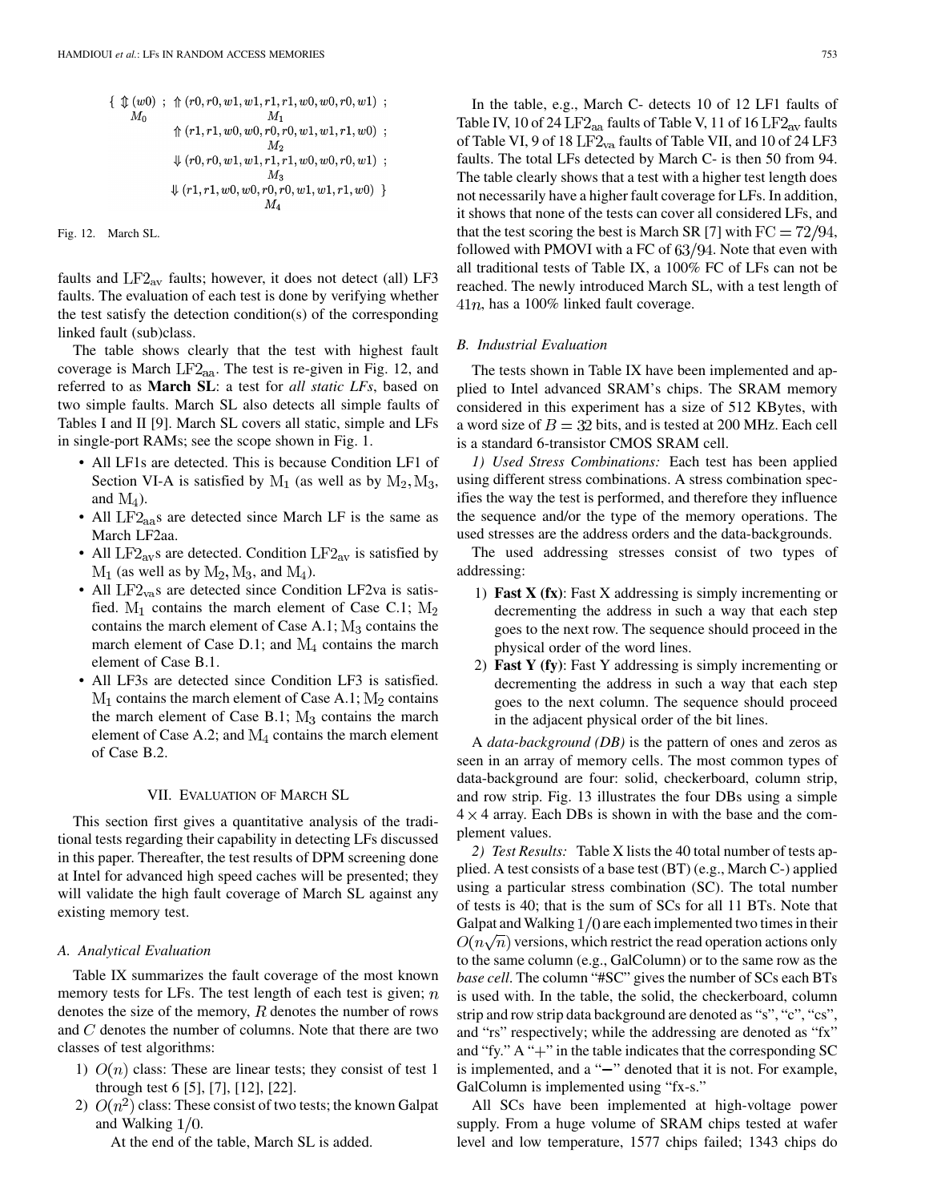$$\{ \Updownarrow (w0) \; ; \; \Uparrow (r0, r0, w1, w1, r1, r1, w0, w0, r0, w1) \; ; \\ \Uparrow (r1, r1, w0, w0, r0, r0, w1, w1, r1, w0) \; ; \\ \Downarrow (r0, r0, w1, w1, r1, r1, w0, w0, r0, w1) \; ; \\ \Downarrow (r1, r1, w0, w0, r0, r0, w1, w1, r1, w0) \; \}$$

with the march elements labeled $M_0$, $M_1$, $M_2$, $M_3$, $M_4$ respectively.

Fig. 12. March SL.

faults and $\mathrm{LF2_{av}}$ faults; however, it does not detect (all) LF3 faults. The evaluation of each test is done by verifying whether the test satisfy the detection condition(s) of the corresponding linked fault (sub)class.

The table shows clearly that the test with highest fault coverage is March $\mathrm{LF2_{aa}}$. The test is re-given in Fig. 12, and referred to as **March SL**: a test for *all static LFs*, based on two simple faults. March SL also detects all simple faults of Tables I and II [9]. March SL covers all static, simple and LFs in single-port RAMs; see the scope shown in Fig. 1.

- All LF1s are detected. This is because Condition LF1 of Section VI-A is satisfied by $\mathrm{M_1}$ (as well as by $\mathrm{M_2}, \mathrm{M_3}$, and $\mathrm{M_4}$).
- All $\mathrm{LF2_{aa}}$s are detected since March LF is the same as March LF2aa.
- All $\mathrm{LF2_{av}}$s are detected. Condition $\mathrm{LF2_{av}}$ is satisfied by $\mathrm{M_1}$ (as well as by $\mathrm{M_2}, \mathrm{M_3}$, and $\mathrm{M_4}$).
- All $\mathrm{LF2_{va}}$s are detected since Condition LF2va is satisfied. $\mathrm{M_1}$ contains the march element of Case C.1; $\mathrm{M_2}$ contains the march element of Case A.1; $\mathrm{M_3}$ contains the march element of Case D.1; and $\mathrm{M_4}$ contains the march element of Case B.1.
- All LF3s are detected since Condition LF3 is satisfied. $\mathrm{M_1}$ contains the march element of Case A.1; $\mathrm{M_2}$ contains the march element of Case B.1; $\mathrm{M_3}$ contains the march element of Case A.2; and $\mathrm{M_4}$ contains the march element of Case B.2.

## VII. Evaluation of March SL

This section first gives a quantitative analysis of the traditional tests regarding their capability in detecting LFs discussed in this paper. Thereafter, the test results of DPM screening done at Intel for advanced high speed caches will be presented; they will validate the high fault coverage of March SL against any existing memory test.

### A. Analytical Evaluation

Table IX summarizes the fault coverage of the most known memory tests for LFs. The test length of each test is given; $n$ denotes the size of the memory, $R$ denotes the number of rows and $C$ denotes the number of columns. Note that there are two classes of test algorithms:

1. $O(n)$ class: These are linear tests; they consist of test 1 through test 6 [5], [7], [12], [22].
2. $O(n^2)$ class: These consist of two tests; the known Galpat and Walking $1/0$.

   At the end of the table, March SL is added.

In the table, e.g., March C- detects 10 of 12 LF1 faults of Table IV, 10 of 24 $\mathrm{LF2_{aa}}$ faults of Table V, 11 of 16 $\mathrm{LF2_{av}}$ faults of Table VI, 9 of 18 $\mathrm{LF2_{va}}$ faults of Table VII, and 10 of 24 LF3 faults. The total LFs detected by March C- is then 50 from 94. The table clearly shows that a test with a higher test length does not necessarily have a higher fault coverage for LFs. In addition, it shows that none of the tests can cover all considered LFs, and that the test scoring the best is March SR [7] with $\mathrm{FC} = 72/94$, followed with PMOVI with a FC of $63/94$. Note that even with all traditional tests of Table IX, a 100% FC of LFs can not be reached. The newly introduced March SL, with a test length of $41n$, has a 100% linked fault coverage.

### B. Industrial Evaluation

The tests shown in Table IX have been implemented and applied to Intel advanced SRAM's chips. The SRAM memory considered in this experiment has a size of 512 KBytes, with a word size of $B = 32$ bits, and is tested at 200 MHz. Each cell is a standard 6-transistor CMOS SRAM cell.

*1) Used Stress Combinations:* Each test has been applied using different stress combinations. A stress combination specifies the way the test is performed, and therefore they influence the sequence and/or the type of the memory operations. The used stresses are the address orders and the data-backgrounds.

The used addressing stresses consist of two types of addressing:

1. **Fast X (fx)**: Fast X addressing is simply incrementing or decrementing the address in such a way that each step goes to the next row. The sequence should proceed in the physical order of the word lines.
2. **Fast Y (fy)**: Fast Y addressing is simply incrementing or decrementing the address in such a way that each step goes to the next column. The sequence should proceed in the adjacent physical order of the bit lines.

A *data-background (DB)* is the pattern of ones and zeros as seen in an array of memory cells. The most common types of data-background are four: solid, checkerboard, column strip, and row strip. Fig. 13 illustrates the four DBs using a simple $4 \times 4$ array. Each DBs is shown in with the base and the complement values.

*2) Test Results:* Table X lists the 40 total number of tests applied. A test consists of a base test (BT) (e.g., March C-) applied using a particular stress combination (SC). The total number of tests is 40; that is the sum of SCs for all 11 BTs. Note that Galpat and Walking $1/0$ are each implemented two times in their $O(n\sqrt{n})$ versions, which restrict the read operation actions only to the same column (e.g., GalColumn) or to the same row as the *base cell*. The column "#SC" gives the number of SCs each BTs is used with. In the table, the solid, the checkerboard, column strip and row strip data background are denoted as "s", "c", "cs", and "rs" respectively; while the addressing are denoted as "fx" and "fy." A "+" in the table indicates that the corresponding SC is implemented, and a "−" denoted that it is not. For example, GalColumn is implemented using "fx-s."

All SCs have been implemented at high-voltage power supply. From a huge volume of SRAM chips tested at wafer level and low temperature, 1577 chips failed; 1343 chips do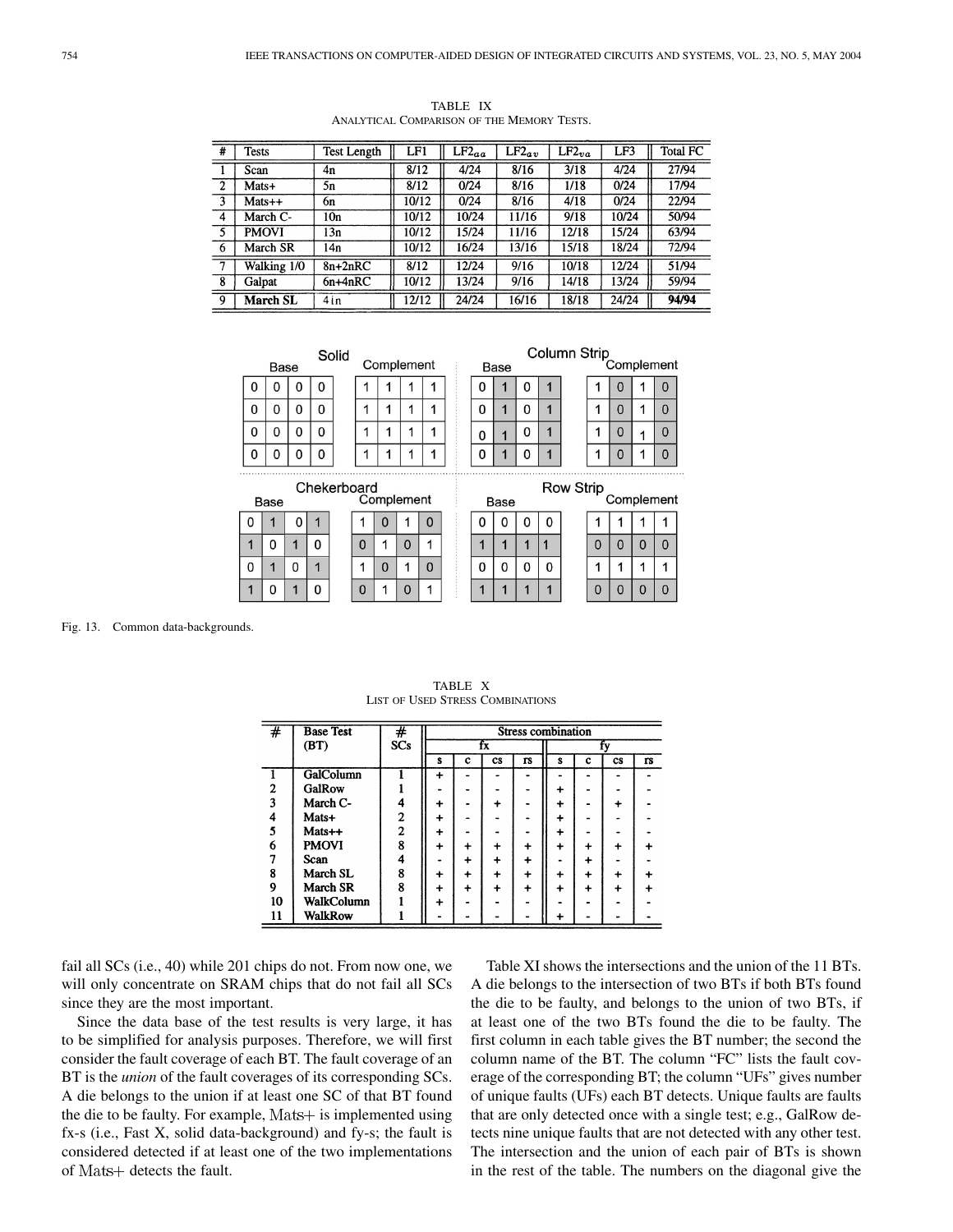TABLE IX
ANALYTICAL COMPARISON OF THE MEMORY TESTS.

| # | Tests | Test Length | LF1 | $LF2_{aa}$ | $LF2_{av}$ | $LF2_{va}$ | LF3 | Total FC |
|---|---|---|---|---|---|---|---|---|
| 1 | Scan | 4n | 8/12 | 4/24 | 8/16 | 3/18 | 4/24 | 27/94 |
| 2 | Mats+ | 5n | 8/12 | 0/24 | 8/16 | 1/18 | 0/24 | 17/94 |
| 3 | Mats++ | 6n | 10/12 | 0/24 | 8/16 | 4/18 | 0/24 | 22/94 |
| 4 | March C- | 10n | 10/12 | 10/24 | 11/16 | 9/18 | 10/24 | 50/94 |
| 5 | PMOVI | 13n | 10/12 | 15/24 | 11/16 | 12/18 | 15/24 | 63/94 |
| 6 | March SR | 14n | 10/12 | 16/24 | 13/16 | 15/18 | 18/24 | 72/94 |
| 7 | Walking 1/0 | 8n+2nRC | 8/12 | 12/24 | 9/16 | 10/18 | 12/24 | 51/94 |
| 8 | Galpat | 6n+4nRC | 10/12 | 13/24 | 9/16 | 14/18 | 13/24 | 59/94 |
| 9 | **March SL** | 41n | 12/12 | 24/24 | 16/16 | 18/18 | 24/24 | **94/94** |

**Solid**

Base:

| | | | |
|---|---|---|---|
| 0 | 0 | 0 | 0 |
| 0 | 0 | 0 | 0 |
| 0 | 0 | 0 | 0 |
| 0 | 0 | 0 | 0 |

Complement:

| | | | |
|---|---|---|---|
| 1 | 1 | 1 | 1 |
| 1 | 1 | 1 | 1 |
| 1 | 1 | 1 | 1 |
| 1 | 1 | 1 | 1 |

**Column Strip**

Base:

| | | | |
|---|---|---|---|
| 0 | 1 | 0 | 1 |
| 0 | 1 | 0 | 1 |
| 0 | 1 | 0 | 1 |
| 0 | 1 | 0 | 1 |

Complement:

| | | | |
|---|---|---|---|
| 1 | 0 | 1 | 0 |
| 1 | 0 | 1 | 0 |
| 1 | 0 | 1 | 0 |
| 1 | 0 | 1 | 0 |

**Chekerboard**

Base:

| | | | |
|---|---|---|---|
| 0 | 1 | 0 | 1 |
| 1 | 0 | 1 | 0 |
| 0 | 1 | 0 | 1 |
| 1 | 0 | 1 | 0 |

Complement:

| | | | |
|---|---|---|---|
| 1 | 0 | 1 | 0 |
| 0 | 1 | 0 | 1 |
| 1 | 0 | 1 | 0 |
| 0 | 1 | 0 | 1 |

**Row Strip**

Base:

| | | | |
|---|---|---|---|
| 0 | 0 | 0 | 0 |
| 1 | 1 | 1 | 1 |
| 0 | 0 | 0 | 0 |
| 1 | 1 | 1 | 1 |

Complement:

| | | | |
|---|---|---|---|
| 1 | 1 | 1 | 1 |
| 0 | 0 | 0 | 0 |
| 1 | 1 | 1 | 1 |
| 0 | 0 | 0 | 0 |

Fig. 13. Common data-backgrounds.

TABLE X
LIST OF USED STRESS COMBINATIONS

| # | Base Test (BT) | # SCs | Stress combination | | | | | | | |
|---|---|---|---|---|---|---|---|---|---|---|
| | | | fx | | | | fy | | | |
| | | | s | c | cs | rs | s | c | cs | rs |
| 1 | GalColumn | 1 | + | - | - | - | - | - | - | - |
| 2 | GalRow | 1 | - | - | - | - | + | - | - | - |
| 3 | March C- | 4 | + | - | + | - | + | - | + | - |
| 4 | Mats+ | 2 | + | - | - | - | + | - | - | - |
| 5 | Mats++ | 2 | + | - | - | - | + | - | - | - |
| 6 | PMOVI | 8 | + | + | + | + | + | + | + | + |
| 7 | Scan | 4 | - | + | + | + | - | + | - | - |
| 8 | March SL | 8 | + | + | + | + | + | + | + | + |
| 9 | March SR | 8 | + | + | + | + | + | + | + | + |
| 10 | WalkColumn | 1 | + | - | - | - | - | - | - | - |
| 11 | WalkRow | 1 | - | - | - | - | + | - | - | - |

fail all SCs (i.e., 40) while 201 chips do not. From now one, we will only concentrate on SRAM chips that do not fail all SCs since they are the most important.

Since the data base of the test results is very large, it has to be simplified for analysis purposes. Therefore, we will first consider the fault coverage of each BT. The fault coverage of an BT is the *union* of the fault coverages of its corresponding SCs. A die belongs to the union if at least one SC of that BT found the die to be faulty. For example, Mats+ is implemented using fx-s (i.e., Fast X, solid data-background) and fy-s; the fault is considered detected if at least one of the two implementations of Mats+ detects the fault.

Table XI shows the intersections and the union of the 11 BTs. A die belongs to the intersection of two BTs if both BTs found the die to be faulty, and belongs to the union of two BTs, if at least one of the two BTs found the die to be faulty. The first column in each table gives the BT number; the second the column name of the BT. The column "FC" lists the fault coverage of the corresponding BT; the column "UFs" gives number of unique faults (UFs) each BT detects. Unique faults are faults that are only detected once with a single test; e.g., GalRow detects nine unique faults that are not detected with any other test. The intersection and the union of each pair of BTs is shown in the rest of the table. The numbers on the diagonal give the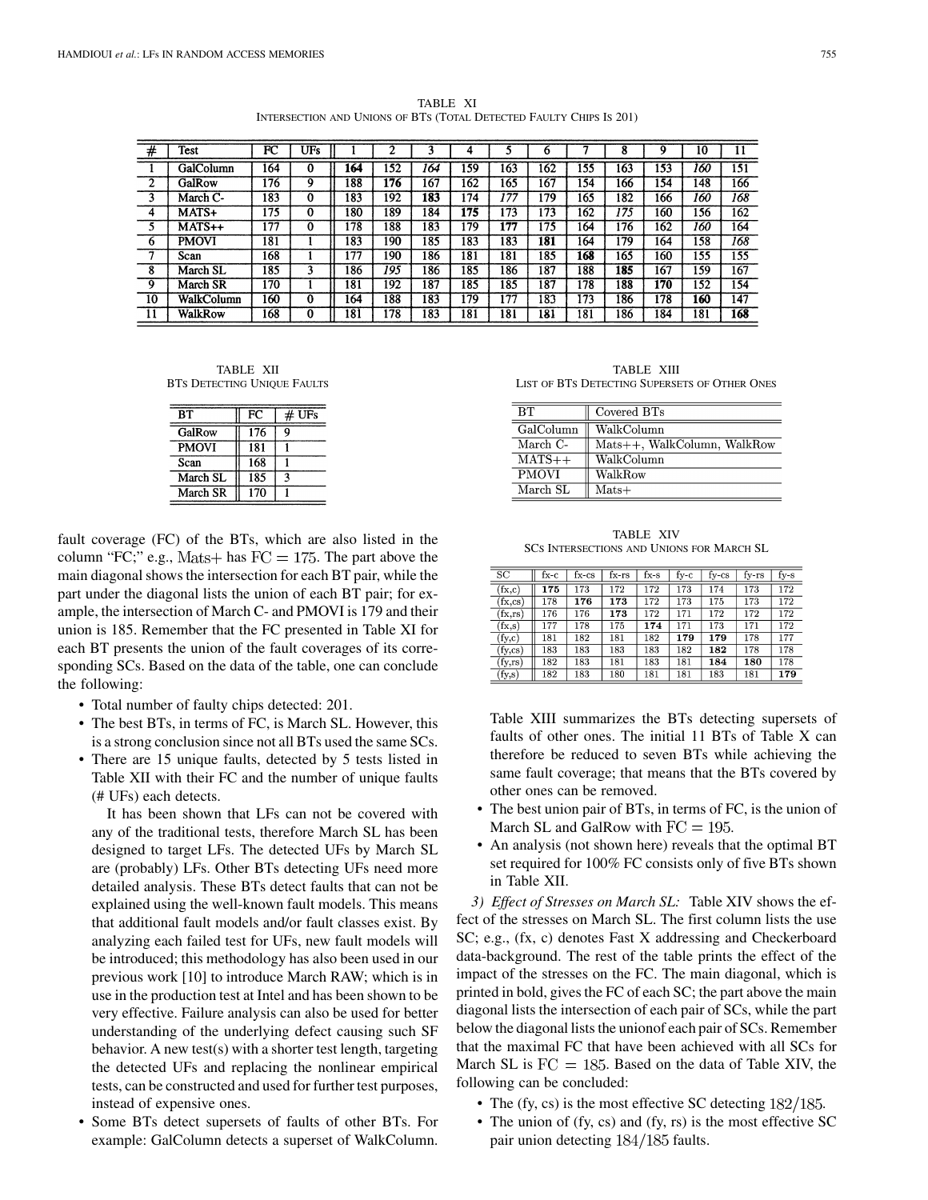TABLE XI
INTERSECTION AND UNIONS OF BTs (TOTAL DETECTED FAULTY CHIPS IS 201)

| # | Test | FC | UFs | 1 | 2 | 3 | 4 | 5 | 6 | 7 | 8 | 9 | 10 | 11 |
|---|---|---|---|---|---|---|---|---|---|---|---|---|---|---|
| 1 | GalColumn | 164 | 0 | **164** | 152 | *164* | 159 | 163 | 162 | 155 | 163 | 153 | *160* | 151 |
| 2 | GalRow | 176 | 9 | 188 | **176** | 167 | 162 | 165 | 167 | 154 | 166 | 154 | 148 | 166 |
| 3 | March C- | 183 | 0 | 183 | 192 | **183** | 174 | *177* | 179 | 165 | 182 | 166 | *160* | *168* |
| 4 | MATS+ | 175 | 0 | 180 | 189 | 184 | **175** | 173 | 173 | 162 | *175* | 160 | 156 | 162 |
| 5 | MATS++ | 177 | 0 | 178 | 188 | 183 | 179 | **177** | 175 | 164 | 176 | 162 | *160* | 164 |
| 6 | PMOVI | 181 | 1 | 183 | 190 | 185 | 183 | 183 | **181** | 164 | 179 | 164 | 158 | *168* |
| 7 | Scan | 168 | 1 | 177 | 190 | 186 | 181 | 181 | 185 | **168** | 165 | 160 | 155 | 155 |
| 8 | March SL | 185 | 3 | 186 | *195* | 186 | 185 | 185 | 186 | 188 | **185** | 167 | 159 | 167 |
| 9 | March SR | 170 | 1 | 181 | 192 | 187 | 185 | 185 | 187 | 178 | 188 | **170** | 152 | 154 |
| 10 | WalkColumn | 160 | 0 | 164 | 188 | 183 | 179 | 177 | 183 | 173 | 186 | 178 | **160** | 147 |
| 11 | WalkRow | 168 | 0 | 181 | 178 | 183 | 181 | 181 | 181 | 181 | 186 | 184 | 181 | **168** |

TABLE XII
BTs DETECTING UNIQUE FAULTS

| BT | FC | # UFs |
|---|---|---|
| GalRow | 176 | 9 |
| PMOVI | 181 | 1 |
| Scan | 168 | 1 |
| March SL | 185 | 3 |
| March SR | 170 | 1 |

fault coverage (FC) of the BTs, which are also listed in the column "FC;" e.g., Mats+ has $FC = 175$. The part above the main diagonal shows the intersection for each BT pair, while the part under the diagonal lists the union of each BT pair; for example, the intersection of March C- and PMOVI is 179 and their union is 185. Remember that the FC presented in Table XI for each BT presents the union of the fault coverages of its corresponding SCs. Based on the data of the table, one can conclude the following:

- Total number of faulty chips detected: 201.
- The best BTs, in terms of FC, is March SL. However, this is a strong conclusion since not all BTs used the same SCs.
- There are 15 unique faults, detected by 5 tests listed in Table XII with their FC and the number of unique faults (# UFs) each detects.

  It has been shown that LFs can not be covered with any of the traditional tests, therefore March SL has been designed to target LFs. The detected UFs by March SL are (probably) LFs. Other BTs detecting UFs need more detailed analysis. These BTs detect faults that can not be explained using the well-known fault models. This means that additional fault models and/or fault classes exist. By analyzing each failed test for UFs, new fault models will be introduced; this methodology has also been used in our previous work [10] to introduce March RAW; which is in use in the production test at Intel and has been shown to be very effective. Failure analysis can also be used for better understanding of the underlying defect causing such SF behavior. A new test(s) with a shorter test length, targeting the detected UFs and replacing the nonlinear empirical tests, can be constructed and used for further test purposes, instead of expensive ones.
- Some BTs detect supersets of faults of other BTs. For example: GalColumn detects a superset of WalkColumn.

TABLE XIII
LIST OF BTs DETECTING SUPERSETS OF OTHER ONES

| BT | Covered BTs |
|---|---|
| GalColumn | WalkColumn |
| March C- | Mats++, WalkColumn, WalkRow |
| MATS++ | WalkColumn |
| PMOVI | WalkRow |
| March SL | Mats+ |

TABLE XIV
SCs INTERSECTIONS AND UNIONS FOR MARCH SL

| SC | fx-c | fx-cs | fx-rs | fx-s | fy-c | fy-cs | fy-rs | fy-s |
|---|---|---|---|---|---|---|---|---|
| (fx,c) | **175** | 173 | 172 | 172 | 173 | 174 | 173 | 172 |
| (fx,cs) | 178 | **176** | 173 | 172 | 173 | 175 | 173 | 172 |
| (fx,rs) | 176 | 176 | **173** | 172 | 171 | 172 | 172 | 172 |
| (fx,s) | 177 | 178 | 175 | **174** | 171 | 173 | 171 | 172 |
| (fy,c) | 181 | 182 | 181 | 182 | **179** | **179** | 178 | 177 |
| (fy,cs) | 183 | 183 | 183 | 183 | 182 | **182** | 178 | 178 |
| (fy,rs) | 182 | 183 | 181 | 183 | 181 | **184** | **180** | 178 |
| (fy,s) | 182 | 183 | 180 | 181 | 181 | 183 | 181 | **179** |

  Table XIII summarizes the BTs detecting supersets of faults of other ones. The initial 11 BTs of Table X can therefore be reduced to seven BTs while achieving the same fault coverage; that means that the BTs covered by other ones can be removed.
- The best union pair of BTs, in terms of FC, is the union of March SL and GalRow with $FC = 195$.
- An analysis (not shown here) reveals that the optimal BT set required for 100% FC consists only of five BTs shown in Table XII.

*3) Effect of Stresses on March SL:* Table XIV shows the effect of the stresses on March SL. The first column lists the use SC; e.g., (fx, c) denotes Fast X addressing and Checkerboard data-background. The rest of the table prints the effect of the impact of the stresses on the FC. The main diagonal, which is printed in bold, gives the FC of each SC; the part above the main diagonal lists the intersection of each pair of SCs, while the part below the diagonal lists the unionof each pair of SCs. Remember that the maximal FC that have been achieved with all SCs for March SL is $FC = 185$. Based on the data of Table XIV, the following can be concluded:

- The (fy, cs) is the most effective SC detecting $182/185$.
- The union of (fy, cs) and (fy, rs) is the most effective SC pair union detecting $184/185$ faults.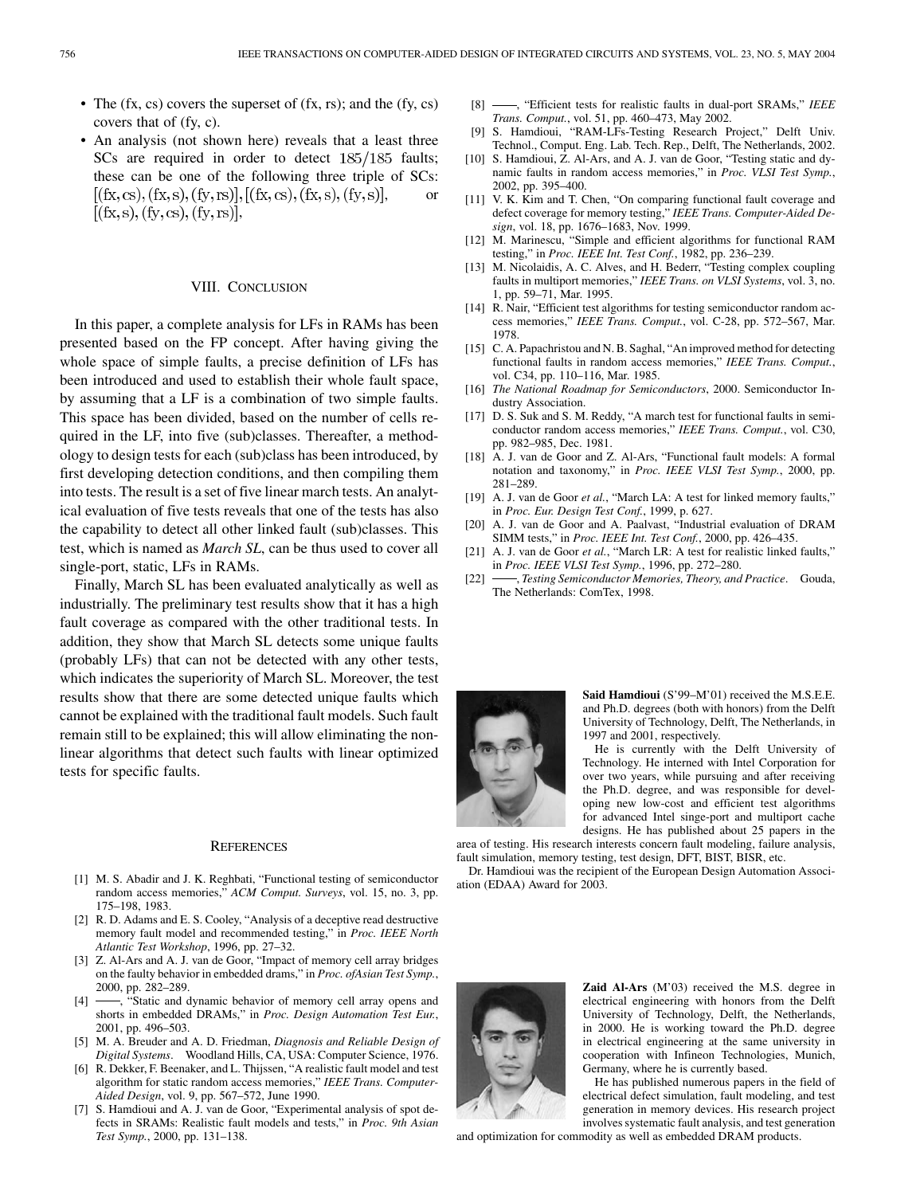- The (fx, cs) covers the superset of (fx, rs); and the (fy, cs) covers that of (fy, c).
- An analysis (not shown here) reveals that a least three SCs are required in order to detect $185/185$ faults; these can be one of the following three triple of SCs: $[(\text{fx}, \text{cs}), (\text{fx}, \text{s}), (\text{fy}, \text{rs})], [(\text{fx}, \text{cs}), (\text{fx}, \text{s}), (\text{fy}, \text{s})]$, or $[(\text{fx}, \text{s}), (\text{fy}, \text{cs}), (\text{fy}, \text{rs})]$,

## VIII. Conclusion

In this paper, a complete analysis for LFs in RAMs has been presented based on the FP concept. After having giving the whole space of simple faults, a precise definition of LFs has been introduced and used to establish their whole fault space, by assuming that a LF is a combination of two simple faults. This space has been divided, based on the number of cells required in the LF, into five (sub)classes. Thereafter, a methodology to design tests for each (sub)class has been introduced, by first developing detection conditions, and then compiling them into tests. The result is a set of five linear march tests. An analytical evaluation of five tests reveals that one of the tests has also the capability to detect all other linked fault (sub)classes. This test, which is named as *March SL*, can be thus used to cover all single-port, static, LFs in RAMs.

Finally, March SL has been evaluated analytically as well as industrially. The preliminary test results show that it has a high fault coverage as compared with the other traditional tests. In addition, they show that March SL detects some unique faults (probably LFs) that can not be detected with any other tests, which indicates the superiority of March SL. Moreover, the test results show that there are some detected unique faults which cannot be explained with the traditional fault models. Such fault remain still to be explained; this will allow eliminating the non-linear algorithms that detect such faults with linear optimized tests for specific faults.

## References

[1] M. S. Abadir and J. K. Reghbati, "Functional testing of semiconductor random access memories," *ACM Comput. Surveys*, vol. 15, no. 3, pp. 175–198, 1983.

[2] R. D. Adams and E. S. Cooley, "Analysis of a deceptive read destructive memory fault model and recommended testing," in *Proc. IEEE North Atlantic Test Workshop*, 1996, pp. 27–32.

[3] Z. Al-Ars and A. J. van de Goor, "Impact of memory cell array bridges on the faulty behavior in embedded drams," in *Proc. ofAsian Test Symp.*, 2000, pp. 282–289.

[4] ——, "Static and dynamic behavior of memory cell array opens and shorts in embedded DRAMs," in *Proc. Design Automation Test Eur.*, 2001, pp. 496–503.

[5] M. A. Breuder and A. D. Friedman, *Diagnosis and Reliable Design of Digital Systems*. Woodland Hills, CA, USA: Computer Science, 1976.

[6] R. Dekker, F. Beenaker, and L. Thijssen, "A realistic fault model and test algorithm for static random access memories," *IEEE Trans. Computer-Aided Design*, vol. 9, pp. 567–572, June 1990.

[7] S. Hamdioui and A. J. van de Goor, "Experimental analysis of spot defects in SRAMs: Realistic fault models and tests," in *Proc. 9th Asian Test Symp.*, 2000, pp. 131–138.

[8] ——, "Efficient tests for realistic faults in dual-port SRAMs," *IEEE Trans. Comput.*, vol. 51, pp. 460–473, May 2002.

[9] S. Hamdioui, "RAM-LFs-Testing Research Project," Delft Univ. Technol., Comput. Eng. Lab. Tech. Rep., Delft, The Netherlands, 2002.

[10] S. Hamdioui, Z. Al-Ars, and A. J. van de Goor, "Testing static and dynamic faults in random access memories," in *Proc. VLSI Test Symp.*, 2002, pp. 395–400.

[11] V. K. Kim and T. Chen, "On comparing functional fault coverage and defect coverage for memory testing," *IEEE Trans. Computer-Aided Design*, vol. 18, pp. 1676–1683, Nov. 1999.

[12] M. Marinescu, "Simple and efficient algorithms for functional RAM testing," in *Proc. IEEE Int. Test Conf.*, 1982, pp. 236–239.

[13] M. Nicolaidis, A. C. Alves, and H. Bederr, "Testing complex coupling faults in multiport memories," *IEEE Trans. on VLSI Systems*, vol. 3, no. 1, pp. 59–71, Mar. 1995.

[14] R. Nair, "Efficient test algorithms for testing semiconductor random access memories," *IEEE Trans. Comput.*, vol. C-28, pp. 572–567, Mar. 1978.

[15] C. A. Papachristou and N. B. Saghal, "An improved method for detecting functional faults in random access memories," *IEEE Trans. Comput.*, vol. C34, pp. 110–116, Mar. 1985.

[16] *The National Roadmap for Semiconductors*, 2000. Semiconductor Industry Association.

[17] D. S. Suk and S. M. Reddy, "A march test for functional faults in semiconductor random access memories," *IEEE Trans. Comput.*, vol. C30, pp. 982–985, Dec. 1981.

[18] A. J. van de Goor and Z. Al-Ars, "Functional fault models: A formal notation and taxonomy," in *Proc. IEEE VLSI Test Symp.*, 2000, pp. 281–289.

[19] A. J. van de Goor *et al.*, "March LA: A test for linked memory faults," in *Proc. Eur. Design Test Conf.*, 1999, p. 627.

[20] A. J. van de Goor and A. Paalvast, "Industrial evaluation of DRAM SIMM tests," in *Proc. IEEE Int. Test Conf.*, 2000, pp. 426–435.

[21] A. J. van de Goor *et al.*, "March LR: A test for realistic linked faults," in *Proc. IEEE VLSI Test Symp.*, 1996, pp. 272–280.

[22] ——, *Testing Semiconductor Memories, Theory, and Practice*. Gouda, The Netherlands: ComTex, 1998.

**Said Hamdioui** (S'99–M'01) received the M.S.E.E. and Ph.D. degrees (both with honors) from the Delft University of Technology, Delft, The Netherlands, in 1997 and 2001, respectively.

He is currently with the Delft University of Technology. He interned with Intel Corporation for over two years, while pursuing and after receiving the Ph.D. degree, and was responsible for developing new low-cost and efficient test algorithms for advanced Intel singe-port and multiport cache designs. He has published about 25 papers in the area of testing. His research interests concern fault modeling, failure analysis, fault simulation, memory testing, test design, DFT, BIST, BISR, etc.

Dr. Hamdioui was the recipient of the European Design Automation Association (EDAA) Award for 2003.

**Zaid Al-Ars** (M'03) received the M.S. degree in electrical engineering with honors from the Delft University of Technology, Delft, the Netherlands, in 2000. He is working toward the Ph.D. degree in electrical engineering at the same university in cooperation with Infineon Technologies, Munich, Germany, where he is currently based.

He has published numerous papers in the field of electrical defect simulation, fault modeling, and test generation in memory devices. His research project involves systematic fault analysis, and test generation and optimization for commodity as well as embedded DRAM products.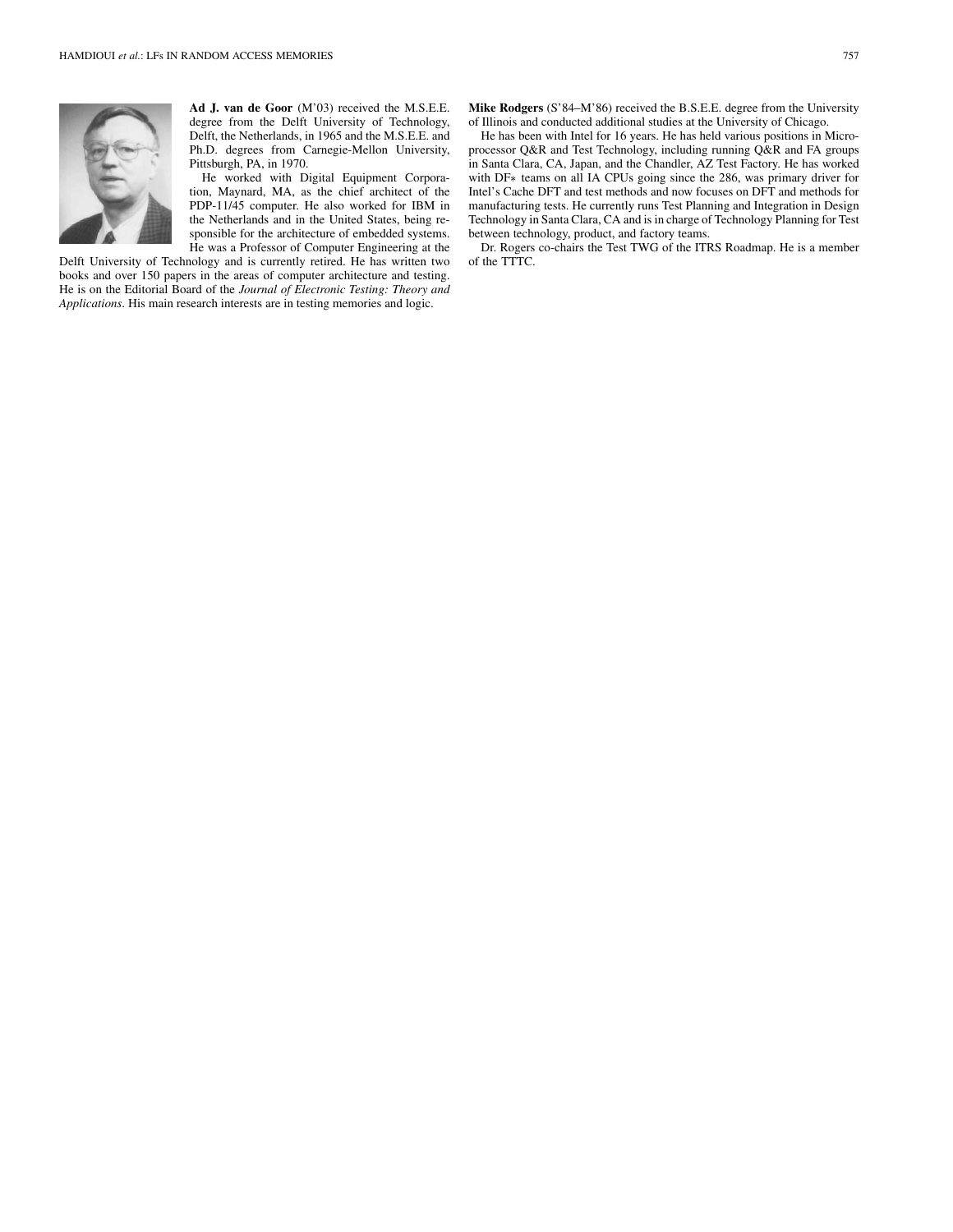**Ad J. van de Goor** (M'03) received the M.S.E.E. degree from the Delft University of Technology, Delft, the Netherlands, in 1965 and the M.S.E.E. and Ph.D. degrees from Carnegie-Mellon University, Pittsburgh, PA, in 1970.

He worked with Digital Equipment Corporation, Maynard, MA, as the chief architect of the PDP-11/45 computer. He also worked for IBM in the Netherlands and in the United States, being responsible for the architecture of embedded systems. He was a Professor of Computer Engineering at the Delft University of Technology and is currently retired. He has written two books and over 150 papers in the areas of computer architecture and testing. He is on the Editorial Board of the *Journal of Electronic Testing: Theory and Applications*. His main research interests are in testing memories and logic.

**Mike Rodgers** (S'84–M'86) received the B.S.E.E. degree from the University of Illinois and conducted additional studies at the University of Chicago.

He has been with Intel for 16 years. He has held various positions in Microprocessor Q&R and Test Technology, including running Q&R and FA groups in Santa Clara, CA, Japan, and the Chandler, AZ Test Factory. He has worked with DF* teams on all IA CPUs going since the 286, was primary driver for Intel's Cache DFT and test methods and now focuses on DFT and methods for manufacturing tests. He currently runs Test Planning and Integration in Design Technology in Santa Clara, CA and is in charge of Technology Planning for Test between technology, product, and factory teams.

Dr. Rogers co-chairs the Test TWG of the ITRS Roadmap. He is a member of the TTTC.